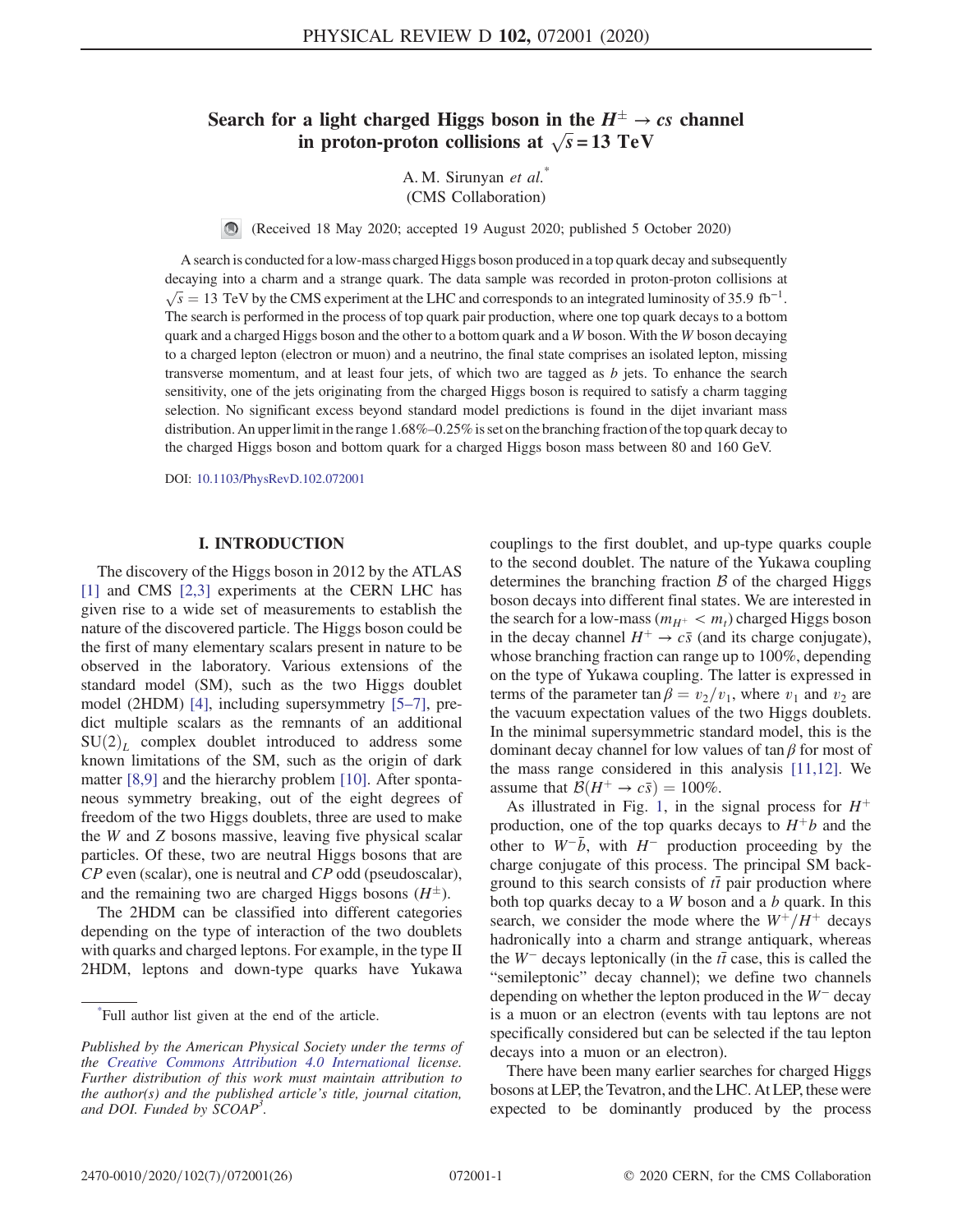# Search for a light charged Higgs boson in the $H^{\pm} \to cs$ channel in proton-proton collisions at $\sqrt{s} = 13$ TeV

A. M. Sirunyan *et al.*[*]
(CMS Collaboration)

(Received 18 May 2020; accepted 19 August 2020; published 5 October 2020)

A search is conducted for a low-mass charged Higgs boson produced in a top quark decay and subsequently decaying into a charm and a strange quark. The data sample was recorded in proton-proton collisions at $\sqrt{s} = 13$ TeV by the CMS experiment at the LHC and corresponds to an integrated luminosity of 35.9 $\mathrm{fb}^{-1}$. The search is performed in the process of top quark pair production, where one top quark decays to a bottom quark and a charged Higgs boson and the other to a bottom quark and a $W$ boson. With the $W$ boson decaying to a charged lepton (electron or muon) and a neutrino, the final state comprises an isolated lepton, missing transverse momentum, and at least four jets, of which two are tagged as $b$ jets. To enhance the search sensitivity, one of the jets originating from the charged Higgs boson is required to satisfy a charm tagging selection. No significant excess beyond standard model predictions is found in the dijet invariant mass distribution. An upper limit in the range 1.68%–0.25% is set on the branching fraction of the top quark decay to the charged Higgs boson and bottom quark for a charged Higgs boson mass between 80 and 160 GeV.

DOI: 10.1103/PhysRevD.102.072001

## I. INTRODUCTION

The discovery of the Higgs boson in 2012 by the ATLAS [1] and CMS [2,3] experiments at the CERN LHC has given rise to a wide set of measurements to establish the nature of the discovered particle. The Higgs boson could be the first of many elementary scalars present in nature to be observed in the laboratory. Various extensions of the standard model (SM), such as the two Higgs doublet model (2HDM) [4], including supersymmetry [5–7], predict multiple scalars as the remnants of an additional $\mathrm{SU}(2)_L$ complex doublet introduced to address some known limitations of the SM, such as the origin of dark matter [8,9] and the hierarchy problem [10]. After spontaneous symmetry breaking, out of the eight degrees of freedom of the two Higgs doublets, three are used to make the $W$ and $Z$ bosons massive, leaving five physical scalar particles. Of these, two are neutral Higgs bosons that are $CP$ even (scalar), one is neutral and $CP$ odd (pseudoscalar), and the remaining two are charged Higgs bosons ($H^{\pm}$).

The 2HDM can be classified into different categories depending on the type of interaction of the two doublets with quarks and charged leptons. For example, in the type II 2HDM, leptons and down-type quarks have Yukawa couplings to the first doublet, and up-type quarks couple to the second doublet. The nature of the Yukawa coupling determines the branching fraction $\mathcal{B}$ of the charged Higgs boson decays into different final states. We are interested in the search for a low-mass ($m_{H^+} < m_t$) charged Higgs boson in the decay channel $H^+ \to c\bar{s}$ (and its charge conjugate), whose branching fraction can range up to 100%, depending on the type of Yukawa coupling. The latter is expressed in terms of the parameter $\tan\beta = v_2/v_1$, where $v_1$ and $v_2$ are the vacuum expectation values of the two Higgs doublets. In the minimal supersymmetric standard model, this is the dominant decay channel for low values of $\tan\beta$ for most of the mass range considered in this analysis [11,12]. We assume that $\mathcal{B}(H^+ \to c\bar{s}) = 100\%$.

As illustrated in Fig. 1, in the signal process for $H^+$ production, one of the top quarks decays to $H^+ b$ and the other to $W^- \bar{b}$, with $H^-$ production proceeding by the charge conjugate of this process. The principal SM background to this search consists of $t\bar{t}$ pair production where both top quarks decay to a $W$ boson and a $b$ quark. In this search, we consider the mode where the $W^+/H^+$ decays hadronically into a charm and strange antiquark, whereas the $W^-$ decays leptonically (in the $t\bar{t}$ case, this is called the "semileptonic" decay channel); we define two channels depending on whether the lepton produced in the $W^-$ decay is a muon or an electron (events with tau leptons are not specifically considered but can be selected if the tau lepton decays into a muon or an electron).

There have been many earlier searches for charged Higgs bosons at LEP, the Tevatron, and the LHC. At LEP, these were expected to be dominantly produced by the process

[*]Full author list given at the end of the article.

*Published by the American Physical Society under the terms of the Creative Commons Attribution 4.0 International license. Further distribution of this work must maintain attribution to the author(s) and the published article's title, journal citation, and DOI. Funded by SCOAP*[3].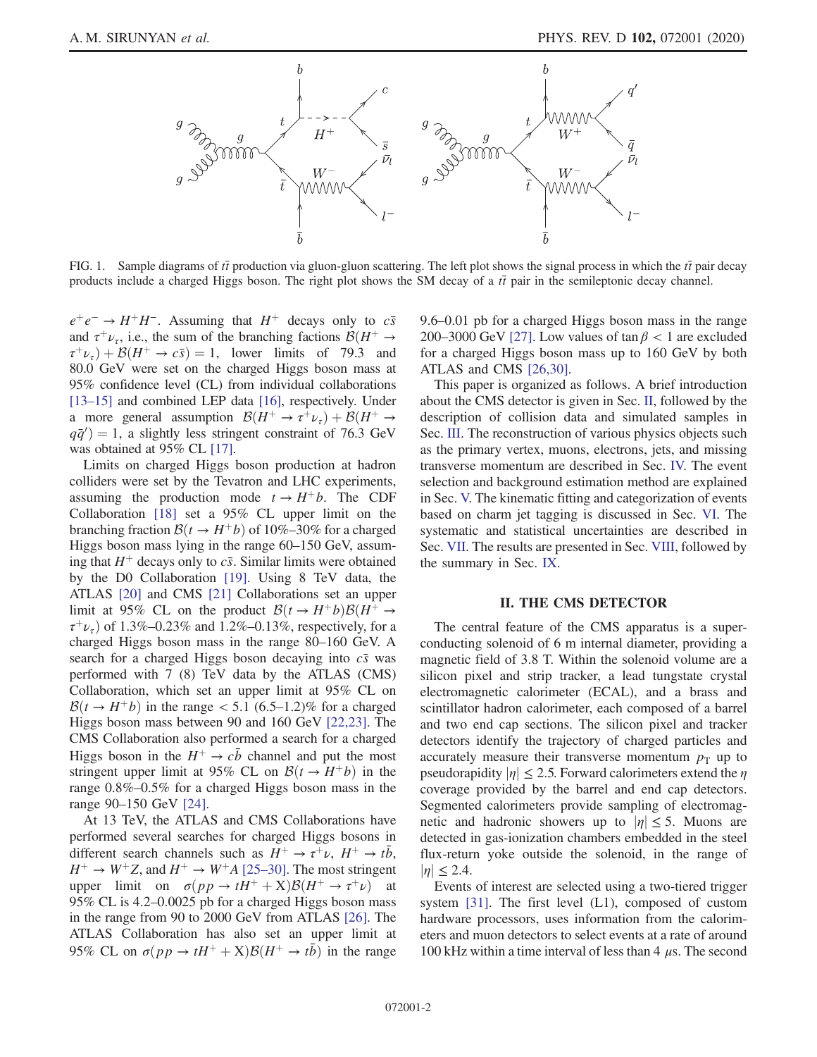FIG. 1. Sample diagrams of $t\bar{t}$ production via gluon-gluon scattering. The left plot shows the signal process in which the $t\bar{t}$ pair decay products include a charged Higgs boson. The right plot shows the SM decay of a $t\bar{t}$ pair in the semileptonic decay channel.

$e^+e^- \to H^+H^-$. Assuming that $H^+$ decays only to $c\bar{s}$ and $\tau^+\nu_\tau$, i.e., the sum of the branching factions $\mathcal{B}(H^+ \to \tau^+\nu_\tau) + \mathcal{B}(H^+ \to c\bar{s}) = 1$, lower limits of 79.3 and 80.0 GeV were set on the charged Higgs boson mass at 95% confidence level (CL) from individual collaborations [13–15] and combined LEP data [16], respectively. Under a more general assumption $\mathcal{B}(H^+ \to \tau^+\nu_\tau) + \mathcal{B}(H^+ \to q\bar{q}') = 1$, a slightly less stringent constraint of 76.3 GeV was obtained at 95% CL [17].

Limits on charged Higgs boson production at hadron colliders were set by the Tevatron and LHC experiments, assuming the production mode $t \to H^+b$. The CDF Collaboration [18] set a 95% CL upper limit on the branching fraction $\mathcal{B}(t \to H^+b)$ of 10%–30% for a charged Higgs boson mass lying in the range 60–150 GeV, assuming that $H^+$ decays only to $c\bar{s}$. Similar limits were obtained by the D0 Collaboration [19]. Using 8 TeV data, the ATLAS [20] and CMS [21] Collaborations set an upper limit at 95% CL on the product $\mathcal{B}(t \to H^+b)\mathcal{B}(H^+ \to \tau^+\nu_\tau)$ of 1.3%–0.23% and 1.2%–0.13%, respectively, for a charged Higgs boson mass in the range 80–160 GeV. A search for a charged Higgs boson decaying into $c\bar{s}$ was performed with 7 (8) TeV data by the ATLAS (CMS) Collaboration, which set an upper limit at 95% CL on $\mathcal{B}(t \to H^+b)$ in the range $< 5.1$ (6.5–1.2)% for a charged Higgs boson mass between 90 and 160 GeV [22,23]. The CMS Collaboration also performed a search for a charged Higgs boson in the $H^+ \to c\bar{b}$ channel and put the most stringent upper limit at 95% CL on $\mathcal{B}(t \to H^+b)$ in the range 0.8%–0.5% for a charged Higgs boson mass in the range 90–150 GeV [24].

At 13 TeV, the ATLAS and CMS Collaborations have performed several searches for charged Higgs bosons in different search channels such as $H^+ \to \tau^+\nu$, $H^+ \to t\bar{b}$, $H^+ \to W^+Z$, and $H^+ \to W^+A$ [25–30]. The most stringent upper limit on $\sigma(pp \to tH^+ + \mathrm{X})\mathcal{B}(H^+ \to \tau^+\nu)$ at 95% CL is 4.2–0.0025 pb for a charged Higgs boson mass in the range from 90 to 2000 GeV from ATLAS [26]. The ATLAS Collaboration has also set an upper limit at 95% CL on $\sigma(pp \to tH^+ + \mathrm{X})\mathcal{B}(H^+ \to t\bar{b})$ in the range 9.6–0.01 pb for a charged Higgs boson mass in the range 200–3000 GeV [27]. Low values of $\tan\beta < 1$ are excluded for a charged Higgs boson mass up to 160 GeV by both ATLAS and CMS [26,30].

This paper is organized as follows. A brief introduction about the CMS detector is given in Sec. II, followed by the description of collision data and simulated samples in Sec. III. The reconstruction of various physics objects such as the primary vertex, muons, electrons, jets, and missing transverse momentum are described in Sec. IV. The event selection and background estimation method are explained in Sec. V. The kinematic fitting and categorization of events based on charm jet tagging is discussed in Sec. VI. The systematic and statistical uncertainties are described in Sec. VII. The results are presented in Sec. VIII, followed by the summary in Sec. IX.

## II. THE CMS DETECTOR

The central feature of the CMS apparatus is a superconducting solenoid of 6 m internal diameter, providing a magnetic field of 3.8 T. Within the solenoid volume are a silicon pixel and strip tracker, a lead tungstate crystal electromagnetic calorimeter (ECAL), and a brass and scintillator hadron calorimeter, each composed of a barrel and two end cap sections. The silicon pixel and tracker detectors identify the trajectory of charged particles and accurately measure their transverse momentum $p_{\mathrm{T}}$ up to pseudorapidity $|\eta| \leq 2.5$. Forward calorimeters extend the $\eta$ coverage provided by the barrel and end cap detectors. Segmented calorimeters provide sampling of electromagnetic and hadronic showers up to $|\eta| \leq 5$. Muons are detected in gas-ionization chambers embedded in the steel flux-return yoke outside the solenoid, in the range of $|\eta| \leq 2.4$.

Events of interest are selected using a two-tiered trigger system [31]. The first level (L1), composed of custom hardware processors, uses information from the calorimeters and muon detectors to select events at a rate of around 100 kHz within a time interval of less than 4 $\mu$s. The second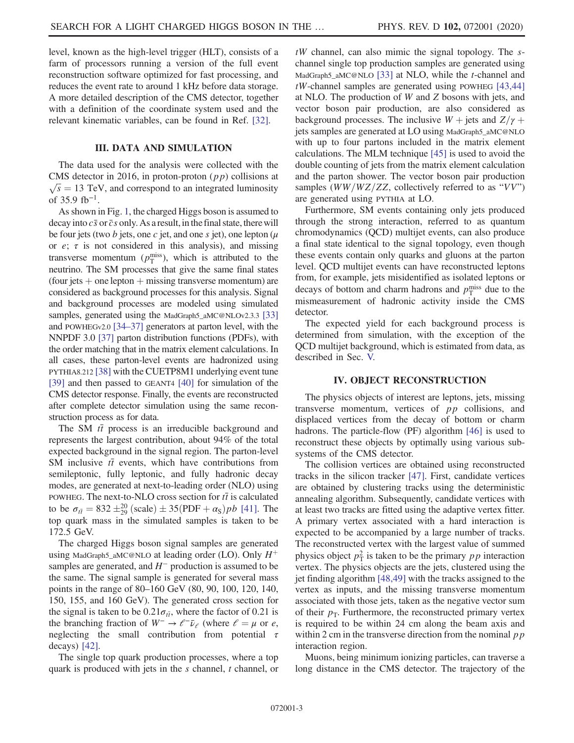level, known as the high-level trigger (HLT), consists of a farm of processors running a version of the full event reconstruction software optimized for fast processing, and reduces the event rate to around 1 kHz before data storage. A more detailed description of the CMS detector, together with a definition of the coordinate system used and the relevant kinematic variables, can be found in Ref. [32].

## III. DATA AND SIMULATION

The data used for the analysis were collected with the CMS detector in 2016, in proton-proton ($pp$) collisions at $\sqrt{s} = 13$ TeV, and correspond to an integrated luminosity of 35.9 $\mathrm{fb}^{-1}$.

As shown in Fig. 1, the charged Higgs boson is assumed to decay into $c\bar{s}$ or $\bar{c}s$ only. As a result, in the final state, there will be four jets (two $b$ jets, one $c$ jet, and one $s$ jet), one lepton ($\mu$ or $e$; $\tau$ is not considered in this analysis), and missing transverse momentum ($p_{\mathrm{T}}^{\mathrm{miss}}$), which is attributed to the neutrino. The SM processes that give the same final states (four jets + one lepton + missing transverse momentum) are considered as background processes for this analysis. Signal and background processes are modeled using simulated samples, generated using the MadGraph5_aMC@NLOv2.3.3 [33] and POWHEGv2.0 [34–37] generators at parton level, with the NNPDF 3.0 [37] parton distribution functions (PDFs), with the order matching that in the matrix element calculations. In all cases, these parton-level events are hadronized using PYTHIA8.212 [38] with the CUETP8M1 underlying event tune [39] and then passed to GEANT4 [40] for simulation of the CMS detector response. Finally, the events are reconstructed after complete detector simulation using the same reconstruction process as for data.

The SM $t\bar{t}$ process is an irreducible background and represents the largest contribution, about 94% of the total expected background in the signal region. The parton-level SM inclusive $t\bar{t}$ events, which have contributions from semileptonic, fully leptonic, and fully hadronic decay modes, are generated at next-to-leading order (NLO) using POWHEG. The next-to-NLO cross section for $t\bar{t}$ is calculated to be $\sigma_{t\bar{t}} = 832 \pm^{20}_{29}\,(\mathrm{scale}) \pm 35(\mathrm{PDF} + \alpha_{\mathrm{S}})\,pb$ [41]. The top quark mass in the simulated samples is taken to be 172.5 GeV.

The charged Higgs boson signal samples are generated using MadGraph5_aMC@NLO at leading order (LO). Only $H^{+}$ samples are generated, and $H^{-}$ production is assumed to be the same. The signal sample is generated for several mass points in the range of 80–160 GeV (80, 90, 100, 120, 140, 150, 155, and 160 GeV). The generated cross section for the signal is taken to be $0.21\sigma_{t\bar{t}}$, where the factor of 0.21 is the branching fraction of $W^{-} \to \ell^{-}\bar{\nu}_{\ell}$ (where $\ell = \mu$ or $e$, neglecting the small contribution from potential $\tau$ decays) [42].

The single top quark production processes, where a top quark is produced with jets in the $s$ channel, $t$ channel, or $tW$ channel, can also mimic the signal topology. The $s$-channel single top production samples are generated using MadGraph5_aMC@NLO [33] at NLO, while the $t$-channel and $tW$-channel samples are generated using POWHEG [43,44] at NLO. The production of $W$ and $Z$ bosons with jets, and vector boson pair production, are also considered as background processes. The inclusive $W$ + jets and $Z/\gamma$ + jets samples are generated at LO using MadGraph5_aMC@NLO with up to four partons included in the matrix element calculations. The MLM technique [45] is used to avoid the double counting of jets from the matrix element calculation and the parton shower. The vector boson pair production samples ($WW/WZ/ZZ$, collectively referred to as "$VV$") are generated using PYTHIA at LO.

Furthermore, SM events containing only jets produced through the strong interaction, referred to as quantum chromodynamics (QCD) multijet events, can also produce a final state identical to the signal topology, even though these events contain only quarks and gluons at the parton level. QCD multijet events can have reconstructed leptons from, for example, jets misidentified as isolated leptons or decays of bottom and charm hadrons and $p_{\mathrm{T}}^{\mathrm{miss}}$ due to the mismeasurement of hadronic activity inside the CMS detector.

The expected yield for each background process is determined from simulation, with the exception of the QCD multijet background, which is estimated from data, as described in Sec. V.

## IV. OBJECT RECONSTRUCTION

The physics objects of interest are leptons, jets, missing transverse momentum, vertices of $pp$ collisions, and displaced vertices from the decay of bottom or charm hadrons. The particle-flow (PF) algorithm [46] is used to reconstruct these objects by optimally using various subsystems of the CMS detector.

The collision vertices are obtained using reconstructed tracks in the silicon tracker [47]. First, candidate vertices are obtained by clustering tracks using the deterministic annealing algorithm. Subsequently, candidate vertices with at least two tracks are fitted using the adaptive vertex fitter. A primary vertex associated with a hard interaction is expected to be accompanied by a large number of tracks. The reconstructed vertex with the largest value of summed physics object $p_{\mathrm{T}}^{2}$ is taken to be the primary $pp$ interaction vertex. The physics objects are the jets, clustered using the jet finding algorithm [48,49] with the tracks assigned to the vertex as inputs, and the missing transverse momentum associated with those jets, taken as the negative vector sum of their $p_{\mathrm{T}}$. Furthermore, the reconstructed primary vertex is required to be within 24 cm along the beam axis and within 2 cm in the transverse direction from the nominal $pp$ interaction region.

Muons, being minimum ionizing particles, can traverse a long distance in the CMS detector. The trajectory of the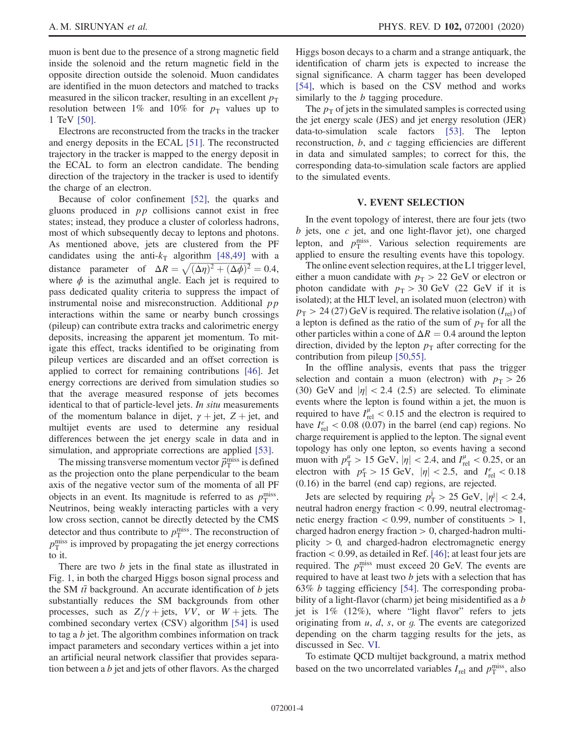muon is bent due to the presence of a strong magnetic field inside the solenoid and the return magnetic field in the opposite direction outside the solenoid. Muon candidates are identified in the muon detectors and matched to tracks measured in the silicon tracker, resulting in an excellent $p_T$ resolution between 1% and 10% for $p_T$ values up to 1 TeV [50].

Electrons are reconstructed from the tracks in the tracker and energy deposits in the ECAL [51]. The reconstructed trajectory in the tracker is mapped to the energy deposit in the ECAL to form an electron candidate. The bending direction of the trajectory in the tracker is used to identify the charge of an electron.

Because of color confinement [52], the quarks and gluons produced in $pp$ collisions cannot exist in free states; instead, they produce a cluster of colorless hadrons, most of which subsequently decay to leptons and photons. As mentioned above, jets are clustered from the PF candidates using the anti-$k_T$ algorithm [48,49] with a distance parameter of $\Delta R = \sqrt{(\Delta\eta)^2 + (\Delta\phi)^2} = 0.4$, where $\phi$ is the azimuthal angle. Each jet is required to pass dedicated quality criteria to suppress the impact of instrumental noise and misreconstruction. Additional $pp$ interactions within the same or nearby bunch crossings (pileup) can contribute extra tracks and calorimetric energy deposits, increasing the apparent jet momentum. To mitigate this effect, tracks identified to be originating from pileup vertices are discarded and an offset correction is applied to correct for remaining contributions [46]. Jet energy corrections are derived from simulation studies so that the average measured response of jets becomes identical to that of particle-level jets. *In situ* measurements of the momentum balance in dijet, $\gamma$ + jet, $Z$ + jet, and multijet events are used to determine any residual differences between the jet energy scale in data and in simulation, and appropriate corrections are applied [53].

The missing transverse momentum vector $\vec{p}_T^{\text{miss}}$ is defined as the projection onto the plane perpendicular to the beam axis of the negative vector sum of the momenta of all PF objects in an event. Its magnitude is referred to as $p_T^{\text{miss}}$. Neutrinos, being weakly interacting particles with a very low cross section, cannot be directly detected by the CMS detector and thus contribute to $p_T^{\text{miss}}$. The reconstruction of $p_T^{\text{miss}}$ is improved by propagating the jet energy corrections to it.

There are two $b$ jets in the final state as illustrated in Fig. 1, in both the charged Higgs boson signal process and the SM $t\bar{t}$ background. An accurate identification of $b$ jets substantially reduces the SM backgrounds from other processes, such as $Z/\gamma$ + jets, $VV$, or $W$ + jets. The combined secondary vertex (CSV) algorithm [54] is used to tag a $b$ jet. The algorithm combines information on track impact parameters and secondary vertices within a jet into an artificial neural network classifier that provides separation between a $b$ jet and jets of other flavors. As the charged Higgs boson decays to a charm and a strange antiquark, the identification of charm jets is expected to increase the signal significance. A charm tagger has been developed [54], which is based on the CSV method and works similarly to the $b$ tagging procedure.

The $p_T$ of jets in the simulated samples is corrected using the jet energy scale (JES) and jet energy resolution (JER) data-to-simulation scale factors [53]. The lepton reconstruction, $b$, and $c$ tagging efficiencies are different in data and simulated samples; to correct for this, the corresponding data-to-simulation scale factors are applied to the simulated events.

## V. EVENT SELECTION

In the event topology of interest, there are four jets (two $b$ jets, one $c$ jet, and one light-flavor jet), one charged lepton, and $p_T^{\text{miss}}$. Various selection requirements are applied to ensure the resulting events have this topology.

The online event selection requires, at the L1 trigger level, either a muon candidate with $p_T > 22$ GeV or electron or photon candidate with $p_T > 30$ GeV (22 GeV if it is isolated); at the HLT level, an isolated muon (electron) with $p_T > 24$ (27) GeV is required. The relative isolation ($I_{\text{rel}}$) of a lepton is defined as the ratio of the sum of $p_T$ for all the other particles within a cone of $\Delta R = 0.4$ around the lepton direction, divided by the lepton $p_T$ after correcting for the contribution from pileup [50,55].

In the offline analysis, events that pass the trigger selection and contain a muon (electron) with $p_T > 26$ (30) GeV and $|\eta| < 2.4$ (2.5) are selected. To eliminate events where the lepton is found within a jet, the muon is required to have $I_{\text{rel}}^{\mu} < 0.15$ and the electron is required to have $I_{\text{rel}}^{e} < 0.08$ (0.07) in the barrel (end cap) regions. No charge requirement is applied to the lepton. The signal event topology has only one lepton, so events having a second muon with $p_T^{\mu} > 15$ GeV, $|\eta| < 2.4$, and $I_{\text{rel}}^{\mu} < 0.25$, or an electron with $p_T^{e} > 15$ GeV, $|\eta| < 2.5$, and $I_{\text{rel}}^{e} < 0.18$ (0.16) in the barrel (end cap) regions, are rejected.

Jets are selected by requiring $p_T^{j} > 25$ GeV, $|\eta^{j}| < 2.4$, neutral hadron energy fraction $< 0.99$, neutral electromagnetic energy fraction $< 0.99$, number of constituents $> 1$, charged hadron energy fraction $> 0$, charged-hadron multiplicity $> 0$, and charged-hadron electromagnetic energy fraction $< 0.99$, as detailed in Ref. [46]; at least four jets are required. The $p_T^{\text{miss}}$ must exceed 20 GeV. The events are required to have at least two $b$ jets with a selection that has 63% $b$ tagging efficiency [54]. The corresponding probability of a light-flavor (charm) jet being misidentified as a $b$ jet is 1% (12%), where "light flavor" refers to jets originating from $u$, $d$, $s$, or $g$. The events are categorized depending on the charm tagging results for the jets, as discussed in Sec. VI.

To estimate QCD multijet background, a matrix method based on the two uncorrelated variables $I_{\text{rel}}$ and $p_T^{\text{miss}}$, also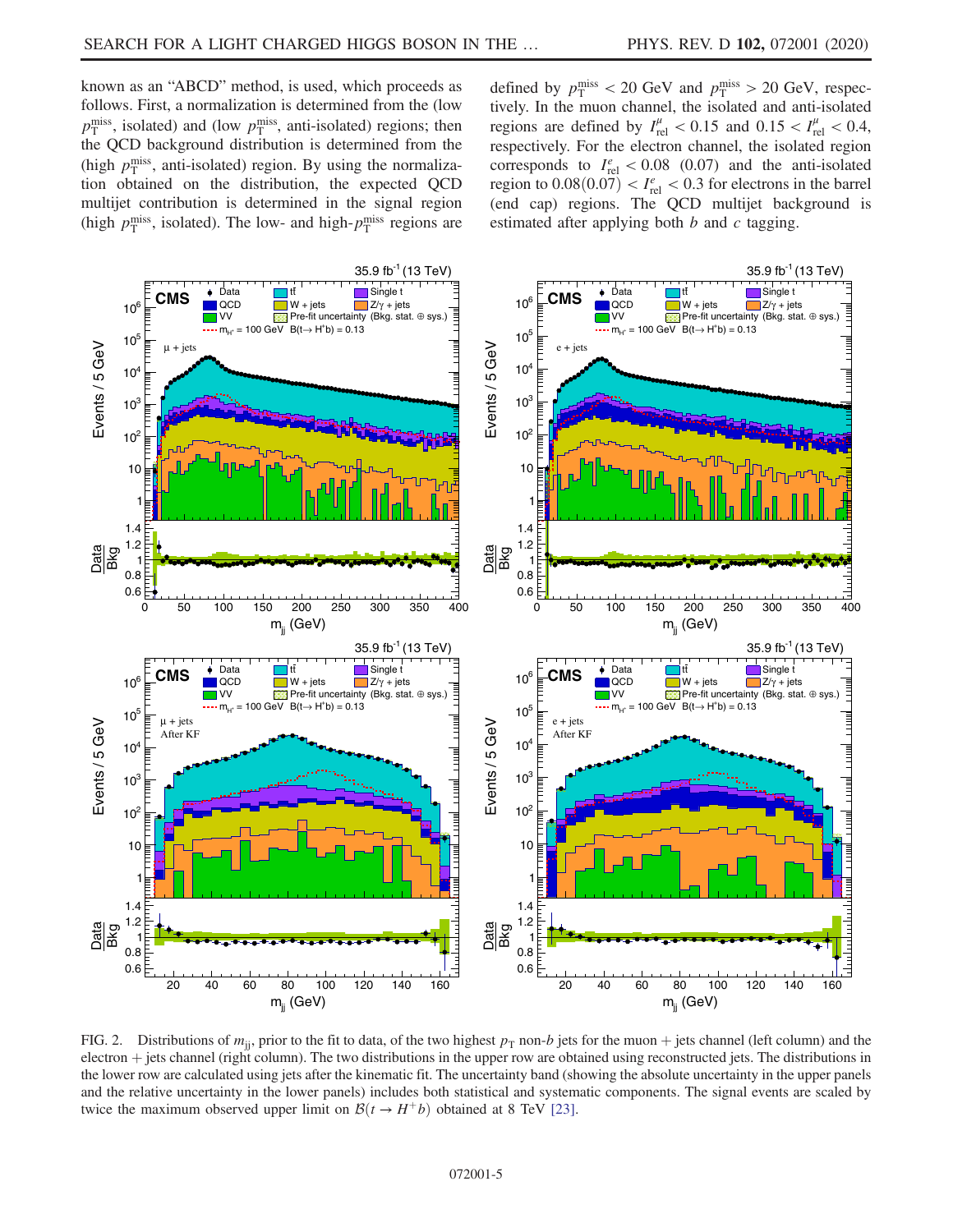known as an "ABCD" method, is used, which proceeds as follows. First, a normalization is determined from the (low $p_T^{miss}$, isolated) and (low $p_T^{miss}$, anti-isolated) regions; then the QCD background distribution is determined from the (high $p_T^{miss}$, anti-isolated) region. By using the normalization obtained on the distribution, the expected QCD multijet contribution is determined in the signal region (high $p_T^{miss}$, isolated). The low- and high-$p_T^{miss}$ regions are defined by $p_T^{miss} < 20$ GeV and $p_T^{miss} > 20$ GeV, respectively. In the muon channel, the isolated and anti-isolated regions are defined by $I_{rel}^{\mu} < 0.15$ and $0.15 < I_{rel}^{\mu} < 0.4$, respectively. For the electron channel, the isolated region corresponds to $I_{rel}^{e} < 0.08$ (0.07) and the anti-isolated region to $0.08(0.07) < I_{rel}^{e} < 0.3$ for electrons in the barrel (end cap) regions. The QCD multijet background is estimated after applying both $b$ and $c$ tagging.

FIG. 2. Distributions of $m_{jj}$, prior to the fit to data, of the two highest $p_T$ non-$b$ jets for the muon + jets channel (left column) and the electron + jets channel (right column). The two distributions in the upper row are obtained using reconstructed jets. The distributions in the lower row are calculated using jets after the kinematic fit. The uncertainty band (showing the absolute uncertainty in the upper panels and the relative uncertainty in the lower panels) includes both statistical and systematic components. The signal events are scaled by twice the maximum observed upper limit on $\mathcal{B}(t \to H^+ b)$ obtained at 8 TeV [23].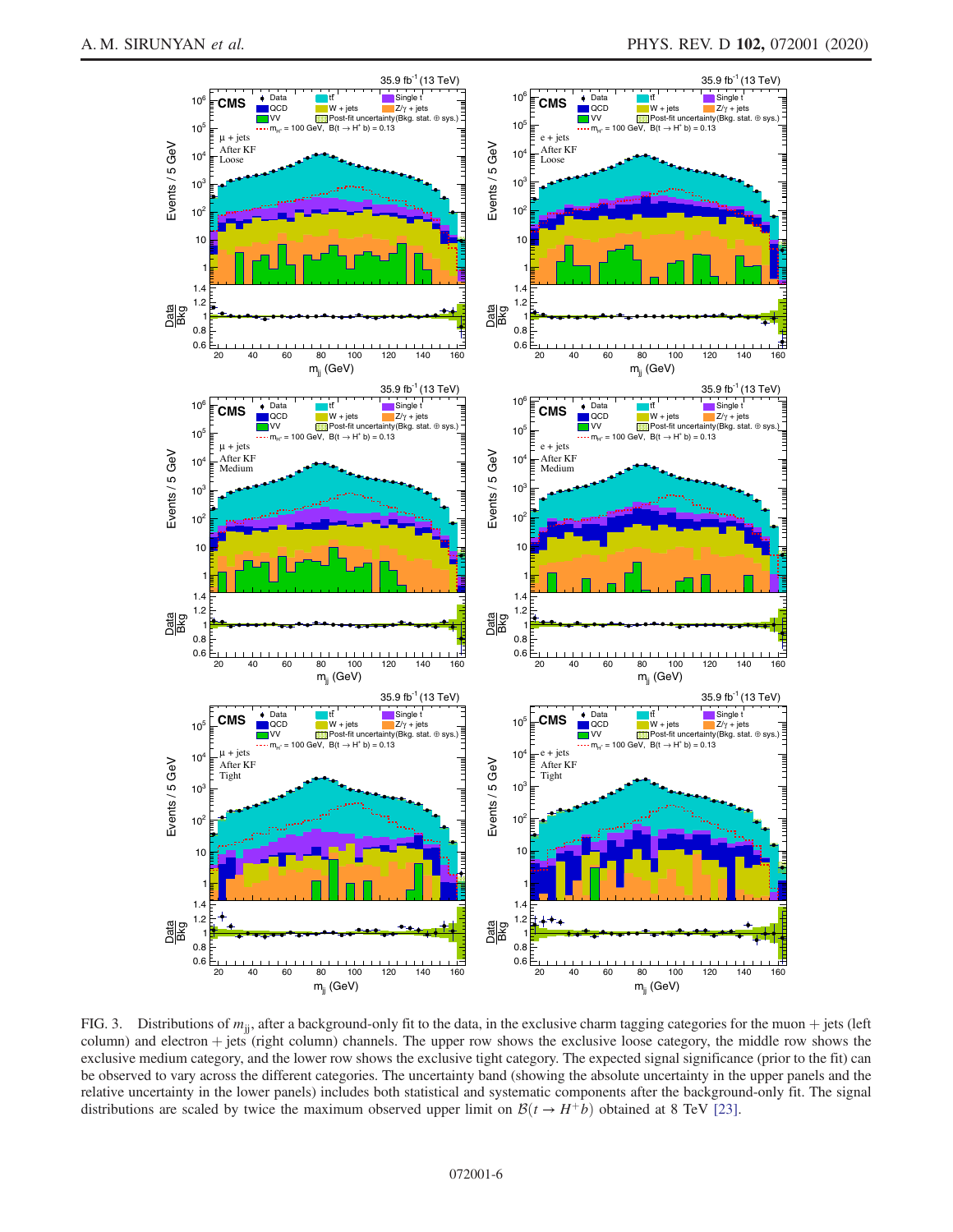FIG. 3. Distributions of $m_{jj}$, after a background-only fit to the data, in the exclusive charm tagging categories for the muon + jets (left column) and electron + jets (right column) channels. The upper row shows the exclusive loose category, the middle row shows the exclusive medium category, and the lower row shows the exclusive tight category. The expected signal significance (prior to the fit) can be observed to vary across the different categories. The uncertainty band (showing the absolute uncertainty in the upper panels and the relative uncertainty in the lower panels) includes both statistical and systematic components after the background-only fit. The signal distributions are scaled by twice the maximum observed upper limit on $\mathcal{B}(t \to H^+ b)$ obtained at 8 TeV [23].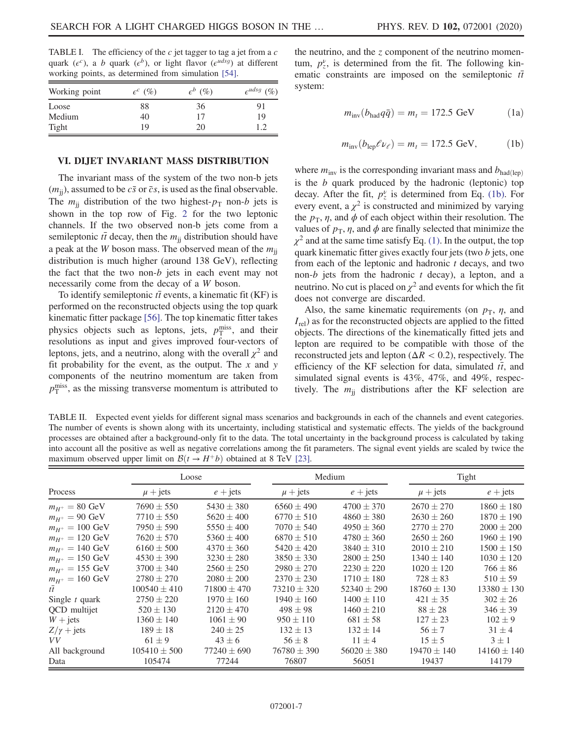TABLE I. The efficiency of the $c$ jet tagger to tag a jet from a $c$ quark ($\epsilon^c$), a $b$ quark ($\epsilon^b$), or light flavor ($\epsilon^{udsg}$) at different working points, as determined from simulation [54].

| Working point | $\epsilon^c$ (%) | $\epsilon^b$ (%) | $\epsilon^{udsg}$ (%) |
|---|---|---|---|
| Loose | 88 | 36 | 91 |
| Medium | 40 | 17 | 19 |
| Tight | 19 | 20 | 1.2 |

## VI. DIJET INVARIANT MASS DISTRIBUTION

The invariant mass of the system of the two non-b jets ($m_{\mathrm{jj}}$), assumed to be $c\bar{s}$ or $\bar{c}s$, is used as the final observable. The $m_{\mathrm{jj}}$ distribution of the two highest-$p_{\mathrm{T}}$ non-$b$ jets is shown in the top row of Fig. 2 for the two leptonic channels. If the two observed non-b jets come from a semileptonic $t\bar{t}$ decay, then the $m_{\mathrm{jj}}$ distribution should have a peak at the $W$ boson mass. The observed mean of the $m_{\mathrm{jj}}$ distribution is much higher (around 138 GeV), reflecting the fact that the two non-$b$ jets in each event may not necessarily come from the decay of a $W$ boson.

To identify semileptonic $t\bar{t}$ events, a kinematic fit (KF) is performed on the reconstructed objects using the top quark kinematic fitter package [56]. The top kinematic fitter takes physics objects such as leptons, jets, $p_{\mathrm{T}}^{\mathrm{miss}}$, and their resolutions as input and gives improved four-vectors of leptons, jets, and a neutrino, along with the overall $\chi^2$ and fit probability for the event, as the output. The $x$ and $y$ components of the neutrino momentum are taken from $p_{\mathrm{T}}^{\mathrm{miss}}$, as the missing transverse momentum is attributed to the neutrino, and the $z$ component of the neutrino momentum, $p_z^{\nu}$, is determined from the fit. The following kinematic constraints are imposed on the semileptonic $t\bar{t}$ system:

$$m_{\mathrm{inv}}(b_{\mathrm{had}}q\bar{q}) = m_t = 172.5\ \mathrm{GeV} \tag{1a}$$

$$m_{\mathrm{inv}}(b_{\mathrm{lep}}\ell\nu_{\ell}) = m_t = 172.5\ \mathrm{GeV}, \tag{1b}$$

where $m_{\mathrm{inv}}$ is the corresponding invariant mass and $b_{\mathrm{had(lep)}}$ is the $b$ quark produced by the hadronic (leptonic) top decay. After the fit, $p_z^{\nu}$ is determined from Eq. (1b). For every event, a $\chi^2$ is constructed and minimized by varying the $p_{\mathrm{T}}$, $\eta$, and $\phi$ of each object within their resolution. The values of $p_{\mathrm{T}}$, $\eta$, and $\phi$ are finally selected that minimize the $\chi^2$ and at the same time satisfy Eq. (1). In the output, the top quark kinematic fitter gives exactly four jets (two $b$ jets, one from each of the leptonic and hadronic $t$ decays, and two non-$b$ jets from the hadronic $t$ decay), a lepton, and a neutrino. No cut is placed on $\chi^2$ and events for which the fit does not converge are discarded.

Also, the same kinematic requirements (on $p_{\mathrm{T}}$, $\eta$, and $I_{\mathrm{rel}}$) as for the reconstructed objects are applied to the fitted objects. The directions of the kinematically fitted jets and lepton are required to be compatible with those of the reconstructed jets and lepton ($\Delta R < 0.2$), respectively. The efficiency of the KF selection for data, simulated $t\bar{t}$, and simulated signal events is 43%, 47%, and 49%, respectively. The $m_{\mathrm{jj}}$ distributions after the KF selection are

TABLE II. Expected event yields for different signal mass scenarios and backgrounds in each of the channels and event categories. The number of events is shown along with its uncertainty, including statistical and systematic effects. The yields of the background processes are obtained after a background-only fit to the data. The total uncertainty in the background process is calculated by taking into account all the positive as well as negative correlations among the fit parameters. The signal event yields are scaled by twice the maximum observed upper limit on $\mathcal{B}(t \to H^+b)$ obtained at 8 TeV [23].

| | Loose | | Medium | | Tight | |
|---|---|---|---|---|---|---|
| Process | $\mu$ + jets | $e$ + jets | $\mu$ + jets | $e$ + jets | $\mu$ + jets | $e$ + jets |
| $m_{H^+} = 80$ GeV | $7690 \pm 550$ | $5430 \pm 380$ | $6560 \pm 490$ | $4700 \pm 370$ | $2670 \pm 270$ | $1860 \pm 180$ |
| $m_{H^+} = 90$ GeV | $7710 \pm 550$ | $5620 \pm 400$ | $6770 \pm 510$ | $4860 \pm 380$ | $2630 \pm 260$ | $1870 \pm 190$ |
| $m_{H^+} = 100$ GeV | $7950 \pm 590$ | $5550 \pm 400$ | $7070 \pm 540$ | $4950 \pm 360$ | $2770 \pm 270$ | $2000 \pm 200$ |
| $m_{H^+} = 120$ GeV | $7620 \pm 570$ | $5360 \pm 400$ | $6870 \pm 510$ | $4780 \pm 360$ | $2650 \pm 260$ | $1960 \pm 190$ |
| $m_{H^+} = 140$ GeV | $6160 \pm 500$ | $4370 \pm 360$ | $5420 \pm 420$ | $3840 \pm 310$ | $2010 \pm 210$ | $1500 \pm 150$ |
| $m_{H^+} = 150$ GeV | $4530 \pm 390$ | $3230 \pm 280$ | $3850 \pm 330$ | $2800 \pm 250$ | $1340 \pm 140$ | $1030 \pm 120$ |
| $m_{H^+} = 155$ GeV | $3700 \pm 340$ | $2560 \pm 250$ | $2980 \pm 270$ | $2230 \pm 220$ | $1020 \pm 120$ | $766 \pm 86$ |
| $m_{H^+} = 160$ GeV | $2780 \pm 270$ | $2080 \pm 200$ | $2370 \pm 230$ | $1710 \pm 180$ | $728 \pm 83$ | $510 \pm 59$ |
| $t\bar{t}$ | $100540 \pm 410$ | $71800 \pm 470$ | $73210 \pm 320$ | $52340 \pm 290$ | $18760 \pm 130$ | $13380 \pm 130$ |
| Single $t$ quark | $2750 \pm 220$ | $1970 \pm 160$ | $1940 \pm 160$ | $1400 \pm 110$ | $421 \pm 35$ | $302 \pm 26$ |
| QCD multijet | $520 \pm 130$ | $2120 \pm 470$ | $498 \pm 98$ | $1460 \pm 210$ | $88 \pm 28$ | $346 \pm 39$ |
| $W$ + jets | $1360 \pm 140$ | $1061 \pm 90$ | $950 \pm 110$ | $681 \pm 58$ | $127 \pm 23$ | $102 \pm 9$ |
| $Z/\gamma$ + jets | $189 \pm 18$ | $240 \pm 25$ | $132 \pm 13$ | $132 \pm 14$ | $56 \pm 7$ | $31 \pm 4$ |
| $VV$ | $61 \pm 9$ | $43 \pm 6$ | $56 \pm 8$ | $11 \pm 4$ | $15 \pm 5$ | $3 \pm 1$ |
| All background | $105410 \pm 500$ | $77240 \pm 690$ | $76780 \pm 390$ | $56020 \pm 380$ | $19470 \pm 140$ | $14160 \pm 140$ |
| Data | 105474 | 77244 | 76807 | 56051 | 19437 | 14179 |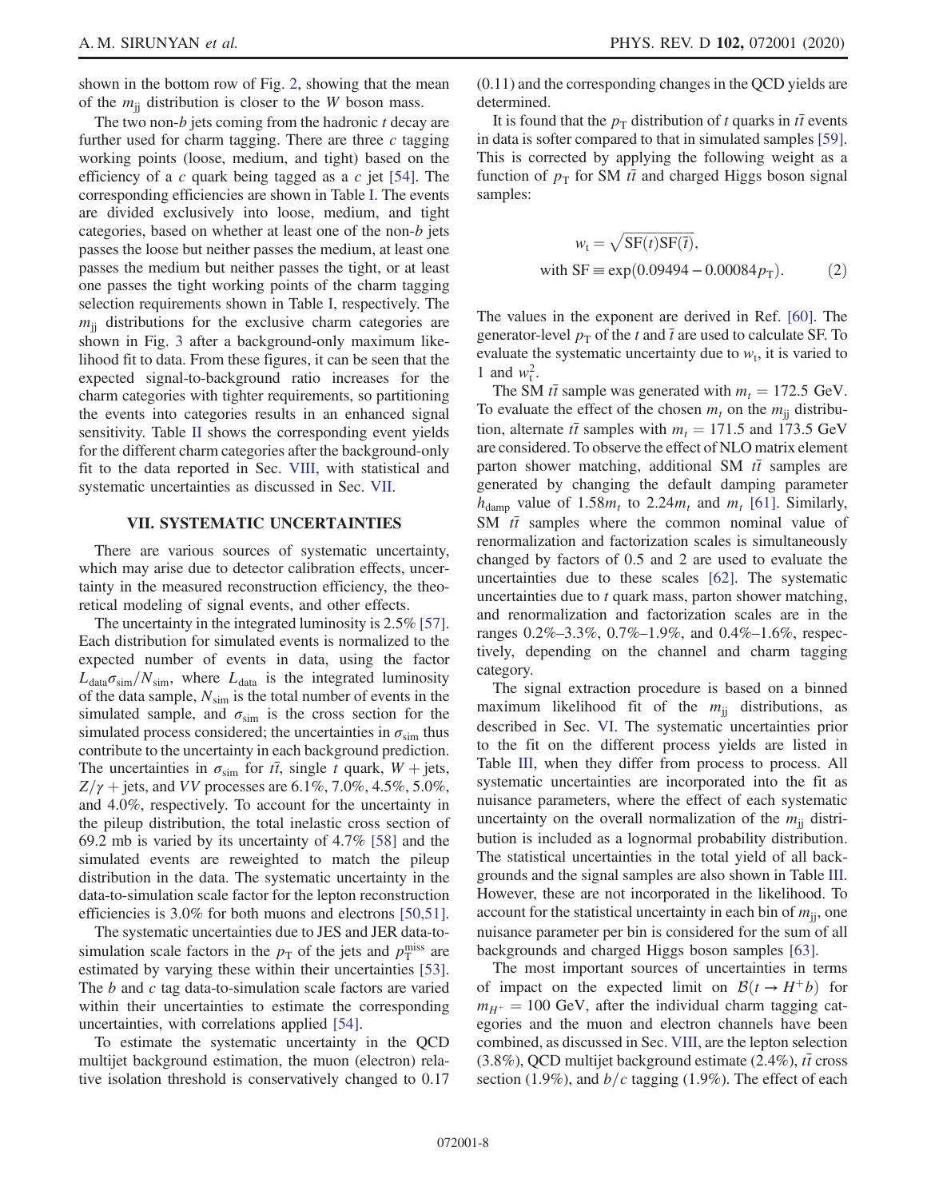shown in the bottom row of Fig. 2, showing that the mean of the $m_{jj}$ distribution is closer to the $W$ boson mass.

The two non-$b$ jets coming from the hadronic $t$ decay are further used for charm tagging. There are three $c$ tagging working points (loose, medium, and tight) based on the efficiency of a $c$ quark being tagged as a $c$ jet [54]. The corresponding efficiencies are shown in Table I. The events are divided exclusively into loose, medium, and tight categories, based on whether at least one of the non-$b$ jets passes the loose but neither passes the medium, at least one passes the medium but neither passes the tight, or at least one passes the tight working points of the charm tagging selection requirements shown in Table I, respectively. The $m_{jj}$ distributions for the exclusive charm categories are shown in Fig. 3 after a background-only maximum likelihood fit to data. From these figures, it can be seen that the expected signal-to-background ratio increases for the charm categories with tighter requirements, so partitioning the events into categories results in an enhanced signal sensitivity. Table II shows the corresponding event yields for the different charm categories after the background-only fit to the data reported in Sec. VIII, with statistical and systematic uncertainties as discussed in Sec. VII.

## VII. SYSTEMATIC UNCERTAINTIES

There are various sources of systematic uncertainty, which may arise due to detector calibration effects, uncertainty in the measured reconstruction efficiency, the theoretical modeling of signal events, and other effects.

The uncertainty in the integrated luminosity is 2.5% [57]. Each distribution for simulated events is normalized to the expected number of events in data, using the factor $L_{\mathrm{data}}\sigma_{\mathrm{sim}}/N_{\mathrm{sim}}$, where $L_{\mathrm{data}}$ is the integrated luminosity of the data sample, $N_{\mathrm{sim}}$ is the total number of events in the simulated sample, and $\sigma_{\mathrm{sim}}$ is the cross section for the simulated process considered; the uncertainties in $\sigma_{\mathrm{sim}}$ thus contribute to the uncertainty in each background prediction. The uncertainties in $\sigma_{\mathrm{sim}}$ for $t\bar{t}$, single $t$ quark, $W$ + jets, $Z/\gamma$ + jets, and $VV$ processes are 6.1%, 7.0%, 4.5%, 5.0%, and 4.0%, respectively. To account for the uncertainty in the pileup distribution, the total inelastic cross section of 69.2 mb is varied by its uncertainty of 4.7% [58] and the simulated events are reweighted to match the pileup distribution in the data. The systematic uncertainty in the data-to-simulation scale factor for the lepton reconstruction efficiencies is 3.0% for both muons and electrons [50,51].

The systematic uncertainties due to JES and JER data-to-simulation scale factors in the $p_{\mathrm{T}}$ of the jets and $p_{\mathrm{T}}^{\mathrm{miss}}$ are estimated by varying these within their uncertainties [53]. The $b$ and $c$ tag data-to-simulation scale factors are varied within their uncertainties to estimate the corresponding uncertainties, with correlations applied [54].

To estimate the systematic uncertainty in the QCD multijet background estimation, the muon (electron) relative isolation threshold is conservatively changed to 0.17 (0.11) and the corresponding changes in the QCD yields are determined.

It is found that the $p_{\mathrm{T}}$ distribution of $t$ quarks in $t\bar{t}$ events in data is softer compared to that in simulated samples [59]. This is corrected by applying the following weight as a function of $p_{\mathrm{T}}$ for SM $t\bar{t}$ and charged Higgs boson signal samples:

$$w_{\mathrm{t}} = \sqrt{\mathrm{SF}(t)\mathrm{SF}(\bar{t})},$$
$$\text{with } \mathrm{SF} \equiv \exp(0.09494 - 0.00084 p_{\mathrm{T}}). \qquad (2)$$

The values in the exponent are derived in Ref. [60]. The generator-level $p_{\mathrm{T}}$ of the $t$ and $\bar{t}$ are used to calculate SF. To evaluate the systematic uncertainty due to $w_{\mathrm{t}}$, it is varied to 1 and $w_{\mathrm{t}}^2$.

The SM $t\bar{t}$ sample was generated with $m_t = 172.5$ GeV. To evaluate the effect of the chosen $m_t$ on the $m_{jj}$ distribution, alternate $t\bar{t}$ samples with $m_t = 171.5$ and 173.5 GeV are considered. To observe the effect of NLO matrix element parton shower matching, additional SM $t\bar{t}$ samples are generated by changing the default damping parameter $h_{\mathrm{damp}}$ value of $1.58 m_t$ to $2.24 m_t$ and $m_t$ [61]. Similarly, SM $t\bar{t}$ samples where the common nominal value of renormalization and factorization scales is simultaneously changed by factors of 0.5 and 2 are used to evaluate the uncertainties due to these scales [62]. The systematic uncertainties due to $t$ quark mass, parton shower matching, and renormalization and factorization scales are in the ranges 0.2%–3.3%, 0.7%–1.9%, and 0.4%–1.6%, respectively, depending on the channel and charm tagging category.

The signal extraction procedure is based on a binned maximum likelihood fit of the $m_{jj}$ distributions, as described in Sec. VI. The systematic uncertainties prior to the fit on the different process yields are listed in Table III, when they differ from process to process. All systematic uncertainties are incorporated into the fit as nuisance parameters, where the effect of each systematic uncertainty on the overall normalization of the $m_{jj}$ distribution is included as a lognormal probability distribution. The statistical uncertainties in the total yield of all backgrounds and the signal samples are also shown in Table III. However, these are not incorporated in the likelihood. To account for the statistical uncertainty in each bin of $m_{jj}$, one nuisance parameter per bin is considered for the sum of all backgrounds and charged Higgs boson samples [63].

The most important sources of uncertainties in terms of impact on the expected limit on $\mathcal{B}(t \to H^+ b)$ for $m_{H^+} = 100$ GeV, after the individual charm tagging categories and the muon and electron channels have been combined, as discussed in Sec. VIII, are the lepton selection (3.8%), QCD multijet background estimate (2.4%), $t\bar{t}$ cross section (1.9%), and $b/c$ tagging (1.9%). The effect of each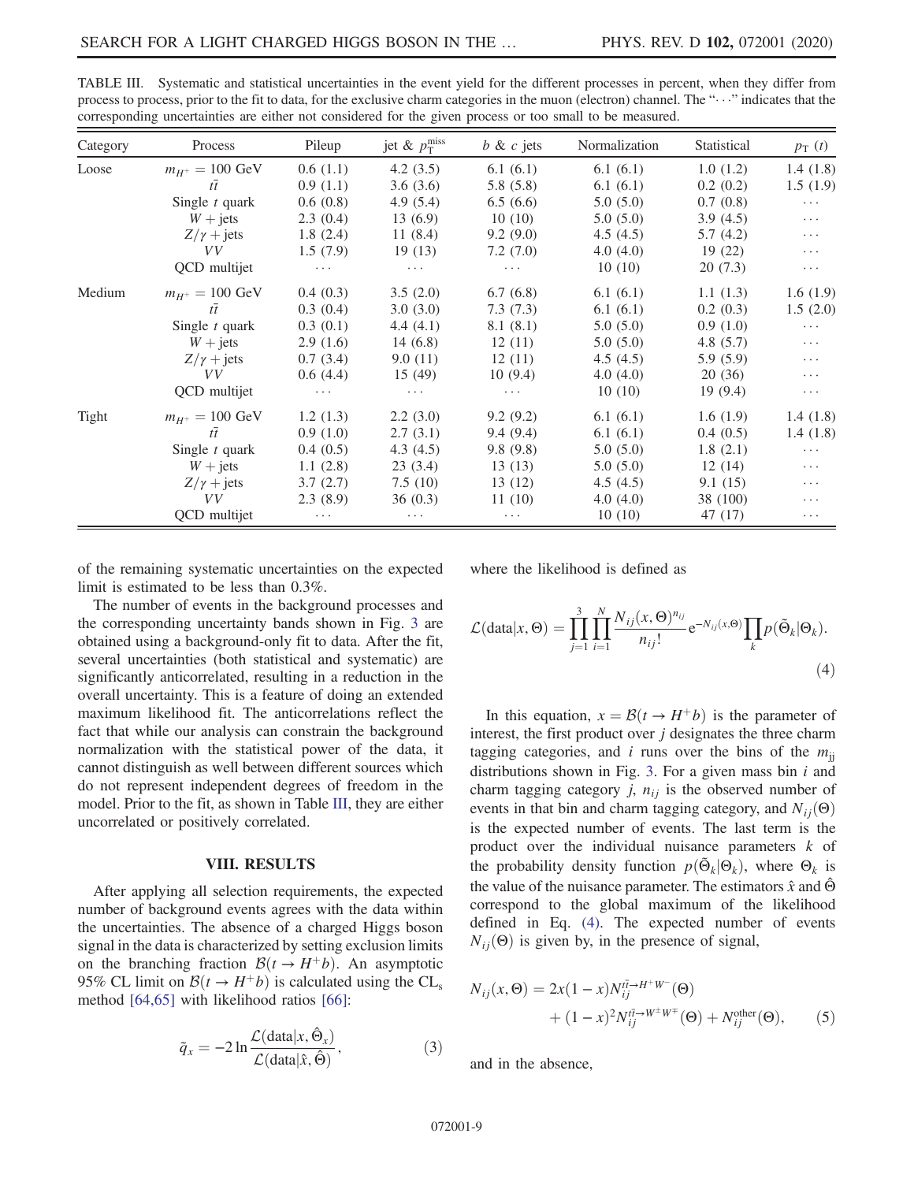TABLE III. Systematic and statistical uncertainties in the event yield for the different processes in percent, when they differ from process to process, prior to the fit to data, for the exclusive charm categories in the muon (electron) channel. The "⋯" indicates that the corresponding uncertainties are either not considered for the given process or too small to be measured.

| Category | Process | Pileup | jet & $p_T^{miss}$ | $b$ & $c$ jets | Normalization | Statistical | $p_T$ ($t$) |
|---|---|---|---|---|---|---|---|
| Loose | $m_{H^+} = 100$ GeV | 0.6 (1.1) | 4.2 (3.5) | 6.1 (6.1) | 6.1 (6.1) | 1.0 (1.2) | 1.4 (1.8) |
| | $t\bar{t}$ | 0.9 (1.1) | 3.6 (3.6) | 5.8 (5.8) | 6.1 (6.1) | 0.2 (0.2) | 1.5 (1.9) |
| | Single $t$ quark | 0.6 (0.8) | 4.9 (5.4) | 6.5 (6.6) | 5.0 (5.0) | 0.7 (0.8) | ⋯ |
| | $W$ + jets | 2.3 (0.4) | 13 (6.9) | 10 (10) | 5.0 (5.0) | 3.9 (4.5) | ⋯ |
| | $Z/\gamma$ + jets | 1.8 (2.4) | 11 (8.4) | 9.2 (9.0) | 4.5 (4.5) | 5.7 (4.2) | ⋯ |
| | $VV$ | 1.5 (7.9) | 19 (13) | 7.2 (7.0) | 4.0 (4.0) | 19 (22) | ⋯ |
| | QCD multijet | ⋯ | ⋯ | ⋯ | 10 (10) | 20 (7.3) | ⋯ |
| Medium | $m_{H^+} = 100$ GeV | 0.4 (0.3) | 3.5 (2.0) | 6.7 (6.8) | 6.1 (6.1) | 1.1 (1.3) | 1.6 (1.9) |
| | $t\bar{t}$ | 0.3 (0.4) | 3.0 (3.0) | 7.3 (7.3) | 6.1 (6.1) | 0.2 (0.3) | 1.5 (2.0) |
| | Single $t$ quark | 0.3 (0.1) | 4.4 (4.1) | 8.1 (8.1) | 5.0 (5.0) | 0.9 (1.0) | ⋯ |
| | $W$ + jets | 2.9 (1.6) | 14 (6.8) | 12 (11) | 5.0 (5.0) | 4.8 (5.7) | ⋯ |
| | $Z/\gamma$ + jets | 0.7 (3.4) | 9.0 (11) | 12 (11) | 4.5 (4.5) | 5.9 (5.9) | ⋯ |
| | $VV$ | 0.6 (4.4) | 15 (49) | 10 (9.4) | 4.0 (4.0) | 20 (36) | ⋯ |
| | QCD multijet | ⋯ | ⋯ | ⋯ | 10 (10) | 19 (9.4) | ⋯ |
| Tight | $m_{H^+} = 100$ GeV | 1.2 (1.3) | 2.2 (3.0) | 9.2 (9.2) | 6.1 (6.1) | 1.6 (1.9) | 1.4 (1.8) |
| | $t\bar{t}$ | 0.9 (1.0) | 2.7 (3.1) | 9.4 (9.4) | 6.1 (6.1) | 0.4 (0.5) | 1.4 (1.8) |
| | Single $t$ quark | 0.4 (0.5) | 4.3 (4.5) | 9.8 (9.8) | 5.0 (5.0) | 1.8 (2.1) | ⋯ |
| | $W$ + jets | 1.1 (2.8) | 23 (3.4) | 13 (13) | 5.0 (5.0) | 12 (14) | ⋯ |
| | $Z/\gamma$ + jets | 3.7 (2.7) | 7.5 (10) | 13 (12) | 4.5 (4.5) | 9.1 (15) | ⋯ |
| | $VV$ | 2.3 (8.9) | 36 (0.3) | 11 (10) | 4.0 (4.0) | 38 (100) | ⋯ |
| | QCD multijet | ⋯ | ⋯ | ⋯ | 10 (10) | 47 (17) | ⋯ |

of the remaining systematic uncertainties on the expected limit is estimated to be less than 0.3%.

The number of events in the background processes and the corresponding uncertainty bands shown in Fig. 3 are obtained using a background-only fit to data. After the fit, several uncertainties (both statistical and systematic) are significantly anticorrelated, resulting in a reduction in the overall uncertainty. This is a feature of doing an extended maximum likelihood fit. The anticorrelations reflect the fact that while our analysis can constrain the background normalization with the statistical power of the data, it cannot distinguish as well between different sources which do not represent independent degrees of freedom in the model. Prior to the fit, as shown in Table III, they are either uncorrelated or positively correlated.

## VIII. RESULTS

After applying all selection requirements, the expected number of background events agrees with the data within the uncertainties. The absence of a charged Higgs boson signal in the data is characterized by setting exclusion limits on the branching fraction $\mathcal{B}(t \to H^+ b)$. An asymptotic 95% CL limit on $\mathcal{B}(t \to H^+ b)$ is calculated using the CL$_s$ method [64,65] with likelihood ratios [66]:

$$\tilde{q}_x = -2 \ln \frac{\mathcal{L}(\text{data}|x, \hat{\Theta}_x)}{\mathcal{L}(\text{data}|\hat{x}, \hat{\Theta})}, \tag{3}$$

where the likelihood is defined as

$$\mathcal{L}(\text{data}|x, \Theta) = \prod_{j=1}^{3} \prod_{i=1}^{N} \frac{N_{ij}(x, \Theta)^{n_{ij}}}{n_{ij}!} e^{-N_{ij}(x,\Theta)} \prod_{k} p(\tilde{\Theta}_k|\Theta_k). \tag{4}$$

In this equation, $x = \mathcal{B}(t \to H^+ b)$ is the parameter of interest, the first product over $j$ designates the three charm tagging categories, and $i$ runs over the bins of the $m_{jj}$ distributions shown in Fig. 3. For a given mass bin $i$ and charm tagging category $j$, $n_{ij}$ is the observed number of events in that bin and charm tagging category, and $N_{ij}(\Theta)$ is the expected number of events. The last term is the product over the individual nuisance parameters $k$ of the probability density function $p(\tilde{\Theta}_k|\Theta_k)$, where $\Theta_k$ is the value of the nuisance parameter. The estimators $\hat{x}$ and $\hat{\Theta}$ correspond to the global maximum of the likelihood defined in Eq. (4). The expected number of events $N_{ij}(\Theta)$ is given by, in the presence of signal,

$$N_{ij}(x, \Theta) = 2x(1-x) N_{ij}^{t\bar{t} \to H^+ W^-}(\Theta) + (1-x)^2 N_{ij}^{t\bar{t} \to W^\pm W^\mp}(\Theta) + N_{ij}^{\text{other}}(\Theta), \tag{5}$$

and in the absence,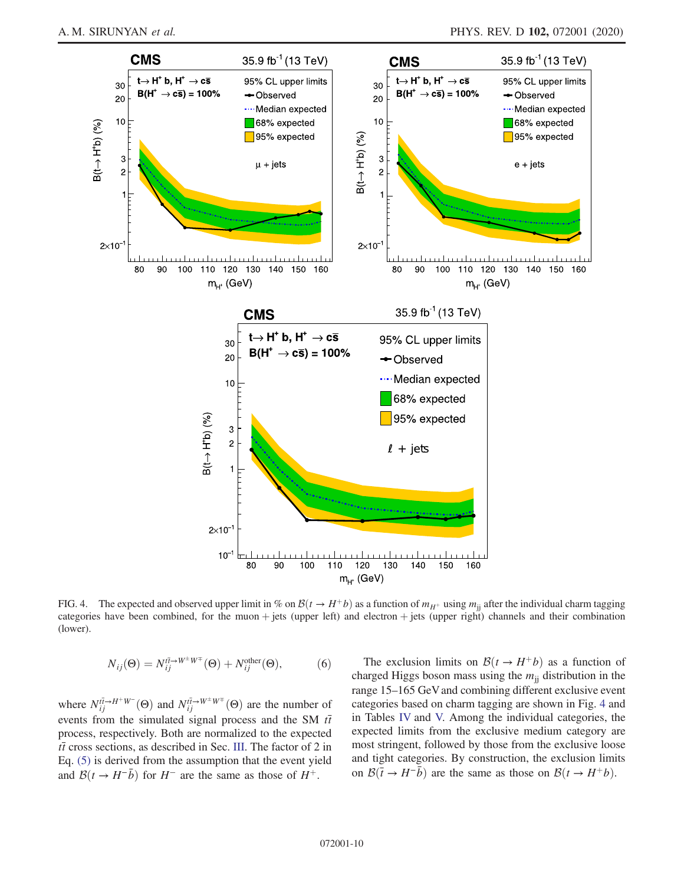FIG. 4. The expected and observed upper limit in % on $\mathcal{B}(t \to H^+ b)$ as a function of $m_{H^+}$ using $m_{jj}$ after the individual charm tagging categories have been combined, for the muon + jets (upper left) and electron + jets (upper right) channels and their combination (lower).

$$N_{ij}(\Theta) = N_{ij}^{t\bar{t} \to W^\pm W^\mp}(\Theta) + N_{ij}^{\text{other}}(\Theta), \tag{6}$$

where $N_{ij}^{t\bar{t} \to H^+ W^-}(\Theta)$ and $N_{ij}^{t\bar{t} \to W^\pm W^\mp}(\Theta)$ are the number of events from the simulated signal process and the SM $t\bar{t}$ process, respectively. Both are normalized to the expected $t\bar{t}$ cross sections, as described in Sec. III. The factor of 2 in Eq. (5) is derived from the assumption that the event yield and $\mathcal{B}(t \to H^- \bar{b})$ for $H^-$ are the same as those of $H^+$.

The exclusion limits on $\mathcal{B}(t \to H^+ b)$ as a function of charged Higgs boson mass using the $m_{jj}$ distribution in the range 15–165 GeV and combining different exclusive event categories based on charm tagging are shown in Fig. 4 and in Tables IV and V. Among the individual categories, the expected limits from the exclusive medium category are most stringent, followed by those from the exclusive loose and tight categories. By construction, the exclusion limits on $\mathcal{B}(\bar{t} \to H^- \bar{b})$ are the same as those on $\mathcal{B}(t \to H^+ b)$.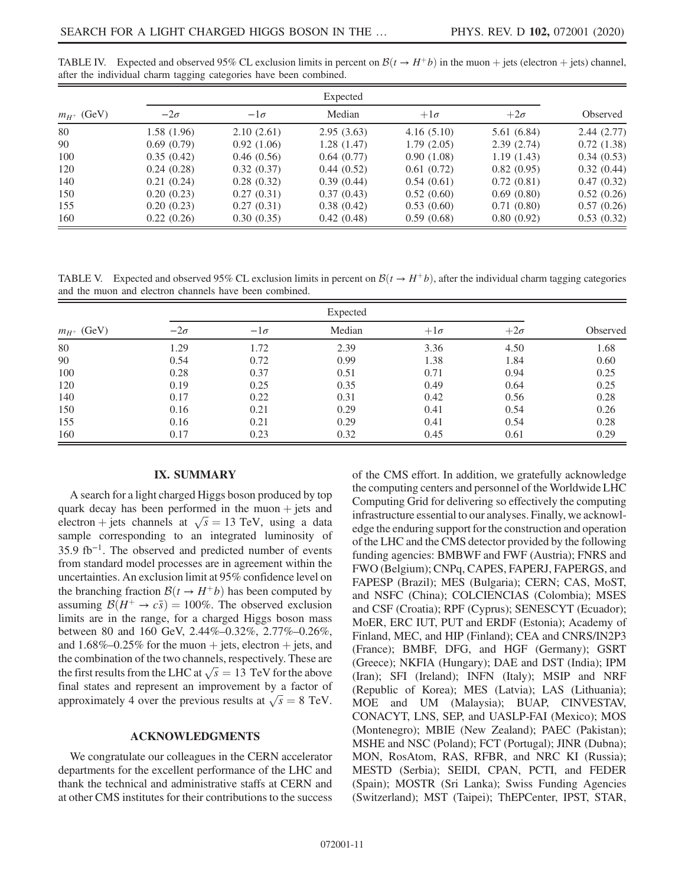TABLE IV. Expected and observed 95% CL exclusion limits in percent on $\mathcal{B}(t \to H^{+}b)$ in the muon + jets (electron + jets) channel, after the individual charm tagging categories have been combined.

| $m_{H^+}$ (GeV) | Expected | | | | | Observed |
|---|---|---|---|---|---|---|
| | $-2\sigma$ | $-1\sigma$ | Median | $+1\sigma$ | $+2\sigma$ | |
| 80 | 1.58 (1.96) | 2.10 (2.61) | 2.95 (3.63) | 4.16 (5.10) | 5.61 (6.84) | 2.44 (2.77) |
| 90 | 0.69 (0.79) | 0.92 (1.06) | 1.28 (1.47) | 1.79 (2.05) | 2.39 (2.74) | 0.72 (1.38) |
| 100 | 0.35 (0.42) | 0.46 (0.56) | 0.64 (0.77) | 0.90 (1.08) | 1.19 (1.43) | 0.34 (0.53) |
| 120 | 0.24 (0.28) | 0.32 (0.37) | 0.44 (0.52) | 0.61 (0.72) | 0.82 (0.95) | 0.32 (0.44) |
| 140 | 0.21 (0.24) | 0.28 (0.32) | 0.39 (0.44) | 0.54 (0.61) | 0.72 (0.81) | 0.47 (0.32) |
| 150 | 0.20 (0.23) | 0.27 (0.31) | 0.37 (0.43) | 0.52 (0.60) | 0.69 (0.80) | 0.52 (0.26) |
| 155 | 0.20 (0.23) | 0.27 (0.31) | 0.38 (0.42) | 0.53 (0.60) | 0.71 (0.80) | 0.57 (0.26) |
| 160 | 0.22 (0.26) | 0.30 (0.35) | 0.42 (0.48) | 0.59 (0.68) | 0.80 (0.92) | 0.53 (0.32) |

TABLE V. Expected and observed 95% CL exclusion limits in percent on $\mathcal{B}(t \to H^{+}b)$, after the individual charm tagging categories and the muon and electron channels have been combined.

| $m_{H^+}$ (GeV) | Expected | | | | | Observed |
|---|---|---|---|---|---|---|
| | $-2\sigma$ | $-1\sigma$ | Median | $+1\sigma$ | $+2\sigma$ | |
| 80 | 1.29 | 1.72 | 2.39 | 3.36 | 4.50 | 1.68 |
| 90 | 0.54 | 0.72 | 0.99 | 1.38 | 1.84 | 0.60 |
| 100 | 0.28 | 0.37 | 0.51 | 0.71 | 0.94 | 0.25 |
| 120 | 0.19 | 0.25 | 0.35 | 0.49 | 0.64 | 0.25 |
| 140 | 0.17 | 0.22 | 0.31 | 0.42 | 0.56 | 0.28 |
| 150 | 0.16 | 0.21 | 0.29 | 0.41 | 0.54 | 0.26 |
| 155 | 0.16 | 0.21 | 0.29 | 0.41 | 0.54 | 0.28 |
| 160 | 0.17 | 0.23 | 0.32 | 0.45 | 0.61 | 0.29 |

## IX. SUMMARY

A search for a light charged Higgs boson produced by top quark decay has been performed in the muon + jets and electron + jets channels at $\sqrt{s} = 13$ TeV, using a data sample corresponding to an integrated luminosity of 35.9 $\mathrm{fb}^{-1}$. The observed and predicted number of events from standard model processes are in agreement within the uncertainties. An exclusion limit at 95% confidence level on the branching fraction $\mathcal{B}(t \to H^{+}b)$ has been computed by assuming $\mathcal{B}(H^{+} \to c\bar{s}) = 100\%$. The observed exclusion limits are in the range, for a charged Higgs boson mass between 80 and 160 GeV, 2.44%–0.32%, 2.77%–0.26%, and 1.68%–0.25% for the muon + jets, electron + jets, and the combination of the two channels, respectively. These are the first results from the LHC at $\sqrt{s} = 13$ TeV for the above final states and represent an improvement by a factor of approximately 4 over the previous results at $\sqrt{s} = 8$ TeV.

## ACKNOWLEDGMENTS

We congratulate our colleagues in the CERN accelerator departments for the excellent performance of the LHC and thank the technical and administrative staffs at CERN and at other CMS institutes for their contributions to the success of the CMS effort. In addition, we gratefully acknowledge the computing centers and personnel of the Worldwide LHC Computing Grid for delivering so effectively the computing infrastructure essential to our analyses. Finally, we acknowledge the enduring support for the construction and operation of the LHC and the CMS detector provided by the following funding agencies: BMBWF and FWF (Austria); FNRS and FWO (Belgium); CNPq, CAPES, FAPERJ, FAPERGS, and FAPESP (Brazil); MES (Bulgaria); CERN; CAS, MoST, and NSFC (China); COLCIENCIAS (Colombia); MSES and CSF (Croatia); RPF (Cyprus); SENESCYT (Ecuador); MoER, ERC IUT, PUT and ERDF (Estonia); Academy of Finland, MEC, and HIP (Finland); CEA and CNRS/IN2P3 (France); BMBF, DFG, and HGF (Germany); GSRT (Greece); NKFIA (Hungary); DAE and DST (India); IPM (Iran); SFI (Ireland); INFN (Italy); MSIP and NRF (Republic of Korea); MES (Latvia); LAS (Lithuania); MOE and UM (Malaysia); BUAP, CINVESTAV, CONACYT, LNS, SEP, and UASLP-FAI (Mexico); MOS (Montenegro); MBIE (New Zealand); PAEC (Pakistan); MSHE and NSC (Poland); FCT (Portugal); JINR (Dubna); MON, RosAtom, RAS, RFBR, and NRC KI (Russia); MESTD (Serbia); SEIDI, CPAN, PCTI, and FEDER (Spain); MOSTR (Sri Lanka); Swiss Funding Agencies (Switzerland); MST (Taipei); ThEPCenter, IPST, STAR,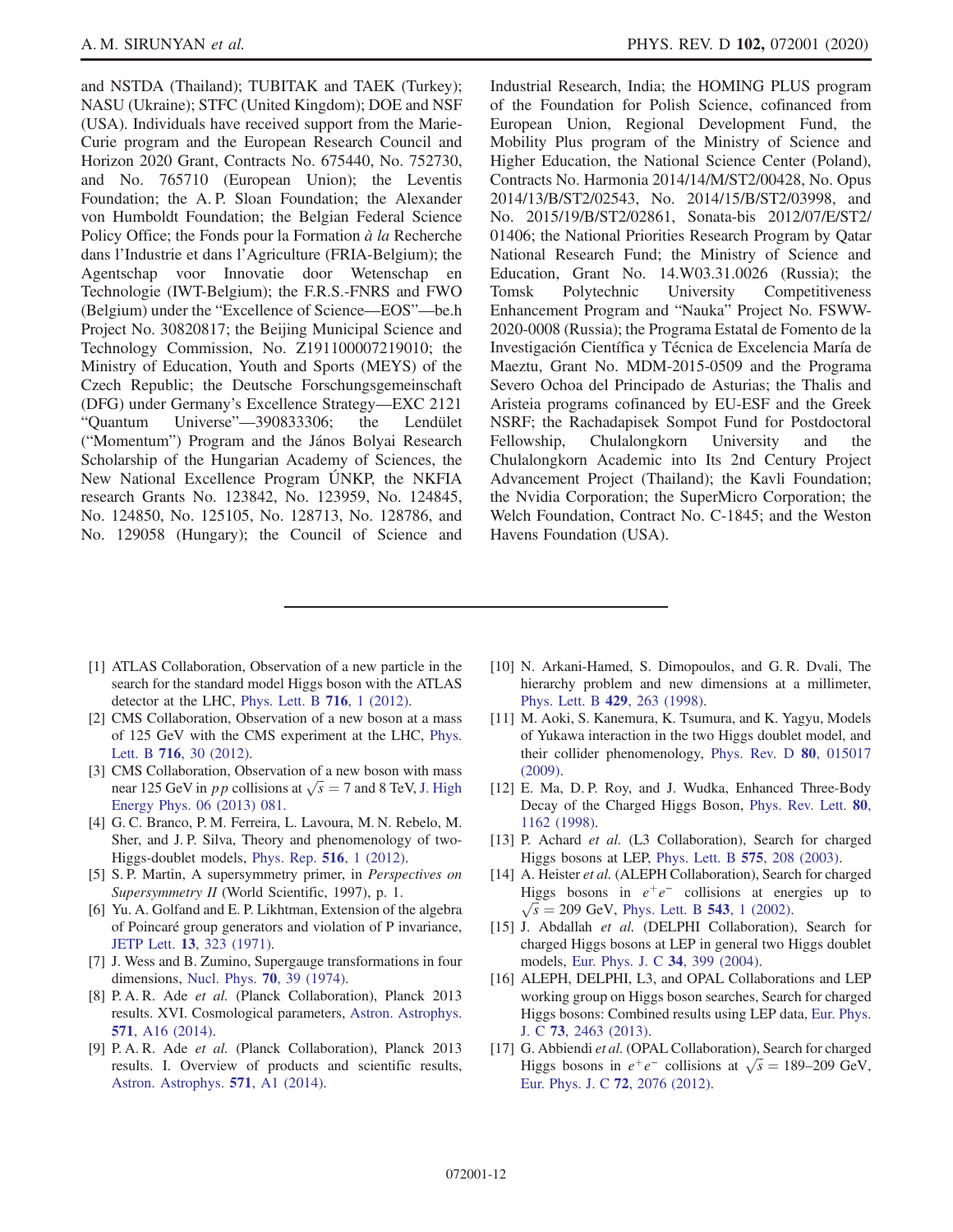and NSTDA (Thailand); TUBITAK and TAEK (Turkey); NASU (Ukraine); STFC (United Kingdom); DOE and NSF (USA). Individuals have received support from the Marie-Curie program and the European Research Council and Horizon 2020 Grant, Contracts No. 675440, No. 752730, and No. 765710 (European Union); the Leventis Foundation; the A. P. Sloan Foundation; the Alexander von Humboldt Foundation; the Belgian Federal Science Policy Office; the Fonds pour la Formation *à la* Recherche dans l'Industrie et dans l'Agriculture (FRIA-Belgium); the Agentschap voor Innovatie door Wetenschap en Technologie (IWT-Belgium); the F.R.S.-FNRS and FWO (Belgium) under the "Excellence of Science—EOS"—be.h Project No. 30820817; the Beijing Municipal Science and Technology Commission, No. Z191100007219010; the Ministry of Education, Youth and Sports (MEYS) of the Czech Republic; the Deutsche Forschungsgemeinschaft (DFG) under Germany's Excellence Strategy—EXC 2121 "Quantum Universe"—390833306; the Lendület ("Momentum") Program and the János Bolyai Research Scholarship of the Hungarian Academy of Sciences, the New National Excellence Program ÚNKP, the NKFIA research Grants No. 123842, No. 123959, No. 124845, No. 124850, No. 125105, No. 128713, No. 128786, and No. 129058 (Hungary); the Council of Science and Industrial Research, India; the HOMING PLUS program of the Foundation for Polish Science, cofinanced from European Union, Regional Development Fund, the Mobility Plus program of the Ministry of Science and Higher Education, the National Science Center (Poland), Contracts No. Harmonia 2014/14/M/ST2/00428, No. Opus 2014/13/B/ST2/02543, No. 2014/15/B/ST2/03998, and No. 2015/19/B/ST2/02861, Sonata-bis 2012/07/E/ST2/01406; the National Priorities Research Program by Qatar National Research Fund; the Ministry of Science and Education, Grant No. 14.W03.31.0026 (Russia); the Tomsk Polytechnic University Competitiveness Enhancement Program and "Nauka" Project No. FSWW-2020-0008 (Russia); the Programa Estatal de Fomento de la Investigación Científica y Técnica de Excelencia María de Maeztu, Grant No. MDM-2015-0509 and the Programa Severo Ochoa del Principado de Asturias; the Thalis and Aristeia programs cofinanced by EU-ESF and the Greek NSRF; the Rachadapisek Sompot Fund for Postdoctoral Fellowship, Chulalongkorn University and the Chulalongkorn Academic into Its 2nd Century Project Advancement Project (Thailand); the Kavli Foundation; the Nvidia Corporation; the SuperMicro Corporation; the Welch Foundation, Contract No. C-1845; and the Weston Havens Foundation (USA).

---

[1] ATLAS Collaboration, Observation of a new particle in the search for the standard model Higgs boson with the ATLAS detector at the LHC, Phys. Lett. B **716**, 1 (2012).

[2] CMS Collaboration, Observation of a new boson at a mass of 125 GeV with the CMS experiment at the LHC, Phys. Lett. B **716**, 30 (2012).

[3] CMS Collaboration, Observation of a new boson with mass near 125 GeV in $pp$ collisions at $\sqrt{s} = 7$ and 8 TeV, J. High Energy Phys. 06 (2013) 081.

[4] G. C. Branco, P. M. Ferreira, L. Lavoura, M. N. Rebelo, M. Sher, and J. P. Silva, Theory and phenomenology of two-Higgs-doublet models, Phys. Rep. **516**, 1 (2012).

[5] S. P. Martin, A supersymmetry primer, in *Perspectives on Supersymmetry II* (World Scientific, 1997), p. 1.

[6] Yu. A. Golfand and E. P. Likhtman, Extension of the algebra of Poincaré group generators and violation of P invariance, JETP Lett. **13**, 323 (1971).

[7] J. Wess and B. Zumino, Supergauge transformations in four dimensions, Nucl. Phys. **70**, 39 (1974).

[8] P. A. R. Ade *et al.* (Planck Collaboration), Planck 2013 results. XVI. Cosmological parameters, Astron. Astrophys. **571**, A16 (2014).

[9] P. A. R. Ade *et al.* (Planck Collaboration), Planck 2013 results. I. Overview of products and scientific results, Astron. Astrophys. **571**, A1 (2014).

[10] N. Arkani-Hamed, S. Dimopoulos, and G. R. Dvali, The hierarchy problem and new dimensions at a millimeter, Phys. Lett. B **429**, 263 (1998).

[11] M. Aoki, S. Kanemura, K. Tsumura, and K. Yagyu, Models of Yukawa interaction in the two Higgs doublet model, and their collider phenomenology, Phys. Rev. D **80**, 015017 (2009).

[12] E. Ma, D. P. Roy, and J. Wudka, Enhanced Three-Body Decay of the Charged Higgs Boson, Phys. Rev. Lett. **80**, 1162 (1998).

[13] P. Achard *et al.* (L3 Collaboration), Search for charged Higgs bosons at LEP, Phys. Lett. B **575**, 208 (2003).

[14] A. Heister *et al.* (ALEPH Collaboration), Search for charged Higgs bosons in $e^+e^-$ collisions at energies up to $\sqrt{s} = 209$ GeV, Phys. Lett. B **543**, 1 (2002).

[15] J. Abdallah *et al.* (DELPHI Collaboration), Search for charged Higgs bosons at LEP in general two Higgs doublet models, Eur. Phys. J. C **34**, 399 (2004).

[16] ALEPH, DELPHI, L3, and OPAL Collaborations and LEP working group on Higgs boson searches, Search for charged Higgs bosons: Combined results using LEP data, Eur. Phys. J. C **73**, 2463 (2013).

[17] G. Abbiendi *et al.* (OPAL Collaboration), Search for charged Higgs bosons in $e^+e^-$ collisions at $\sqrt{s} = 189$–$209$ GeV, Eur. Phys. J. C **72**, 2076 (2012).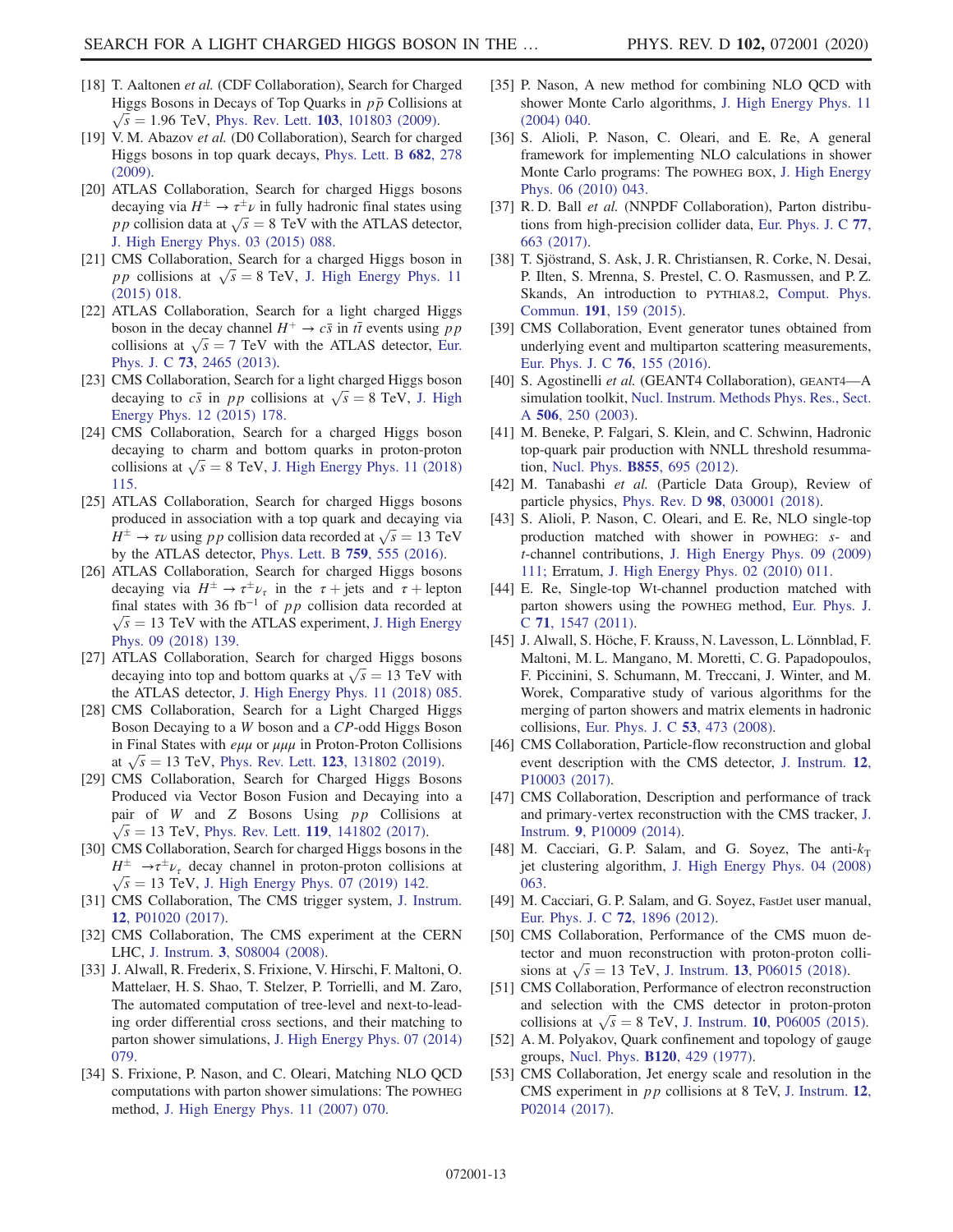[18] T. Aaltonen *et al.* (CDF Collaboration), Search for Charged Higgs Bosons in Decays of Top Quarks in $p\bar{p}$ Collisions at $\sqrt{s} = 1.96$ TeV, Phys. Rev. Lett. **103**, 101803 (2009).

[19] V. M. Abazov *et al.* (D0 Collaboration), Search for charged Higgs bosons in top quark decays, Phys. Lett. B **682**, 278 (2009).

[20] ATLAS Collaboration, Search for charged Higgs bosons decaying via $H^{\pm} \to \tau^{\pm}\nu$ in fully hadronic final states using $pp$ collision data at $\sqrt{s} = 8$ TeV with the ATLAS detector, J. High Energy Phys. 03 (2015) 088.

[21] CMS Collaboration, Search for a charged Higgs boson in $pp$ collisions at $\sqrt{s} = 8$ TeV, J. High Energy Phys. 11 (2015) 018.

[22] ATLAS Collaboration, Search for a light charged Higgs boson in the decay channel $H^{+} \to c\bar{s}$ in $t\bar{t}$ events using $pp$ collisions at $\sqrt{s} = 7$ TeV with the ATLAS detector, Eur. Phys. J. C **73**, 2465 (2013).

[23] CMS Collaboration, Search for a light charged Higgs boson decaying to $c\bar{s}$ in $pp$ collisions at $\sqrt{s} = 8$ TeV, J. High Energy Phys. 12 (2015) 178.

[24] CMS Collaboration, Search for a charged Higgs boson decaying to charm and bottom quarks in proton-proton collisions at $\sqrt{s} = 8$ TeV, J. High Energy Phys. 11 (2018) 115.

[25] ATLAS Collaboration, Search for charged Higgs bosons produced in association with a top quark and decaying via $H^{\pm} \to \tau\nu$ using $pp$ collision data recorded at $\sqrt{s} = 13$ TeV by the ATLAS detector, Phys. Lett. B **759**, 555 (2016).

[26] ATLAS Collaboration, Search for charged Higgs bosons decaying via $H^{\pm} \to \tau^{\pm}\nu_{\tau}$ in the $\tau$ + jets and $\tau$ + lepton final states with 36 $\mathrm{fb}^{-1}$ of $pp$ collision data recorded at $\sqrt{s} = 13$ TeV with the ATLAS experiment, J. High Energy Phys. 09 (2018) 139.

[27] ATLAS Collaboration, Search for charged Higgs bosons decaying into top and bottom quarks at $\sqrt{s} = 13$ TeV with the ATLAS detector, J. High Energy Phys. 11 (2018) 085.

[28] CMS Collaboration, Search for a Light Charged Higgs Boson Decaying to a $W$ boson and a $CP$-odd Higgs Boson in Final States with $e\mu\mu$ or $\mu\mu\mu$ in Proton-Proton Collisions at $\sqrt{s} = 13$ TeV, Phys. Rev. Lett. **123**, 131802 (2019).

[29] CMS Collaboration, Search for Charged Higgs Bosons Produced via Vector Boson Fusion and Decaying into a pair of $W$ and $Z$ Bosons Using $pp$ Collisions at $\sqrt{s} = 13$ TeV, Phys. Rev. Lett. **119**, 141802 (2017).

[30] CMS Collaboration, Search for charged Higgs bosons in the $H^{\pm} \to \tau^{\pm}\nu_{\tau}$ decay channel in proton-proton collisions at $\sqrt{s} = 13$ TeV, J. High Energy Phys. 07 (2019) 142.

[31] CMS Collaboration, The CMS trigger system, J. Instrum. **12**, P01020 (2017).

[32] CMS Collaboration, The CMS experiment at the CERN LHC, J. Instrum. **3**, S08004 (2008).

[33] J. Alwall, R. Frederix, S. Frixione, V. Hirschi, F. Maltoni, O. Mattelaer, H. S. Shao, T. Stelzer, P. Torrielli, and M. Zaro, The automated computation of tree-level and next-to-leading order differential cross sections, and their matching to parton shower simulations, J. High Energy Phys. 07 (2014) 079.

[34] S. Frixione, P. Nason, and C. Oleari, Matching NLO QCD computations with parton shower simulations: The POWHEG method, J. High Energy Phys. 11 (2007) 070.

[35] P. Nason, A new method for combining NLO QCD with shower Monte Carlo algorithms, J. High Energy Phys. 11 (2004) 040.

[36] S. Alioli, P. Nason, C. Oleari, and E. Re, A general framework for implementing NLO calculations in shower Monte Carlo programs: The POWHEG BOX, J. High Energy Phys. 06 (2010) 043.

[37] R. D. Ball *et al.* (NNPDF Collaboration), Parton distributions from high-precision collider data, Eur. Phys. J. C **77**, 663 (2017).

[38] T. Sjöstrand, S. Ask, J. R. Christiansen, R. Corke, N. Desai, P. Ilten, S. Mrenna, S. Prestel, C. O. Rasmussen, and P. Z. Skands, An introduction to PYTHIA8.2, Comput. Phys. Commun. **191**, 159 (2015).

[39] CMS Collaboration, Event generator tunes obtained from underlying event and multiparton scattering measurements, Eur. Phys. J. C **76**, 155 (2016).

[40] S. Agostinelli *et al.* (GEANT4 Collaboration), GEANT4—A simulation toolkit, Nucl. Instrum. Methods Phys. Res., Sect. A **506**, 250 (2003).

[41] M. Beneke, P. Falgari, S. Klein, and C. Schwinn, Hadronic top-quark pair production with NNLL threshold resummation, Nucl. Phys. **B855**, 695 (2012).

[42] M. Tanabashi *et al.* (Particle Data Group), Review of particle physics, Phys. Rev. D **98**, 030001 (2018).

[43] S. Alioli, P. Nason, C. Oleari, and E. Re, NLO single-top production matched with shower in POWHEG: $s$- and $t$-channel contributions, J. High Energy Phys. 09 (2009) 111; Erratum, J. High Energy Phys. 02 (2010) 011.

[44] E. Re, Single-top Wt-channel production matched with parton showers using the POWHEG method, Eur. Phys. J. C **71**, 1547 (2011).

[45] J. Alwall, S. Höche, F. Krauss, N. Lavesson, L. Lönnblad, F. Maltoni, M. L. Mangano, M. Moretti, C. G. Papadopoulos, F. Piccinini, S. Schumann, M. Treccani, J. Winter, and M. Worek, Comparative study of various algorithms for the merging of parton showers and matrix elements in hadronic collisions, Eur. Phys. J. C **53**, 473 (2008).

[46] CMS Collaboration, Particle-flow reconstruction and global event description with the CMS detector, J. Instrum. **12**, P10003 (2017).

[47] CMS Collaboration, Description and performance of track and primary-vertex reconstruction with the CMS tracker, J. Instrum. **9**, P10009 (2014).

[48] M. Cacciari, G. P. Salam, and G. Soyez, The anti-$k_{\mathrm{T}}$ jet clustering algorithm, J. High Energy Phys. 04 (2008) 063.

[49] M. Cacciari, G. P. Salam, and G. Soyez, FastJet user manual, Eur. Phys. J. C **72**, 1896 (2012).

[50] CMS Collaboration, Performance of the CMS muon detector and muon reconstruction with proton-proton collisions at $\sqrt{s} = 13$ TeV, J. Instrum. **13**, P06015 (2018).

[51] CMS Collaboration, Performance of electron reconstruction and selection with the CMS detector in proton-proton collisions at $\sqrt{s} = 8$ TeV, J. Instrum. **10**, P06005 (2015).

[52] A. M. Polyakov, Quark confinement and topology of gauge groups, Nucl. Phys. **B120**, 429 (1977).

[53] CMS Collaboration, Jet energy scale and resolution in the CMS experiment in $pp$ collisions at 8 TeV, J. Instrum. **12**, P02014 (2017).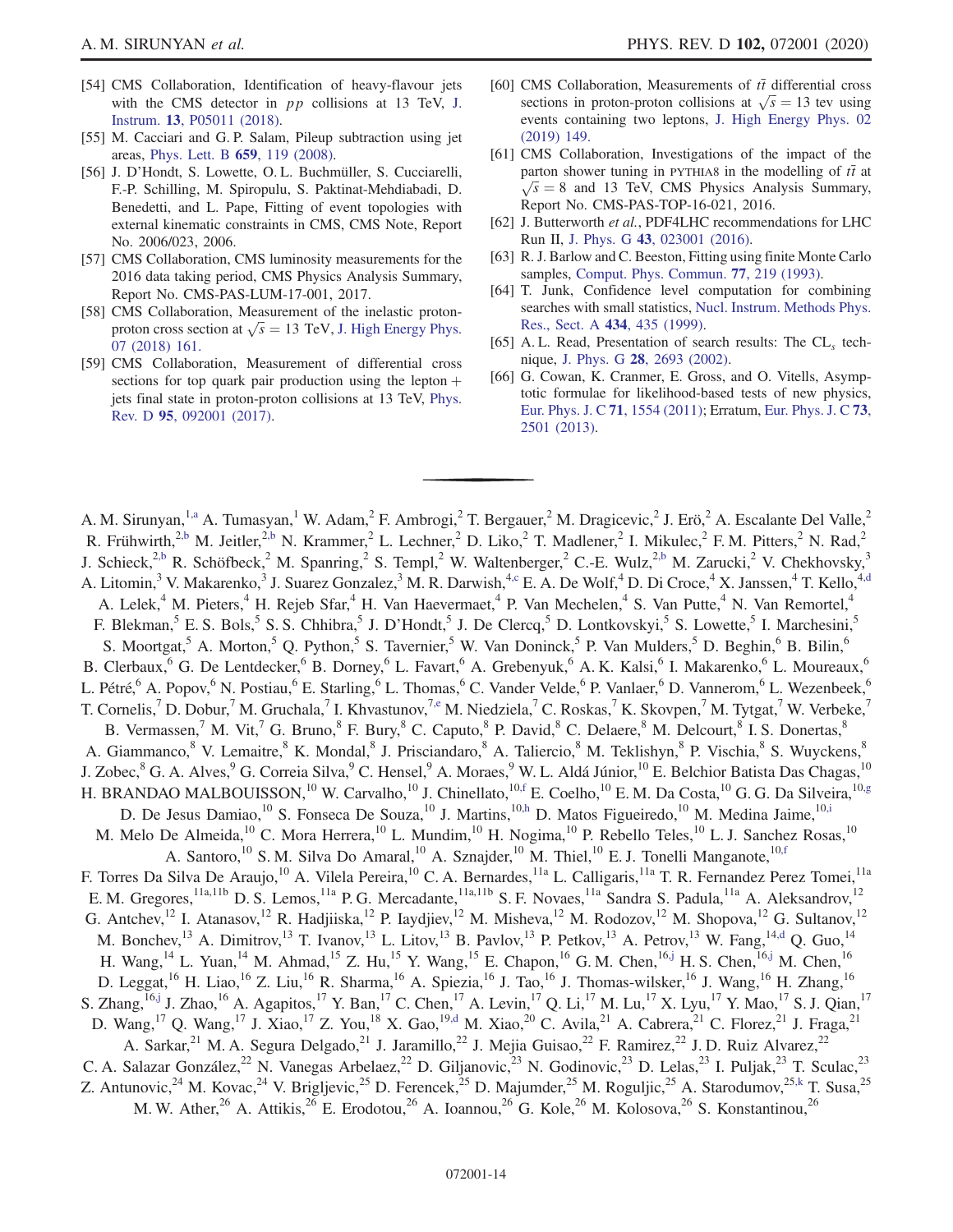[54] CMS Collaboration, Identification of heavy-flavour jets with the CMS detector in $pp$ collisions at 13 TeV, J. Instrum. **13**, P05011 (2018).

[55] M. Cacciari and G. P. Salam, Pileup subtraction using jet areas, Phys. Lett. B **659**, 119 (2008).

[56] J. D'Hondt, S. Lowette, O. L. Buchmüller, S. Cucciarelli, F.-P. Schilling, M. Spiropulu, S. Paktinat-Mehdiabadi, D. Benedetti, and L. Pape, Fitting of event topologies with external kinematic constraints in CMS, CMS Note, Report No. 2006/023, 2006.

[57] CMS Collaboration, CMS luminosity measurements for the 2016 data taking period, CMS Physics Analysis Summary, Report No. CMS-PAS-LUM-17-001, 2017.

[58] CMS Collaboration, Measurement of the inelastic proton-proton cross section at $\sqrt{s} = 13$ TeV, J. High Energy Phys. 07 (2018) 161.

[59] CMS Collaboration, Measurement of differential cross sections for top quark pair production using the lepton + jets final state in proton-proton collisions at 13 TeV, Phys. Rev. D **95**, 092001 (2017).

[60] CMS Collaboration, Measurements of $t\bar{t}$ differential cross sections in proton-proton collisions at $\sqrt{s} = 13$ tev using events containing two leptons, J. High Energy Phys. 02 (2019) 149.

[61] CMS Collaboration, Investigations of the impact of the parton shower tuning in PYTHIA8 in the modelling of $t\bar{t}$ at $\sqrt{s} = 8$ and 13 TeV, CMS Physics Analysis Summary, Report No. CMS-PAS-TOP-16-021, 2016.

[62] J. Butterworth *et al.*, PDF4LHC recommendations for LHC Run II, J. Phys. G **43**, 023001 (2016).

[63] R. J. Barlow and C. Beeston, Fitting using finite Monte Carlo samples, Comput. Phys. Commun. **77**, 219 (1993).

[64] T. Junk, Confidence level computation for combining searches with small statistics, Nucl. Instrum. Methods Phys. Res., Sect. A **434**, 435 (1999).

[65] A. L. Read, Presentation of search results: The $\mathrm{CL}_s$ technique, J. Phys. G **28**, 2693 (2002).

[66] G. Cowan, K. Cranmer, E. Gross, and O. Vitells, Asymptotic formulae for likelihood-based tests of new physics, Eur. Phys. J. C **71**, 1554 (2011); Erratum, Eur. Phys. J. C **73**, 2501 (2013).

---

A. M. Sirunyan,[1,a] A. Tumasyan,[1] W. Adam,[2] F. Ambrogi,[2] T. Bergauer,[2] M. Dragicevic,[2] J. Erö,[2] A. Escalante Del Valle,[2] R. Frühwirth,[2,b] M. Jeitler,[2,b] N. Krammer,[2] L. Lechner,[2] D. Liko,[2] T. Madlener,[2] I. Mikulec,[2] F. M. Pitters,[2] N. Rad,[2] J. Schieck,[2,b] R. Schöfbeck,[2] M. Spanring,[2] S. Templ,[2] W. Waltenberger,[2] C.-E. Wulz,[2,b] M. Zarucki,[2] V. Chekhovsky,[3] A. Litomin,[3] V. Makarenko,[3] J. Suarez Gonzalez,[3] M. R. Darwish,[4,c] E. A. De Wolf,[4] D. Di Croce,[4] X. Janssen,[4] T. Kello,[4,d] A. Lelek,[4] M. Pieters,[4] H. Rejeb Sfar,[4] H. Van Haevermaet,[4] P. Van Mechelen,[4] S. Van Putte,[4] N. Van Remortel,[4] F. Blekman,[5] E. S. Bols,[5] S. S. Chhibra,[5] J. D'Hondt,[5] J. De Clercq,[5] D. Lontkovskyi,[5] S. Lowette,[5] I. Marchesini,[5] S. Moortgat,[5] A. Morton,[5] Q. Python,[5] S. Tavernier,[5] W. Van Doninck,[5] P. Van Mulders,[5] D. Beghin,[6] B. Bilin,[6] B. Clerbaux,[6] G. De Lentdecker,[6] B. Dorney,[6] L. Favart,[6] A. Grebenyuk,[6] A. K. Kalsi,[6] I. Makarenko,[6] L. Moureaux,[6] L. Pétré,[6] A. Popov,[6] N. Postiau,[6] E. Starling,[6] L. Thomas,[6] C. Vander Velde,[6] P. Vanlaer,[6] D. Vannerom,[6] L. Wezenbeek,[6] T. Cornelis,[7] D. Dobur,[7] M. Gruchala,[7] I. Khvastunov,[7,e] M. Niedziela,[7] C. Roskas,[7] K. Skovpen,[7] M. Tytgat,[7] W. Verbeke,[7] B. Vermassen,[7] M. Vit,[7] G. Bruno,[8] F. Bury,[8] C. Caputo,[8] P. David,[8] C. Delaere,[8] M. Delcourt,[8] I. S. Donertas,[8] A. Giammanco,[8] V. Lemaitre,[8] K. Mondal,[8] J. Prisciandaro,[8] A. Taliercio,[8] M. Teklishyn,[8] P. Vischia,[8] S. Wuyckens,[8] J. Zobec,[8] G. A. Alves,[9] G. Correia Silva,[9] C. Hensel,[9] A. Moraes,[9] W. L. Aldá Júnior,[10] E. Belchior Batista Das Chagas,[10] H. BRANDAO MALBOUISSON,[10] W. Carvalho,[10] J. Chinellato,[10,f] E. Coelho,[10] E. M. Da Costa,[10] G. G. Da Silveira,[10,g] D. De Jesus Damiao,[10] S. Fonseca De Souza,[10] J. Martins,[10,h] D. Matos Figueiredo,[10] M. Medina Jaime,[10,i] M. Melo De Almeida,[10] C. Mora Herrera,[10] L. Mundim,[10] H. Nogima,[10] P. Rebello Teles,[10] L. J. Sanchez Rosas,[10] A. Santoro,[10] S. M. Silva Do Amaral,[10] A. Sznajder,[10] M. Thiel,[10] E. J. Tonelli Manganote,[10,f] F. Torres Da Silva De Araujo,[10] A. Vilela Pereira,[10] C. A. Bernardes,[11a] L. Calligaris,[11a] T. R. Fernandez Perez Tomei,[11a] E. M. Gregores,[11a,11b] D. S. Lemos,[11a] P. G. Mercadante,[11a,11b] S. F. Novaes,[11a] Sandra S. Padula,[11a] A. Aleksandrov,[12] G. Antchev,[12] I. Atanasov,[12] R. Hadjiiska,[12] P. Iaydjiev,[12] M. Misheva,[12] M. Rodozov,[12] M. Shopova,[12] G. Sultanov,[12] M. Bonchev,[13] A. Dimitrov,[13] T. Ivanov,[13] L. Litov,[13] B. Pavlov,[13] P. Petkov,[13] A. Petrov,[13] W. Fang,[14,d] Q. Guo,[14] H. Wang,[14] L. Yuan,[14] M. Ahmad,[15] Z. Hu,[15] Y. Wang,[15] E. Chapon,[16] G. M. Chen,[16,j] H. S. Chen,[16,j] M. Chen,[16] D. Leggat,[16] H. Liao,[16] Z. Liu,[16] R. Sharma,[16] A. Spiezia,[16] J. Tao,[16] J. Thomas-wilsker,[16] J. Wang,[16] H. Zhang,[16] S. Zhang,[16,j] J. Zhao,[16] A. Agapitos,[17] Y. Ban,[17] C. Chen,[17] A. Levin,[17] Q. Li,[17] M. Lu,[17] X. Lyu,[17] Y. Mao,[17] S. J. Qian,[17] D. Wang,[17] Q. Wang,[17] J. Xiao,[17] Z. You,[18] X. Gao,[19,d] M. Xiao,[20] C. Avila,[21] A. Cabrera,[21] C. Florez,[21] J. Fraga,[21] A. Sarkar,[21] M. A. Segura Delgado,[21] J. Jaramillo,[22] J. Mejia Guisao,[22] F. Ramirez,[22] J. D. Ruiz Alvarez,[22] C. A. Salazar González,[22] N. Vanegas Arbelaez,[22] D. Giljanovic,[23] N. Godinovic,[23] D. Lelas,[23] I. Puljak,[23] T. Sculac,[23] Z. Antunovic,[24] M. Kovac,[24] V. Brigljevic,[25] D. Ferencek,[25] D. Majumder,[25] M. Roguljic,[25] A. Starodumov,[25,k] T. Susa,[25] M. W. Ather,[26] A. Attikis,[26] E. Erodotou,[26] A. Ioannou,[26] G. Kole,[26] M. Kolosova,[26] S. Konstantinou,[26]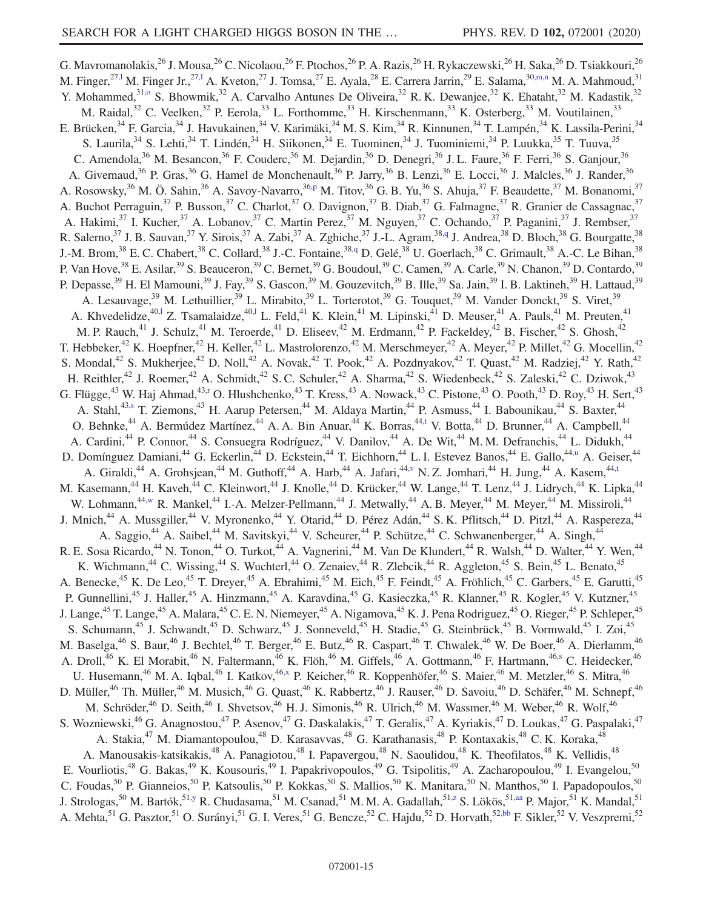G. Mavromanolakis,[26] J. Mousa,[26] C. Nicolaou,[26] F. Ptochos,[26] P. A. Razis,[26] H. Rykaczewski,[26] H. Saka,[26] D. Tsiakkouri,[26] M. Finger,[27,l] M. Finger Jr.,[27,l] A. Kveton,[27] J. Tomsa,[27] E. Ayala,[28] E. Carrera Jarrin,[29] E. Salama,[30,m,n] M. A. Mahmoud,[31] Y. Mohammed,[31,o] S. Bhowmik,[32] A. Carvalho Antunes De Oliveira,[32] R. K. Dewanjee,[32] K. Ehataht,[32] M. Kadastik,[32] M. Raidal,[32] C. Veelken,[32] P. Eerola,[33] L. Forthomme,[33] H. Kirschenmann,[33] K. Osterberg,[33] M. Voutilainen,[33] E. Brücken,[34] F. Garcia,[34] J. Havukainen,[34] V. Karimäki,[34] M. S. Kim,[34] R. Kinnunen,[34] T. Lampén,[34] K. Lassila-Perini,[34] S. Laurila,[34] S. Lehti,[34] T. Lindén,[34] H. Siikonen,[34] E. Tuominen,[34] J. Tuominiemi,[34] P. Luukka,[35] T. Tuuva,[35] C. Amendola,[36] M. Besancon,[36] F. Couderc,[36] M. Dejardin,[36] D. Denegri,[36] J. L. Faure,[36] F. Ferri,[36] S. Ganjour,[36] A. Givernaud,[36] P. Gras,[36] G. Hamel de Monchenault,[36] P. Jarry,[36] B. Lenzi,[36] E. Locci,[36] J. Malcles,[36] J. Rander,[36] A. Rosowsky,[36] M. Ö. Sahin,[36] A. Savoy-Navarro,[36,p] M. Titov,[36] G. B. Yu,[36] S. Ahuja,[37] F. Beaudette,[37] M. Bonanomi,[37] A. Buchot Perraguin,[37] P. Busson,[37] C. Charlot,[37] O. Davignon,[37] B. Diab,[37] G. Falmagne,[37] R. Granier de Cassagnac,[37] A. Hakimi,[37] I. Kucher,[37] A. Lobanov,[37] C. Martin Perez,[37] M. Nguyen,[37] C. Ochando,[37] P. Paganini,[37] J. Rembser,[37] R. Salerno,[37] J. B. Sauvan,[37] Y. Sirois,[37] A. Zabi,[37] A. Zghiche,[37] J.-L. Agram,[38,q] J. Andrea,[38] D. Bloch,[38] G. Bourgatte,[38] J.-M. Brom,[38] E. C. Chabert,[38] C. Collard,[38] J.-C. Fontaine,[38,q] D. Gelé,[38] U. Goerlach,[38] C. Grimault,[38] A.-C. Le Bihan,[38] P. Van Hove,[38] E. Asilar,[39] S. Beauceron,[39] C. Bernet,[39] G. Boudoul,[39] C. Camen,[39] A. Carle,[39] N. Chanon,[39] D. Contardo,[39] P. Depasse,[39] H. El Mamouni,[39] J. Fay,[39] S. Gascon,[39] M. Gouzevitch,[39] B. Ille,[39] Sa. Jain,[39] I. B. Laktineh,[39] H. Lattaud,[39] A. Lesauvage,[39] M. Lethuillier,[39] L. Mirabito,[39] L. Torterotot,[39] G. Touquet,[39] M. Vander Donckt,[39] S. Viret,[39] A. Khvedelidze,[40,l] Z. Tsamalaidze,[40,l] L. Feld,[41] K. Klein,[41] M. Lipinski,[41] D. Meuser,[41] A. Pauls,[41] M. Preuten,[41] M. P. Rauch,[41] J. Schulz,[41] M. Teroerde,[41] D. Eliseev,[42] M. Erdmann,[42] P. Fackeldey,[42] B. Fischer,[42] S. Ghosh,[42] T. Hebbeker,[42] K. Hoepfner,[42] H. Keller,[42] L. Mastrolorenzo,[42] M. Merschmeyer,[42] A. Meyer,[42] P. Millet,[42] G. Mocellin,[42] S. Mondal,[42] S. Mukherjee,[42] D. Noll,[42] A. Novak,[42] T. Pook,[42] A. Pozdnyakov,[42] T. Quast,[42] M. Radziej,[42] Y. Rath,[42] H. Reithler,[42] J. Roemer,[42] A. Schmidt,[42] S. C. Schuler,[42] A. Sharma,[42] S. Wiedenbeck,[42] S. Zaleski,[42] C. Dziwok,[43] G. Flügge,[43] W. Haj Ahmad,[43,r] O. Hlushchenko,[43] T. Kress,[43] A. Nowack,[43] C. Pistone,[43] O. Pooth,[43] D. Roy,[43] H. Sert,[43] A. Stahl,[43,s] T. Ziemons,[43] H. Aarup Petersen,[44] M. Aldaya Martin,[44] P. Asmuss,[44] I. Babounikau,[44] S. Baxter,[44] O. Behnke,[44] A. Bermúdez Martínez,[44] A. A. Bin Anuar,[44] K. Borras,[44,t] V. Botta,[44] D. Brunner,[44] A. Campbell,[44] A. Cardini,[44] P. Connor,[44] S. Consuegra Rodríguez,[44] V. Danilov,[44] A. De Wit,[44] M. M. Defranchis,[44] L. Didukh,[44] D. Domínguez Damiani,[44] G. Eckerlin,[44] D. Eckstein,[44] T. Eichhorn,[44] L. I. Estevez Banos,[44] E. Gallo,[44,u] A. Geiser,[44] A. Giraldi,[44] A. Grohsjean,[44] M. Guthoff,[44] A. Harb,[44] A. Jafari,[44,v] N. Z. Jomhari,[44] H. Jung,[44] A. Kasem,[44,t] M. Kasemann,[44] H. Kaveh,[44] C. Kleinwort,[44] J. Knolle,[44] D. Krücker,[44] W. Lange,[44] T. Lenz,[44] J. Lidrych,[44] K. Lipka,[44] W. Lohmann,[44,w] R. Mankel,[44] I.-A. Melzer-Pellmann,[44] J. Metwally,[44] A. B. Meyer,[44] M. Meyer,[44] M. Missiroli,[44] J. Mnich,[44] A. Mussgiller,[44] V. Myronenko,[44] Y. Otarid,[44] D. Pérez Adán,[44] S. K. Pflitsch,[44] D. Pitzl,[44] A. Raspereza,[44] A. Saggio,[44] A. Saibel,[44] M. Savitskyi,[44] V. Scheurer,[44] P. Schütze,[44] C. Schwanenberger,[44] A. Singh,[44] R. E. Sosa Ricardo,[44] N. Tonon,[44] O. Turkot,[44] A. Vagnerini,[44] M. Van De Klundert,[44] R. Walsh,[44] D. Walter,[44] Y. Wen,[44] K. Wichmann,[44] C. Wissing,[44] S. Wuchterl,[44] O. Zenaiev,[44] R. Zlebcik,[44] R. Aggleton,[45] S. Bein,[45] L. Benato,[45] A. Benecke,[45] K. De Leo,[45] T. Dreyer,[45] A. Ebrahimi,[45] M. Eich,[45] F. Feindt,[45] A. Fröhlich,[45] C. Garbers,[45] E. Garutti,[45] P. Gunnellini,[45] J. Haller,[45] A. Hinzmann,[45] A. Karavdina,[45] G. Kasieczka,[45] R. Klanner,[45] R. Kogler,[45] V. Kutzner,[45] J. Lange,[45] T. Lange,[45] A. Malara,[45] C. E. N. Niemeyer,[45] A. Nigamova,[45] K. J. Pena Rodriguez,[45] O. Rieger,[45] P. Schleper,[45] S. Schumann,[45] J. Schwandt,[45] D. Schwarz,[45] J. Sonneveld,[45] H. Stadie,[45] G. Steinbrück,[45] B. Vormwald,[45] I. Zoi,[45] M. Baselga,[46] S. Baur,[46] J. Bechtel,[46] T. Berger,[46] E. Butz,[46] R. Caspart,[46] T. Chwalek,[46] W. De Boer,[46] A. Dierlamm,[46] A. Droll,[46] K. El Morabit,[46] N. Faltermann,[46] K. Flöh,[46] M. Giffels,[46] A. Gottmann,[46] F. Hartmann,[46,s] C. Heidecker,[46] U. Husemann,[46] M. A. Iqbal,[46] I. Katkov,[46,x] P. Keicher,[46] R. Koppenhöfer,[46] S. Maier,[46] M. Metzler,[46] S. Mitra,[46] D. Müller,[46] Th. Müller,[46] M. Musich,[46] G. Quast,[46] K. Rabbertz,[46] J. Rauser,[46] D. Savoiu,[46] D. Schäfer,[46] M. Schnepf,[46] M. Schröder,[46] D. Seith,[46] I. Shvetsov,[46] H. J. Simonis,[46] R. Ulrich,[46] M. Wassmer,[46] M. Weber,[46] R. Wolf,[46] S. Wozniewski,[46] G. Anagnostou,[47] P. Asenov,[47] G. Daskalakis,[47] T. Geralis,[47] A. Kyriakis,[47] D. Loukas,[47] G. Paspalaki,[47] A. Stakia,[47] M. Diamantopoulou,[48] D. Karasavvas,[48] G. Karathanasis,[48] P. Kontaxakis,[48] C. K. Koraka,[48] A. Manousakis-katsikakis,[48] A. Panagiotou,[48] I. Papavergou,[48] N. Saoulidou,[48] K. Theofilatos,[48] K. Vellidis,[48] E. Vourliotis,[48] G. Bakas,[49] K. Kousouris,[49] I. Papakrivopoulos,[49] G. Tsipolitis,[49] A. Zacharopoulou,[49] I. Evangelou,[50] C. Foudas,[50] P. Gianneios,[50] P. Katsoulis,[50] P. Kokkas,[50] S. Mallios,[50] K. Manitara,[50] N. Manthos,[50] I. Papadopoulos,[50] J. Strologas,[50] M. Bartók,[51,y] R. Chudasama,[51] M. Csanad,[51] M. M. A. Gadallah,[51,z] S. Lökös,[51,aa] P. Major,[51] K. Mandal,[51] A. Mehta,[51] G. Pasztor,[51] O. Surányi,[51] G. I. Veres,[51] G. Bencze,[52] C. Hajdu,[52] D. Horvath,[52,bb] F. Sikler,[52] V. Veszpremi,[52]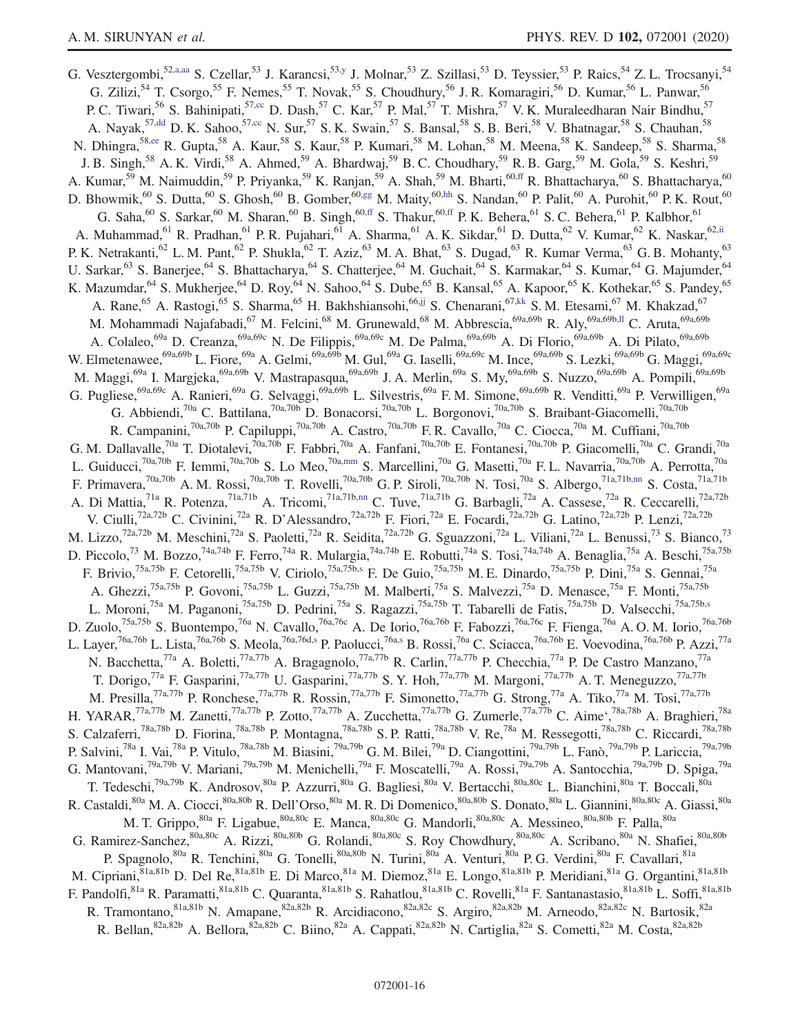G. Vesztergombi,[52,a,aa] S. Czellar,[53] J. Karancsi,[53,y] J. Molnar,[53] Z. Szillasi,[53] D. Teyssier,[53] P. Raics,[54] Z. L. Trocsanyi,[54] G. Zilizi,[54] T. Csorgo,[55] F. Nemes,[55] T. Novak,[55] S. Choudhury,[56] J. R. Komaragiri,[56] D. Kumar,[56] L. Panwar,[56] P. C. Tiwari,[56] S. Bahinipati,[57,cc] D. Dash,[57] C. Kar,[57] P. Mal,[57] T. Mishra,[57] V. K. Muraleedharan Nair Bindhu,[57] A. Nayak,[57,dd] D. K. Sahoo,[57,cc] N. Sur,[57] S. K. Swain,[57] S. Bansal,[58] S. B. Beri,[58] V. Bhatnagar,[58] S. Chauhan,[58] N. Dhingra,[58,ee] R. Gupta,[58] A. Kaur,[58] S. Kaur,[58] P. Kumari,[58] M. Lohan,[58] M. Meena,[58] K. Sandeep,[58] S. Sharma,[58] J. B. Singh,[58] A. K. Virdi,[58] A. Ahmed,[59] A. Bhardwaj,[59] B. C. Choudhary,[59] R. B. Garg,[59] M. Gola,[59] S. Keshri,[59] A. Kumar,[59] M. Naimuddin,[59] P. Priyanka,[59] K. Ranjan,[59] A. Shah,[59] M. Bharti,[60,ff] R. Bhattacharya,[60] S. Bhattacharya,[60] D. Bhowmik,[60] S. Dutta,[60] S. Ghosh,[60] B. Gomber,[60,gg] M. Maity,[60,hh] S. Nandan,[60] P. Palit,[60] A. Purohit,[60] P. K. Rout,[60] G. Saha,[60] S. Sarkar,[60] M. Sharan,[60] B. Singh,[60,ff] S. Thakur,[60,ff] P. K. Behera,[61] S. C. Behera,[61] P. Kalbhor,[61] A. Muhammad,[61] R. Pradhan,[61] P. R. Pujahari,[61] A. Sharma,[61] A. K. Sikdar,[61] D. Dutta,[62] V. Kumar,[62] K. Naskar,[62,ii] P. K. Netrakanti,[62] L. M. Pant,[62] P. Shukla,[62] T. Aziz,[63] M. A. Bhat,[63] S. Dugad,[63] R. Kumar Verma,[63] G. B. Mohanty,[63] U. Sarkar,[63] S. Banerjee,[64] S. Bhattacharya,[64] S. Chatterjee,[64] M. Guchait,[64] S. Karmakar,[64] S. Kumar,[64] G. Majumder,[64] K. Mazumdar,[64] S. Mukherjee,[64] D. Roy,[64] N. Sahoo,[64] S. Dube,[65] B. Kansal,[65] A. Kapoor,[65] K. Kothekar,[65] S. Pandey,[65] A. Rane,[65] A. Rastogi,[65] S. Sharma,[65] H. Bakhshiansohi,[66,jj] S. Chenarani,[67,kk] S. M. Etesami,[67] M. Khakzad,[67] M. Mohammadi Najafabadi,[67] M. Felcini,[68] M. Grunewald,[68] M. Abbrescia,[69a,69b] R. Aly,[69a,69b,ll] C. Aruta,[69a,69b] A. Colaleo,[69a] D. Creanza,[69a,69c] N. De Filippis,[69a,69c] M. De Palma,[69a,69b] A. Di Florio,[69a,69b] A. Di Pilato,[69a,69b] W. Elmetenawee,[69a,69b] L. Fiore,[69a] A. Gelmi,[69a,69b] M. Gul,[69a] G. Iaselli,[69a,69c] M. Ince,[69a,69b] S. Lezki,[69a,69b] G. Maggi,[69a,69c] M. Maggi,[69a] I. Margjeka,[69a,69b] V. Mastrapasqua,[69a,69b] J. A. Merlin,[69a] S. My,[69a,69b] S. Nuzzo,[69a,69b] A. Pompili,[69a,69b] G. Pugliese,[69a,69c] A. Ranieri,[69a] G. Selvaggi,[69a,69b] L. Silvestris,[69a] F. M. Simone,[69a,69b] R. Venditti,[69a] P. Verwilligen,[69a] G. Abbiendi,[70a] C. Battilana,[70a,70b] D. Bonacorsi,[70a,70b] L. Borgonovi,[70a,70b] S. Braibant-Giacomelli,[70a,70b] R. Campanini,[70a,70b] P. Capiluppi,[70a,70b] A. Castro,[70a,70b] F. R. Cavallo,[70a] C. Ciocca,[70a] M. Cuffiani,[70a,70b] G. M. Dallavalle,[70a] T. Diotalevi,[70a,70b] F. Fabbri,[70a] A. Fanfani,[70a,70b] E. Fontanesi,[70a,70b] P. Giacomelli,[70a] C. Grandi,[70a] L. Guiducci,[70a,70b] F. Iemmi,[70a,70b] S. Lo Meo,[70a,mm] S. Marcellini,[70a] G. Masetti,[70a] F. L. Navarria,[70a,70b] A. Perrotta,[70a] F. Primavera,[70a,70b] A. M. Rossi,[70a,70b] T. Rovelli,[70a,70b] G. P. Siroli,[70a,70b] N. Tosi,[70a] S. Albergo,[71a,71b,nn] S. Costa,[71a,71b] A. Di Mattia,[71a] R. Potenza,[71a,71b] A. Tricomi,[71a,71b,nn] C. Tuve,[71a,71b] G. Barbagli,[72a] A. Cassese,[72a] R. Ceccarelli,[72a,72b] V. Ciulli,[72a,72b] C. Civinini,[72a] R. D'Alessandro,[72a,72b] F. Fiori,[72a] E. Focardi,[72a,72b] G. Latino,[72a,72b] P. Lenzi,[72a,72b] M. Lizzo,[72a,72b] M. Meschini,[72a] S. Paoletti,[72a] R. Seidita,[72a,72b] G. Sguazzoni,[72a] L. Viliani,[72a] L. Benussi,[73] S. Bianco,[73] D. Piccolo,[73] M. Bozzo,[74a,74b] F. Ferro,[74a] R. Mulargia,[74a,74b] E. Robutti,[74a] S. Tosi,[74a,74b] A. Benaglia,[75a] A. Beschi,[75a,75b] F. Brivio,[75a,75b] F. Cetorelli,[75a,75b] V. Ciriolo,[75a,75b,s] F. De Guio,[75a,75b] M. E. Dinardo,[75a,75b] P. Dini,[75a] S. Gennai,[75a] A. Ghezzi,[75a,75b] P. Govoni,[75a,75b] L. Guzzi,[75a,75b] M. Malberti,[75a] S. Malvezzi,[75a] D. Menasce,[75a] F. Monti,[75a,75b] L. Moroni,[75a] M. Paganoni,[75a,75b] D. Pedrini,[75a] S. Ragazzi,[75a,75b] T. Tabarelli de Fatis,[75a,75b] D. Valsecchi,[75a,75b,s] D. Zuolo,[75a,75b] S. Buontempo,[76a] N. Cavallo,[76a,76c] A. De Iorio,[76a,76b] F. Fabozzi,[76a,76c] F. Fienga,[76a] A. O. M. Iorio,[76a,76b] L. Layer,[76a,76b] L. Lista,[76a,76b] S. Meola,[76a,76d,s] P. Paolucci,[76a,s] B. Rossi,[76a] C. Sciacca,[76a,76b] E. Voevodina,[76a,76b] P. Azzi,[77a] N. Bacchetta,[77a] A. Boletti,[77a,77b] A. Bragagnolo,[77a,77b] R. Carlin,[77a,77b] P. Checchia,[77a] P. De Castro Manzano,[77a] T. Dorigo,[77a] F. Gasparini,[77a,77b] U. Gasparini,[77a,77b] S. Y. Hoh,[77a,77b] M. Margoni,[77a,77b] A. T. Meneguzzo,[77a,77b] M. Presilla,[77a,77b] P. Ronchese,[77a,77b] R. Rossin,[77a,77b] F. Simonetto,[77a,77b] G. Strong,[77a] A. Tiko,[77a] M. Tosi,[77a,77b] H. YARAR,[77a,77b] M. Zanetti,[77a,77b] P. Zotto,[77a,77b] A. Zucchetta,[77a,77b] G. Zumerle,[77a,77b] C. Aime',[78a,78b] A. Braghieri,[78a] S. Calzaferri,[78a,78b] D. Fiorina,[78a,78b] P. Montagna,[78a,78b] S. P. Ratti,[78a,78b] V. Re,[78a] M. Ressegotti,[78a,78b] C. Riccardi,[78a,78b] P. Salvini,[78a] I. Vai,[78a] P. Vitulo,[78a,78b] M. Biasini,[79a,79b] G. M. Bilei,[79a] D. Ciangottini,[79a,79b] L. Fanò,[79a,79b] P. Lariccia,[79a,79b] G. Mantovani,[79a,79b] V. Mariani,[79a,79b] M. Menichelli,[79a] F. Moscatelli,[79a] A. Rossi,[79a,79b] A. Santocchia,[79a,79b] D. Spiga,[79a] T. Tedeschi,[79a,79b] K. Androsov,[80a] P. Azzurri,[80a] G. Bagliesi,[80a] V. Bertacchi,[80a,80c] L. Bianchini,[80a] T. Boccali,[80a] R. Castaldi,[80a] M. A. Ciocci,[80a,80b] R. Dell'Orso,[80a] M. R. Di Domenico,[80a,80b] S. Donato,[80a] L. Giannini,[80a,80c] A. Giassi,[80a] M. T. Grippo,[80a] F. Ligabue,[80a,80c] E. Manca,[80a,80c] G. Mandorli,[80a,80c] A. Messineo,[80a,80b] F. Palla,[80a] G. Ramirez-Sanchez,[80a,80c] A. Rizzi,[80a,80b] G. Rolandi,[80a,80c] S. Roy Chowdhury,[80a,80c] A. Scribano,[80a] N. Shafiei,[80a,80b] P. Spagnolo,[80a] R. Tenchini,[80a] G. Tonelli,[80a,80b] N. Turini,[80a] A. Venturi,[80a] P. G. Verdini,[80a] F. Cavallari,[81a] M. Cipriani,[81a,81b] D. Del Re,[81a,81b] E. Di Marco,[81a] M. Diemoz,[81a] E. Longo,[81a,81b] P. Meridiani,[81a] G. Organtini,[81a,81b] F. Pandolfi,[81a] R. Paramatti,[81a,81b] C. Quaranta,[81a,81b] S. Rahatlou,[81a,81b] C. Rovelli,[81a] F. Santanastasio,[81a,81b] L. Soffi,[81a,81b] R. Tramontano,[81a,81b] N. Amapane,[82a,82b] R. Arcidiacono,[82a,82c] S. Argiro,[82a,82b] M. Arneodo,[82a,82c] N. Bartosik,[82a] R. Bellan,[82a,82b] A. Bellora,[82a,82b] C. Biino,[82a] A. Cappati,[82a,82b] N. Cartiglia,[82a] S. Cometti,[82a] M. Costa,[82a,82b]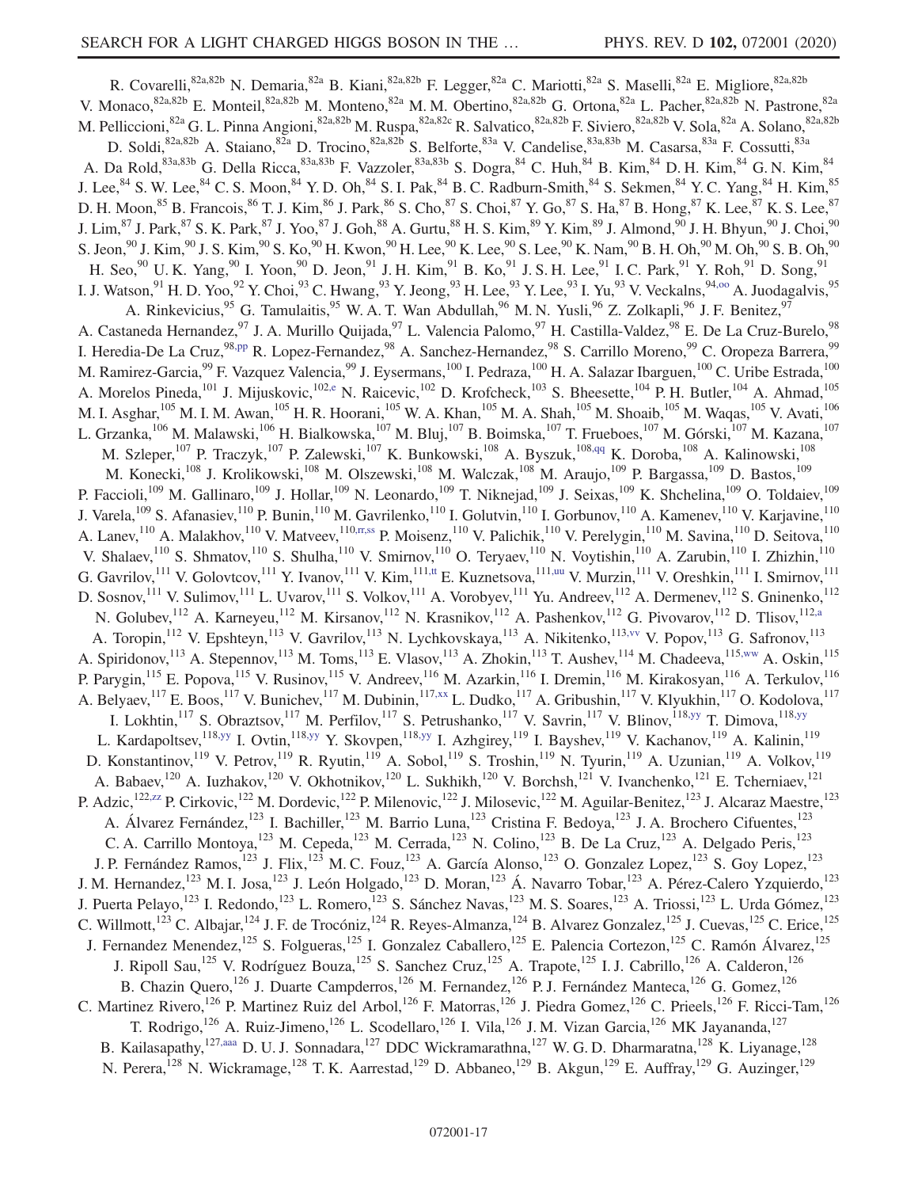R. Covarelli,[82a,82b] N. Demaria,[82a] B. Kiani,[82a,82b] F. Legger,[82a] C. Mariotti,[82a] S. Maselli,[82a] E. Migliore,[82a,82b] V. Monaco,[82a,82b] E. Monteil,[82a,82b] M. Monteno,[82a] M. M. Obertino,[82a,82b] G. Ortona,[82a] L. Pacher,[82a,82b] N. Pastrone,[82a] M. Pelliccioni,[82a] G. L. Pinna Angioni,[82a,82b] M. Ruspa,[82a,82c] R. Salvatico,[82a,82b] F. Siviero,[82a,82b] V. Sola,[82a] A. Solano,[82a,82b] D. Soldi,[82a,82b] A. Staiano,[82a] D. Trocino,[82a,82b] S. Belforte,[83a] V. Candelise,[83a,83b] M. Casarsa,[83a] F. Cossutti,[83a] A. Da Rold,[83a,83b] G. Della Ricca,[83a,83b] F. Vazzoler,[83a,83b] S. Dogra,[84] C. Huh,[84] B. Kim,[84] D. H. Kim,[84] G. N. Kim,[84] J. Lee,[84] S. W. Lee,[84] C. S. Moon,[84] Y. D. Oh,[84] S. I. Pak,[84] B. C. Radburn-Smith,[84] S. Sekmen,[84] Y. C. Yang,[84] H. Kim,[85] D. H. Moon,[85] B. Francois,[86] T. J. Kim,[86] J. Park,[86] S. Cho,[87] S. Choi,[87] Y. Go,[87] S. Ha,[87] B. Hong,[87] K. Lee,[87] K. S. Lee,[87] J. Lim,[87] J. Park,[87] S. K. Park,[87] J. Yoo,[87] J. Goh,[88] A. Gurtu,[88] H. S. Kim,[89] Y. Kim,[89] J. Almond,[90] J. H. Bhyun,[90] J. Choi,[90] S. Jeon,[90] J. Kim,[90] J. S. Kim,[90] S. Ko,[90] H. Kwon,[90] H. Lee,[90] K. Lee,[90] S. Lee,[90] K. Nam,[90] B. H. Oh,[90] M. Oh,[90] S. B. Oh,[90] H. Seo,[90] U. K. Yang,[90] I. Yoon,[90] D. Jeon,[91] J. H. Kim,[91] B. Ko,[91] J. S. H. Lee,[91] I. C. Park,[91] Y. Roh,[91] D. Song,[91] I. J. Watson,[91] H. D. Yoo,[92] Y. Choi,[93] C. Hwang,[93] Y. Jeong,[93] H. Lee,[93] Y. Lee,[93] I. Yu,[93] V. Veckalns,[94,oo] A. Juodagalvis,[95] A. Rinkevicius,[95] G. Tamulaitis,[95] W. A. T. Wan Abdullah,[96] M. N. Yusli,[96] Z. Zolkapli,[96] J. F. Benitez,[97] A. Castaneda Hernandez,[97] J. A. Murillo Quijada,[97] L. Valencia Palomo,[97] H. Castilla-Valdez,[98] E. De La Cruz-Burelo,[98] I. Heredia-De La Cruz,[98,pp] R. Lopez-Fernandez,[98] A. Sanchez-Hernandez,[98] S. Carrillo Moreno,[99] C. Oropeza Barrera,[99] M. Ramirez-Garcia,[99] F. Vazquez Valencia,[99] J. Eysermans,[100] I. Pedraza,[100] H. A. Salazar Ibarguen,[100] C. Uribe Estrada,[100] A. Morelos Pineda,[101] J. Mijuskovic,[102,e] N. Raicevic,[102] D. Krofcheck,[103] S. Bheesette,[104] P. H. Butler,[104] A. Ahmad,[105] M. I. Asghar,[105] M. I. M. Awan,[105] H. R. Hoorani,[105] W. A. Khan,[105] M. A. Shah,[105] M. Shoaib,[105] M. Waqas,[105] V. Avati,[106] L. Grzanka,[106] M. Malawski,[106] H. Bialkowska,[107] M. Bluj,[107] B. Boimska,[107] T. Frueboes,[107] M. Górski,[107] M. Kazana,[107] M. Szleper,[107] P. Traczyk,[107] P. Zalewski,[107] K. Bunkowski,[108] A. Byszuk,[108,qq] K. Doroba,[108] A. Kalinowski,[108] M. Konecki,[108] J. Krolikowski,[108] M. Olszewski,[108] M. Walczak,[108] M. Araujo,[109] P. Bargassa,[109] D. Bastos,[109] P. Faccioli,[109] M. Gallinaro,[109] J. Hollar,[109] N. Leonardo,[109] T. Niknejad,[109] J. Seixas,[109] K. Shchelina,[109] O. Toldaiev,[109] J. Varela,[109] S. Afanasiev,[110] P. Bunin,[110] M. Gavrilenko,[110] I. Golutvin,[110] I. Gorbunov,[110] A. Kamenev,[110] V. Karjavine,[110] A. Lanev,[110] A. Malakhov,[110] V. Matveev,[110,rr,ss] P. Moisenz,[110] V. Palichik,[110] V. Perelygin,[110] M. Savina,[110] D. Seitova,[110] V. Shalaev,[110] S. Shmatov,[110] S. Shulha,[110] V. Smirnov,[110] O. Teryaev,[110] N. Voytishin,[110] A. Zarubin,[110] I. Zhizhin,[110] G. Gavrilov,[111] V. Golovtcov,[111] Y. Ivanov,[111] V. Kim,[111,tt] E. Kuznetsova,[111,uu] V. Murzin,[111] V. Oreshkin,[111] I. Smirnov,[111] D. Sosnov,[111] V. Sulimov,[111] L. Uvarov,[111] S. Volkov,[111] A. Vorobyev,[111] Yu. Andreev,[112] A. Dermenev,[112] S. Gninenko,[112] N. Golubev,[112] A. Karneyeu,[112] M. Kirsanov,[112] N. Krasnikov,[112] A. Pashenkov,[112] G. Pivovarov,[112] D. Tlisov,[112,a] A. Toropin,[112] V. Epshteyn,[113] V. Gavrilov,[113] N. Lychkovskaya,[113] A. Nikitenko,[113,vv] V. Popov,[113] G. Safronov,[113] A. Spiridonov,[113] A. Stepennov,[113] M. Toms,[113] E. Vlasov,[113] A. Zhokin,[113] T. Aushev,[114] M. Chadeeva,[115,ww] A. Oskin,[115] P. Parygin,[115] E. Popova,[115] V. Rusinov,[115] V. Andreev,[116] M. Azarkin,[116] I. Dremin,[116] M. Kirakosyan,[116] A. Terkulov,[116] A. Belyaev,[117] E. Boos,[117] V. Bunichev,[117] M. Dubinin,[117,xx] L. Dudko,[117] A. Gribushin,[117] V. Klyukhin,[117] O. Kodolova,[117] I. Lokhtin,[117] S. Obraztsov,[117] M. Perfilov,[117] S. Petrushanko,[117] V. Savrin,[117] V. Blinov,[118,yy] T. Dimova,[118,yy] L. Kardapoltsev,[118,yy] I. Ovtin,[118,yy] Y. Skovpen,[118,yy] I. Azhgirey,[119] I. Bayshev,[119] V. Kachanov,[119] A. Kalinin,[119] D. Konstantinov,[119] V. Petrov,[119] R. Ryutin,[119] A. Sobol,[119] S. Troshin,[119] N. Tyurin,[119] A. Uzunian,[119] A. Volkov,[119] A. Babaev,[120] A. Iuzhakov,[120] V. Okhotnikov,[120] L. Sukhikh,[120] V. Borchsh,[121] V. Ivanchenko,[121] E. Tcherniaev,[121] P. Adzic,[122,zz] P. Cirkovic,[122] M. Dordevic,[122] P. Milenovic,[122] J. Milosevic,[122] M. Aguilar-Benitez,[123] J. Alcaraz Maestre,[123] A. Álvarez Fernández,[123] I. Bachiller,[123] M. Barrio Luna,[123] Cristina F. Bedoya,[123] J. A. Brochero Cifuentes,[123] C. A. Carrillo Montoya,[123] M. Cepeda,[123] M. Cerrada,[123] N. Colino,[123] B. De La Cruz,[123] A. Delgado Peris,[123] J. P. Fernández Ramos,[123] J. Flix,[123] M. C. Fouz,[123] A. García Alonso,[123] O. Gonzalez Lopez,[123] S. Goy Lopez,[123] J. M. Hernandez,[123] M. I. Josa,[123] J. León Holgado,[123] D. Moran,[123] Á. Navarro Tobar,[123] A. Pérez-Calero Yzquierdo,[123] J. Puerta Pelayo,[123] I. Redondo,[123] L. Romero,[123] S. Sánchez Navas,[123] M. S. Soares,[123] A. Triossi,[123] L. Urda Gómez,[123] C. Willmott,[123] C. Albajar,[124] J. F. de Trocóniz,[124] R. Reyes-Almanza,[124] B. Alvarez Gonzalez,[125] J. Cuevas,[125] C. Erice,[125] J. Fernandez Menendez,[125] S. Folgueras,[125] I. Gonzalez Caballero,[125] E. Palencia Cortezon,[125] C. Ramón Álvarez,[125] J. Ripoll Sau,[125] V. Rodríguez Bouza,[125] S. Sanchez Cruz,[125] A. Trapote,[125] I. J. Cabrillo,[126] A. Calderon,[126] B. Chazin Quero,[126] J. Duarte Campderros,[126] M. Fernandez,[126] P. J. Fernández Manteca,[126] G. Gomez,[126] C. Martinez Rivero,[126] P. Martinez Ruiz del Arbol,[126] F. Matorras,[126] J. Piedra Gomez,[126] C. Prieels,[126] F. Ricci-Tam,[126] T. Rodrigo,[126] A. Ruiz-Jimeno,[126] L. Scodellaro,[126] I. Vila,[126] J. M. Vizan Garcia,[126] MK Jayananda,[127] B. Kailasapathy,[127,aaa] D. U. J. Sonnadara,[127] DDC Wickramarathna,[127] W. G. D. Dharmaratna,[128] K. Liyanage,[128] N. Perera,[128] N. Wickramage,[128] T. K. Aarrestad,[129] D. Abbaneo,[129] B. Akgun,[129] E. Auffray,[129] G. Auzinger,[129]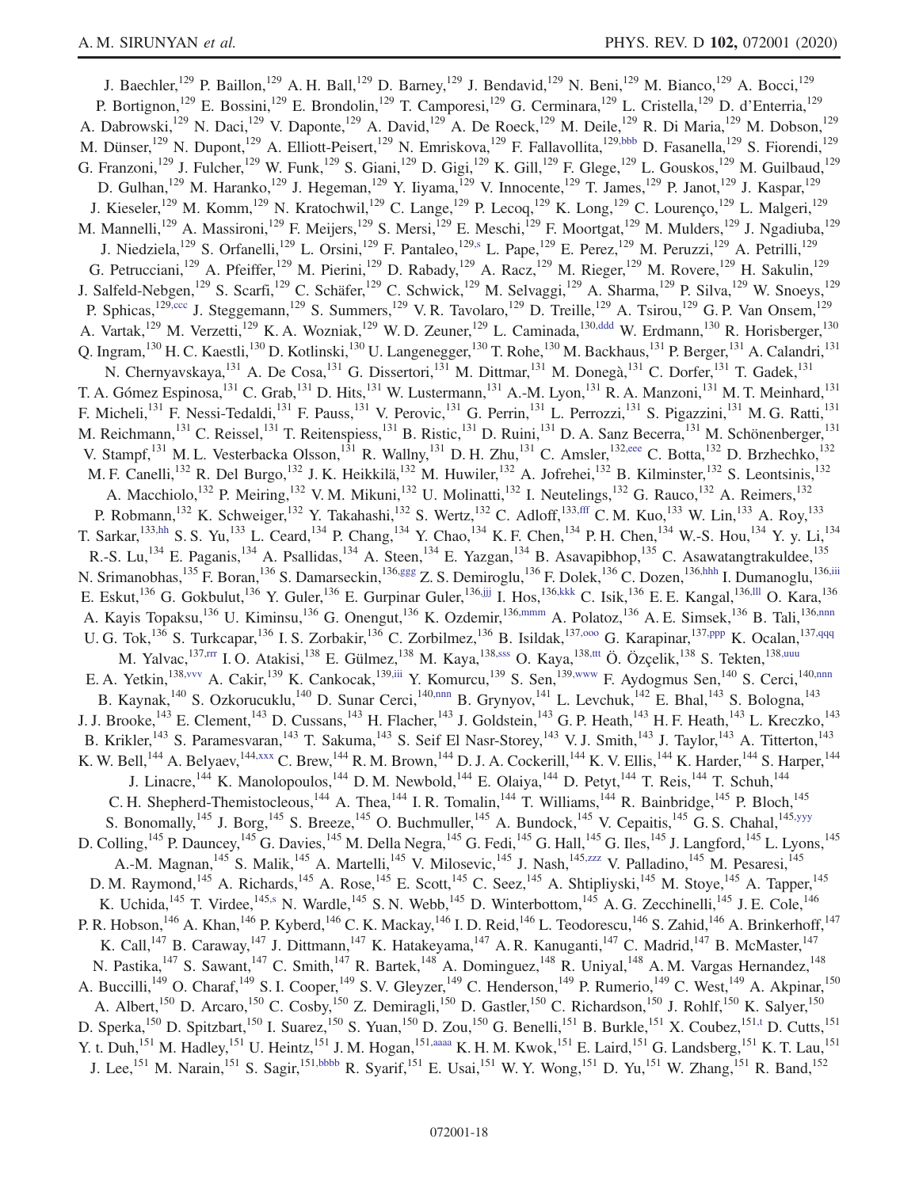J. Baechler,[129] P. Baillon,[129] A. H. Ball,[129] D. Barney,[129] J. Bendavid,[129] N. Beni,[129] M. Bianco,[129] A. Bocci,[129] P. Bortignon,[129] E. Bossini,[129] E. Brondolin,[129] T. Camporesi,[129] G. Cerminara,[129] L. Cristella,[129] D. d'Enterria,[129] A. Dabrowski,[129] N. Daci,[129] V. Daponte,[129] A. David,[129] A. De Roeck,[129] M. Deile,[129] R. Di Maria,[129] M. Dobson,[129] M. Dünser,[129] N. Dupont,[129] A. Elliott-Peisert,[129] N. Emriskova,[129] F. Fallavollita,[129,bbb] D. Fasanella,[129] S. Fiorendi,[129] G. Franzoni,[129] J. Fulcher,[129] W. Funk,[129] S. Giani,[129] D. Gigi,[129] K. Gill,[129] F. Glege,[129] L. Gouskos,[129] M. Guilbaud,[129] D. Gulhan,[129] M. Haranko,[129] J. Hegeman,[129] Y. Iiyama,[129] V. Innocente,[129] T. James,[129] P. Janot,[129] J. Kaspar,[129] J. Kieseler,[129] M. Komm,[129] N. Kratochwil,[129] C. Lange,[129] P. Lecoq,[129] K. Long,[129] C. Lourenço,[129] L. Malgeri,[129] M. Mannelli,[129] A. Massironi,[129] F. Meijers,[129] S. Mersi,[129] E. Meschi,[129] F. Moortgat,[129] M. Mulders,[129] J. Ngadiuba,[129] J. Niedziela,[129] S. Orfanelli,[129] L. Orsini,[129] F. Pantaleo,[129,s] L. Pape,[129] E. Perez,[129] M. Peruzzi,[129] A. Petrilli,[129] G. Petrucciani,[129] A. Pfeiffer,[129] M. Pierini,[129] D. Rabady,[129] A. Racz,[129] M. Rieger,[129] M. Rovere,[129] H. Sakulin,[129] J. Salfeld-Nebgen,[129] S. Scarfi,[129] C. Schäfer,[129] C. Schwick,[129] M. Selvaggi,[129] A. Sharma,[129] P. Silva,[129] W. Snoeys,[129] P. Sphicas,[129,ccc] J. Steggemann,[129] S. Summers,[129] V. R. Tavolaro,[129] D. Treille,[129] A. Tsirou,[129] G. P. Van Onsem,[129] A. Vartak,[129] M. Verzetti,[129] K. A. Wozniak,[129] W. D. Zeuner,[129] L. Caminada,[130,ddd] W. Erdmann,[130] R. Horisberger,[130] Q. Ingram,[130] H. C. Kaestli,[130] D. Kotlinski,[130] U. Langenegger,[130] T. Rohe,[130] M. Backhaus,[131] P. Berger,[131] A. Calandri,[131] N. Chernyavskaya,[131] A. De Cosa,[131] G. Dissertori,[131] M. Dittmar,[131] M. Donegà,[131] C. Dorfer,[131] T. Gadek,[131] T. A. Gómez Espinosa,[131] C. Grab,[131] D. Hits,[131] W. Lustermann,[131] A.-M. Lyon,[131] R. A. Manzoni,[131] M. T. Meinhard,[131] F. Micheli,[131] F. Nessi-Tedaldi,[131] F. Pauss,[131] V. Perovic,[131] G. Perrin,[131] L. Perrozzi,[131] S. Pigazzini,[131] M. G. Ratti,[131] M. Reichmann,[131] C. Reissel,[131] T. Reitenspiess,[131] B. Ristic,[131] D. Ruini,[131] D. A. Sanz Becerra,[131] M. Schönenberger,[131] V. Stampf,[131] M. L. Vesterbacka Olsson,[131] R. Wallny,[131] D. H. Zhu,[131] C. Amsler,[132,eee] C. Botta,[132] D. Brzhechko,[132] M. F. Canelli,[132] R. Del Burgo,[132] J. K. Heikkilä,[132] M. Huwiler,[132] A. Jofrehei,[132] B. Kilminster,[132] S. Leontsinis,[132] A. Macchiolo,[132] P. Meiring,[132] V. M. Mikuni,[132] U. Molinatti,[132] I. Neutelings,[132] G. Rauco,[132] A. Reimers,[132] P. Robmann,[132] K. Schweiger,[132] Y. Takahashi,[132] S. Wertz,[132] C. Adloff,[133,fff] C. M. Kuo,[133] W. Lin,[133] A. Roy,[133] T. Sarkar,[133,hh] S. S. Yu,[133] L. Ceard,[134] P. Chang,[134] Y. Chao,[134] K. F. Chen,[134] P. H. Chen,[134] W.-S. Hou,[134] Y. y. Li,[134] R.-S. Lu,[134] E. Paganis,[134] A. Psallidas,[134] A. Steen,[134] E. Yazgan,[134] B. Asavapibhop,[135] C. Asawatangtrakuldee,[135] N. Srimanobhas,[135] F. Boran,[136] S. Damarseckin,[136,ggg] Z. S. Demiroglu,[136] F. Dolek,[136] C. Dozen,[136,hhh] I. Dumanoglu,[136,iii] E. Eskut,[136] G. Gokbulut,[136] Y. Guler,[136] E. Gurpinar Guler,[136,jjj] I. Hos,[136,kkk] C. Isik,[136] E. E. Kangal,[136,lll] O. Kara,[136] A. Kayis Topaksu,[136] U. Kiminsu,[136] G. Onengut,[136] K. Ozdemir,[136,mmm] A. Polatoz,[136] A. E. Simsek,[136] B. Tali,[136,nnn] U. G. Tok,[136] S. Turkcapar,[136] I. S. Zorbakir,[136] C. Zorbilmez,[136] B. Isildak,[137,ooo] G. Karapinar,[137,ppp] K. Ocalan,[137,qqq] M. Yalvac,[137,rrr] I. O. Atakisi,[138] E. Gülmez,[138] M. Kaya,[138,sss] O. Kaya,[138,ttt] Ö. Özçelik,[138] S. Tekten,[138,uuu] E. A. Yetkin,[138,vvv] A. Cakir,[139] K. Cankocak,[139,iii] Y. Komurcu,[139] S. Sen,[139,www] F. Aydogmus Sen,[140] S. Cerci,[140,nnn] B. Kaynak,[140] S. Ozkorucuklu,[140] D. Sunar Cerci,[140,nnn] B. Grynyov,[141] L. Levchuk,[142] E. Bhal,[143] S. Bologna,[143] J. J. Brooke,[143] E. Clement,[143] D. Cussans,[143] H. Flacher,[143] J. Goldstein,[143] G. P. Heath,[143] H. F. Heath,[143] L. Kreczko,[143] B. Krikler,[143] S. Paramesvaran,[143] T. Sakuma,[143] S. Seif El Nasr-Storey,[143] V. J. Smith,[143] J. Taylor,[143] A. Titterton,[143] K. W. Bell,[144] A. Belyaev,[144,xxx] C. Brew,[144] R. M. Brown,[144] D. J. A. Cockerill,[144] K. V. Ellis,[144] K. Harder,[144] S. Harper,[144] J. Linacre,[144] K. Manolopoulos,[144] D. M. Newbold,[144] E. Olaiya,[144] D. Petyt,[144] T. Reis,[144] T. Schuh,[144] C. H. Shepherd-Themistocleous,[144] A. Thea,[144] I. R. Tomalin,[144] T. Williams,[144] R. Bainbridge,[145] P. Bloch,[145] S. Bonomally,[145] J. Borg,[145] S. Breeze,[145] O. Buchmuller,[145] A. Bundock,[145] V. Cepaitis,[145] G. S. Chahal,[145,yyy] D. Colling,[145] P. Dauncey,[145] G. Davies,[145] M. Della Negra,[145] G. Fedi,[145] G. Hall,[145] G. Iles,[145] J. Langford,[145] L. Lyons,[145] A.-M. Magnan,[145] S. Malik,[145] A. Martelli,[145] V. Milosevic,[145] J. Nash,[145,zzz] V. Palladino,[145] M. Pesaresi,[145] D. M. Raymond,[145] A. Richards,[145] A. Rose,[145] E. Scott,[145] C. Seez,[145] A. Shtipliyski,[145] M. Stoye,[145] A. Tapper,[145] K. Uchida,[145] T. Virdee,[145,s] N. Wardle,[145] S. N. Webb,[145] D. Winterbottom,[145] A. G. Zecchinelli,[145] J. E. Cole,[146] P. R. Hobson,[146] A. Khan,[146] P. Kyberd,[146] C. K. Mackay,[146] I. D. Reid,[146] L. Teodorescu,[146] S. Zahid,[146] A. Brinkerhoff,[147] K. Call,[147] B. Caraway,[147] J. Dittmann,[147] K. Hatakeyama,[147] A. R. Kanuganti,[147] C. Madrid,[147] B. McMaster,[147] N. Pastika,[147] S. Sawant,[147] C. Smith,[147] R. Bartek,[148] A. Dominguez,[148] R. Uniyal,[148] A. M. Vargas Hernandez,[148] A. Buccilli,[149] O. Charaf,[149] S. I. Cooper,[149] S. V. Gleyzer,[149] C. Henderson,[149] P. Rumerio,[149] C. West,[149] A. Akpinar,[150] A. Albert,[150] D. Arcaro,[150] C. Cosby,[150] Z. Demiragli,[150] D. Gastler,[150] C. Richardson,[150] J. Rohlf,[150] K. Salyer,[150] D. Sperka,[150] D. Spitzbart,[150] I. Suarez,[150] S. Yuan,[150] D. Zou,[150] G. Benelli,[151] B. Burkle,[151] X. Coubez,[151,t] D. Cutts,[151] Y. t. Duh,[151] M. Hadley,[151] U. Heintz,[151] J. M. Hogan,[151,aaaa] K. H. M. Kwok,[151] E. Laird,[151] G. Landsberg,[151] K. T. Lau,[151] J. Lee,[151] M. Narain,[151] S. Sagir,[151,bbbb] R. Syarif,[151] E. Usai,[151] W. Y. Wong,[151] D. Yu,[151] W. Zhang,[151] R. Band,[152]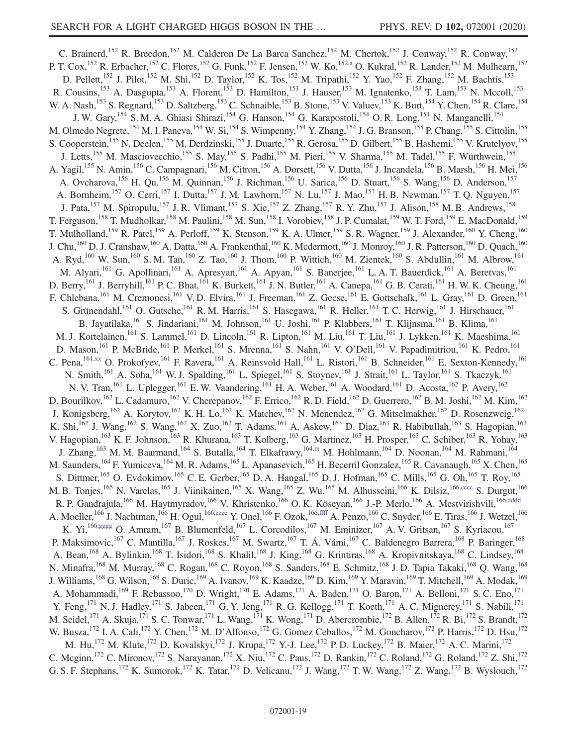C. Brainerd,[152] R. Breedon,[152] M. Calderon De La Barca Sanchez,[152] M. Chertok,[152] J. Conway,[152] R. Conway,[152] P. T. Cox,[152] R. Erbacher,[152] C. Flores,[152] G. Funk,[152] F. Jensen,[152] W. Ko,[152,a] O. Kukral,[152] R. Lander,[152] M. Mulhearn,[152] D. Pellett,[152] J. Pilot,[152] M. Shi,[152] D. Taylor,[152] K. Tos,[152] M. Tripathi,[152] Y. Yao,[152] F. Zhang,[152] M. Bachtis,[153] R. Cousins,[153] A. Dasgupta,[153] A. Florent,[153] D. Hamilton,[153] J. Hauser,[153] M. Ignatenko,[153] T. Lam,[153] N. Mccoll,[153] W. A. Nash,[153] S. Regnard,[153] D. Saltzberg,[153] C. Schnaible,[153] B. Stone,[153] V. Valuev,[153] K. Burt,[154] Y. Chen,[154] R. Clare,[154] J. W. Gary,[154] S. M. A. Ghiasi Shirazi,[154] G. Hanson,[154] G. Karapostoli,[154] O. R. Long,[154] N. Manganelli,[154] M. Olmedo Negrete,[154] M. I. Paneva,[154] W. Si,[154] S. Wimpenny,[154] Y. Zhang,[154] J. G. Branson,[155] P. Chang,[155] S. Cittolin,[155] S. Cooperstein,[155] N. Deelen,[155] M. Derdzinski,[155] J. Duarte,[155] R. Gerosa,[155] D. Gilbert,[155] B. Hashemi,[155] V. Krutelyov,[155] J. Letts,[155] M. Masciovecchio,[155] S. May,[155] S. Padhi,[155] M. Pieri,[155] V. Sharma,[155] M. Tadel,[155] F. Würthwein,[155] A. Yagil,[155] N. Amin,[156] C. Campagnari,[156] M. Citron,[156] A. Dorsett,[156] V. Dutta,[156] J. Incandela,[156] B. Marsh,[156] H. Mei,[156] A. Ovcharova,[156] H. Qu,[156] M. Quinnan,[156] J. Richman,[156] U. Sarica,[156] D. Stuart,[156] S. Wang,[156] D. Anderson,[157] A. Bornheim,[157] O. Cerri,[157] I. Dutta,[157] J. M. Lawhorn,[157] N. Lu,[157] J. Mao,[157] H. B. Newman,[157] T. Q. Nguyen,[157] J. Pata,[157] M. Spiropulu,[157] J. R. Vlimant,[157] S. Xie,[157] Z. Zhang,[157] R. Y. Zhu,[157] J. Alison,[158] M. B. Andrews,[158] T. Ferguson,[158] T. Mudholkar,[158] M. Paulini,[158] M. Sun,[158] I. Vorobiev,[158] J. P. Cumalat,[159] W. T. Ford,[159] E. MacDonald,[159] T. Mulholland,[159] R. Patel,[159] A. Perloff,[159] K. Stenson,[159] K. A. Ulmer,[159] S. R. Wagner,[159] J. Alexander,[160] Y. Cheng,[160] J. Chu,[160] D. J. Cranshaw,[160] A. Datta,[160] A. Frankenthal,[160] K. Mcdermott,[160] J. Monroy,[160] J. R. Patterson,[160] D. Quach,[160] A. Ryd,[160] W. Sun,[160] S. M. Tan,[160] Z. Tao,[160] J. Thom,[160] P. Wittich,[160] M. Zientek,[160] S. Abdullin,[161] M. Albrow,[161] M. Alyari,[161] G. Apollinari,[161] A. Apresyan,[161] A. Apyan,[161] S. Banerjee,[161] L. A. T. Bauerdick,[161] A. Beretvas,[161] D. Berry,[161] J. Berryhill,[161] P. C. Bhat,[161] K. Burkett,[161] J. N. Butler,[161] A. Canepa,[161] G. B. Cerati,[161] H. W. K. Cheung,[161] F. Chlebana,[161] M. Cremonesi,[161] V. D. Elvira,[161] J. Freeman,[161] Z. Gecse,[161] E. Gottschalk,[161] L. Gray,[161] D. Green,[161] S. Grünendahl,[161] O. Gutsche,[161] R. M. Harris,[161] S. Hasegawa,[161] R. Heller,[161] T. C. Herwig,[161] J. Hirschauer,[161] B. Jayatilaka,[161] S. Jindariani,[161] M. Johnson,[161] U. Joshi,[161] P. Klabbers,[161] T. Klijnsma,[161] B. Klima,[161] M. J. Kortelainen,[161] S. Lammel,[161] D. Lincoln,[161] R. Lipton,[161] M. Liu,[161] T. Liu,[161] J. Lykken,[161] K. Maeshima,[161] D. Mason,[161] P. McBride,[161] P. Merkel,[161] S. Mrenna,[161] S. Nahn,[161] V. O'Dell,[161] V. Papadimitriou,[161] K. Pedro,[161] C. Pena,[161,xx] O. Prokofyev,[161] F. Ravera,[161] A. Reinsvold Hall,[161] L. Ristori,[161] B. Schneider,[161] E. Sexton-Kennedy,[161] N. Smith,[161] A. Soha,[161] W. J. Spalding,[161] L. Spiegel,[161] S. Stoynev,[161] J. Strait,[161] L. Taylor,[161] S. Tkaczyk,[161] N. V. Tran,[161] L. Uplegger,[161] E. W. Vaandering,[161] H. A. Weber,[161] A. Woodard,[161] D. Acosta,[162] P. Avery,[162] D. Bourilkov,[162] L. Cadamuro,[162] V. Cherepanov,[162] F. Errico,[162] R. D. Field,[162] D. Guerrero,[162] B. M. Joshi,[162] M. Kim,[162] J. Konigsberg,[162] A. Korytov,[162] K. H. Lo,[162] K. Matchev,[162] N. Menendez,[162] G. Mitselmakher,[162] D. Rosenzweig,[162] K. Shi,[162] J. Wang,[162] S. Wang,[162] X. Zuo,[162] T. Adams,[163] A. Askew,[163] D. Diaz,[163] R. Habibullah,[163] S. Hagopian,[163] V. Hagopian,[163] K. F. Johnson,[163] R. Khurana,[163] T. Kolberg,[163] G. Martinez,[163] H. Prosper,[163] C. Schiber,[163] R. Yohay,[163] J. Zhang,[163] M. M. Baarmand,[164] S. Butalla,[164] T. Elkafrawy,[164,m] M. Hohlmann,[164] D. Noonan,[164] M. Rahmani,[164] M. Saunders,[164] F. Yumiceva,[164] M. R. Adams,[165] L. Apanasevich,[165] H. Becerril Gonzalez,[165] R. Cavanaugh,[165] X. Chen,[165] S. Dittmer,[165] O. Evdokimov,[165] C. E. Gerber,[165] D. A. Hangal,[165] D. J. Hofman,[165] C. Mills,[165] G. Oh,[165] T. Roy,[165] M. B. Tonjes,[165] N. Varelas,[165] J. Viinikainen,[165] X. Wang,[165] Z. Wu,[165] M. Alhusseini,[166] K. Dilsiz,[166,cccc] S. Durgut,[166] R. P. Gandrajula,[166] M. Haytmyradov,[166] V. Khristenko,[166] O. K. Köseyan,[166] J.-P. Merlo,[166] A. Mestvirishvili,[166,dddd] A. Moeller,[166] J. Nachtman,[166] H. Ogul,[166,eeee] Y. Onel,[166] F. Ozok,[166,ffff] A. Penzo,[166] C. Snyder,[166] E. Tiras,[166] J. Wetzel,[166] K. Yi,[166,gggg] O. Amram,[167] B. Blumenfeld,[167] L. Corcodilos,[167] M. Eminizer,[167] A. V. Gritsan,[167] S. Kyriacou,[167] P. Maksimovic,[167] C. Mantilla,[167] J. Roskes,[167] M. Swartz,[167] T. Á. Vámi,[167] C. Baldenegro Barrera,[168] P. Baringer,[168] A. Bean,[168] A. Bylinkin,[168] T. Isidori,[168] S. Khalil,[168] J. King,[168] G. Krintiras,[168] A. Kropivnitskaya,[168] C. Lindsey,[168] N. Minafra,[168] M. Murray,[168] C. Rogan,[168] C. Royon,[168] S. Sanders,[168] E. Schmitz,[168] J. D. Tapia Takaki,[168] Q. Wang,[168] J. Williams,[168] G. Wilson,[168] S. Duric,[169] A. Ivanov,[169] K. Kaadze,[169] D. Kim,[169] Y. Maravin,[169] T. Mitchell,[169] A. Modak,[169] A. Mohammadi,[169] F. Rebassoo,[170] D. Wright,[170] E. Adams,[171] A. Baden,[171] O. Baron,[171] A. Belloni,[171] S. C. Eno,[171] Y. Feng,[171] N. J. Hadley,[171] S. Jabeen,[171] G. Y. Jeng,[171] R. G. Kellogg,[171] T. Koeth,[171] A. C. Mignerey,[171] S. Nabili,[171] M. Seidel,[171] A. Skuja,[171] S. C. Tonwar,[171] L. Wang,[171] K. Wong,[171] D. Abercrombie,[172] B. Allen,[172] R. Bi,[172] S. Brandt,[172] W. Busza,[172] I. A. Cali,[172] Y. Chen,[172] M. D'Alfonso,[172] G. Gomez Ceballos,[172] M. Goncharov,[172] P. Harris,[172] D. Hsu,[172] M. Hu,[172] M. Klute,[172] D. Kovalskyi,[172] J. Krupa,[172] Y.-J. Lee,[172] P. D. Luckey,[172] B. Maier,[172] A. C. Marini,[172] C. Mcginn,[172] C. Mironov,[172] S. Narayanan,[172] X. Niu,[172] C. Paus,[172] D. Rankin,[172] C. Roland,[172] G. Roland,[172] Z. Shi,[172] G. S. F. Stephans,[172] K. Sumorok,[172] K. Tatar,[172] D. Velicanu,[172] J. Wang,[172] T. W. Wang,[172] Z. Wang,[172] B. Wyslouch,[172]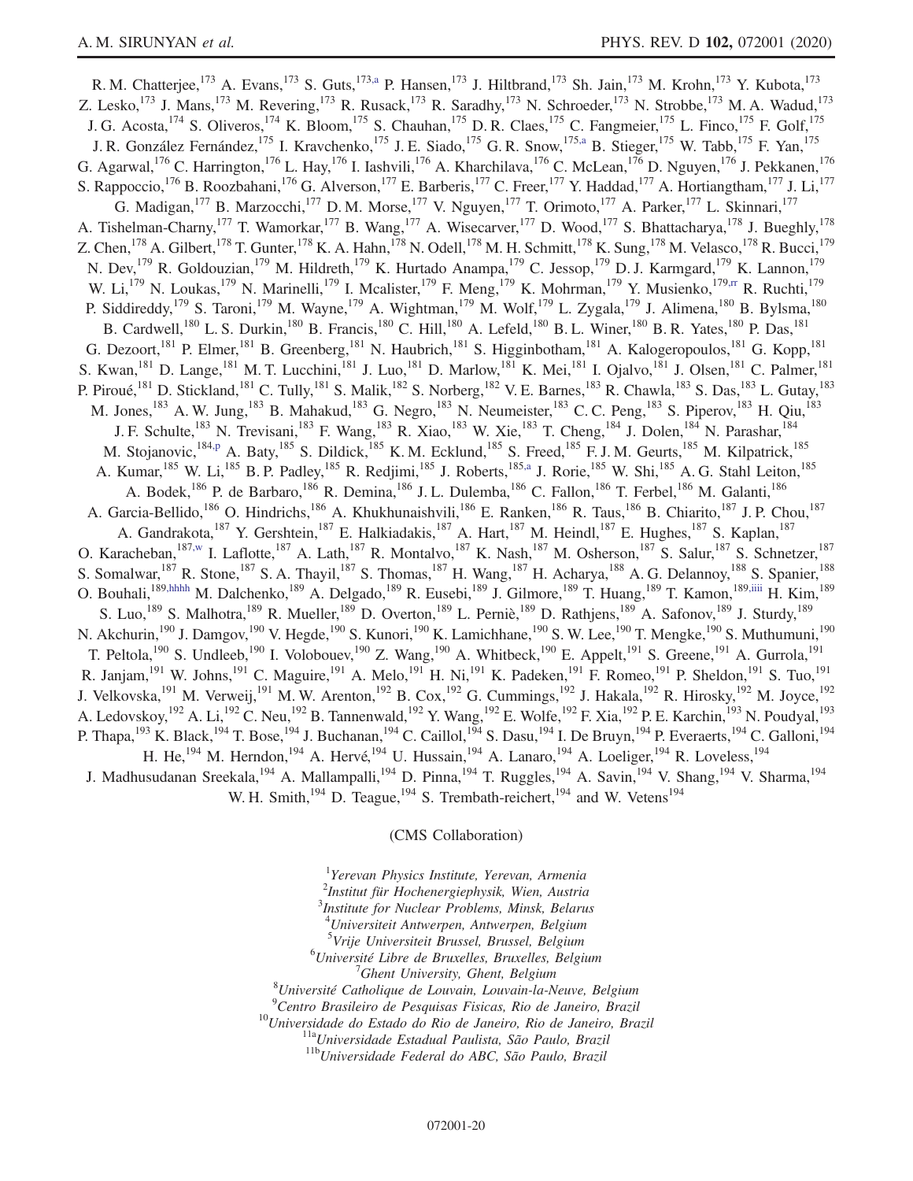R. M. Chatterjee,[173] A. Evans,[173] S. Guts,[173,a] P. Hansen,[173] J. Hiltbrand,[173] Sh. Jain,[173] M. Krohn,[173] Y. Kubota,[173] Z. Lesko,[173] J. Mans,[173] M. Revering,[173] R. Rusack,[173] R. Saradhy,[173] N. Schroeder,[173] N. Strobbe,[173] M. A. Wadud,[173] J. G. Acosta,[174] S. Oliveros,[174] K. Bloom,[175] S. Chauhan,[175] D. R. Claes,[175] C. Fangmeier,[175] L. Finco,[175] F. Golf,[175] J. R. González Fernández,[175] I. Kravchenko,[175] J. E. Siado,[175] G. R. Snow,[175,a] B. Stieger,[175] W. Tabb,[175] F. Yan,[175] G. Agarwal,[176] C. Harrington,[176] L. Hay,[176] I. Iashvili,[176] A. Kharchilava,[176] C. McLean,[176] D. Nguyen,[176] J. Pekkanen,[176] S. Rappoccio,[176] B. Roozbahani,[176] G. Alverson,[177] E. Barberis,[177] C. Freer,[177] Y. Haddad,[177] A. Hortiangtham,[177] J. Li,[177] G. Madigan,[177] B. Marzocchi,[177] D. M. Morse,[177] V. Nguyen,[177] T. Orimoto,[177] A. Parker,[177] L. Skinnari,[177] A. Tishelman-Charny,[177] T. Wamorkar,[177] B. Wang,[177] A. Wisecarver,[177] D. Wood,[177] S. Bhattacharya,[178] J. Bueghly,[178] Z. Chen,[178] A. Gilbert,[178] T. Gunter,[178] K. A. Hahn,[178] N. Odell,[178] M. H. Schmitt,[178] K. Sung,[178] M. Velasco,[178] R. Bucci,[179] N. Dev,[179] R. Goldouzian,[179] M. Hildreth,[179] K. Hurtado Anampa,[179] C. Jessop,[179] D. J. Karmgard,[179] K. Lannon,[179] W. Li,[179] N. Loukas,[179] N. Marinelli,[179] I. Mcalister,[179] F. Meng,[179] K. Mohrman,[179] Y. Musienko,[179,rr] R. Ruchti,[179] P. Siddireddy,[179] S. Taroni,[179] M. Wayne,[179] A. Wightman,[179] M. Wolf,[179] L. Zygala,[179] J. Alimena,[180] B. Bylsma,[180] B. Cardwell,[180] L. S. Durkin,[180] B. Francis,[180] C. Hill,[180] A. Lefeld,[180] B. L. Winer,[180] B. R. Yates,[180] P. Das,[181] G. Dezoort,[181] P. Elmer,[181] B. Greenberg,[181] N. Haubrich,[181] S. Higginbotham,[181] A. Kalogeropoulos,[181] G. Kopp,[181] S. Kwan,[181] D. Lange,[181] M. T. Lucchini,[181] J. Luo,[181] D. Marlow,[181] K. Mei,[181] I. Ojalvo,[181] J. Olsen,[181] C. Palmer,[181] P. Piroué,[181] D. Stickland,[181] C. Tully,[181] S. Malik,[182] S. Norberg,[182] V. E. Barnes,[183] R. Chawla,[183] S. Das,[183] L. Gutay,[183] M. Jones,[183] A. W. Jung,[183] B. Mahakud,[183] G. Negro,[183] N. Neumeister,[183] C. C. Peng,[183] S. Piperov,[183] H. Qiu,[183] J. F. Schulte,[183] N. Trevisani,[183] F. Wang,[183] R. Xiao,[183] W. Xie,[183] T. Cheng,[184] J. Dolen,[184] N. Parashar,[184] M. Stojanovic,[184,p] A. Baty,[185] S. Dildick,[185] K. M. Ecklund,[185] S. Freed,[185] F. J. M. Geurts,[185] M. Kilpatrick,[185] A. Kumar,[185] W. Li,[185] B. P. Padley,[185] R. Redjimi,[185] J. Roberts,[185,a] J. Rorie,[185] W. Shi,[185] A. G. Stahl Leiton,[185] A. Bodek,[186] P. de Barbaro,[186] R. Demina,[186] J. L. Dulemba,[186] C. Fallon,[186] T. Ferbel,[186] M. Galanti,[186] A. Garcia-Bellido,[186] O. Hindrichs,[186] A. Khukhunaishvili,[186] E. Ranken,[186] R. Taus,[186] B. Chiarito,[187] J. P. Chou,[187] A. Gandrakota,[187] Y. Gershtein,[187] E. Halkiadakis,[187] A. Hart,[187] M. Heindl,[187] E. Hughes,[187] S. Kaplan,[187] O. Karacheban,[187,w] I. Laflotte,[187] A. Lath,[187] R. Montalvo,[187] K. Nash,[187] M. Osherson,[187] S. Salur,[187] S. Schnetzer,[187] S. Somalwar,[187] R. Stone,[187] S. A. Thayil,[187] S. Thomas,[187] H. Wang,[187] H. Acharya,[188] A. G. Delannoy,[188] S. Spanier,[188] O. Bouhali,[189,hhhh] M. Dalchenko,[189] A. Delgado,[189] R. Eusebi,[189] J. Gilmore,[189] T. Huang,[189] T. Kamon,[189,iiii] H. Kim,[189] S. Luo,[189] S. Malhotra,[189] R. Mueller,[189] D. Overton,[189] L. Perniè,[189] D. Rathjens,[189] A. Safonov,[189] J. Sturdy,[189] N. Akchurin,[190] J. Damgov,[190] V. Hegde,[190] S. Kunori,[190] K. Lamichhane,[190] S. W. Lee,[190] T. Mengke,[190] S. Muthumuni,[190] T. Peltola,[190] S. Undleeb,[190] I. Volobouev,[190] Z. Wang,[190] A. Whitbeck,[190] E. Appelt,[191] S. Greene,[191] A. Gurrola,[191] R. Janjam,[191] W. Johns,[191] C. Maguire,[191] A. Melo,[191] H. Ni,[191] K. Padeken,[191] F. Romeo,[191] P. Sheldon,[191] S. Tuo,[191] J. Velkovska,[191] M. Verweij,[191] M. W. Arenton,[192] B. Cox,[192] G. Cummings,[192] J. Hakala,[192] R. Hirosky,[192] M. Joyce,[192] A. Ledovskoy,[192] A. Li,[192] C. Neu,[192] B. Tannenwald,[192] Y. Wang,[192] E. Wolfe,[192] F. Xia,[192] P. E. Karchin,[193] N. Poudyal,[193] P. Thapa,[193] K. Black,[194] T. Bose,[194] J. Buchanan,[194] C. Caillol,[194] S. Dasu,[194] I. De Bruyn,[194] P. Everaerts,[194] C. Galloni,[194] H. He,[194] M. Herndon,[194] A. Hervé,[194] U. Hussain,[194] A. Lanaro,[194] A. Loeliger,[194] R. Loveless,[194] J. Madhusudanan Sreekala,[194] A. Mallampalli,[194] D. Pinna,[194] T. Ruggles,[194] A. Savin,[194] V. Shang,[194] V. Sharma,[194] W. H. Smith,[194] D. Teague,[194] S. Trembath-reichert,[194] and W. Vetens[194]

(CMS Collaboration)

[1]*Yerevan Physics Institute, Yerevan, Armenia*
[2]*Institut für Hochenergiephysik, Wien, Austria*
[3]*Institute for Nuclear Problems, Minsk, Belarus*
[4]*Universiteit Antwerpen, Antwerpen, Belgium*
[5]*Vrije Universiteit Brussel, Brussel, Belgium*
[6]*Université Libre de Bruxelles, Bruxelles, Belgium*
[7]*Ghent University, Ghent, Belgium*
[8]*Université Catholique de Louvain, Louvain-la-Neuve, Belgium*
[9]*Centro Brasileiro de Pesquisas Fisicas, Rio de Janeiro, Brazil*
[10]*Universidade do Estado do Rio de Janeiro, Rio de Janeiro, Brazil*
[11a]*Universidade Estadual Paulista, São Paulo, Brazil*
[11b]*Universidade Federal do ABC, São Paulo, Brazil*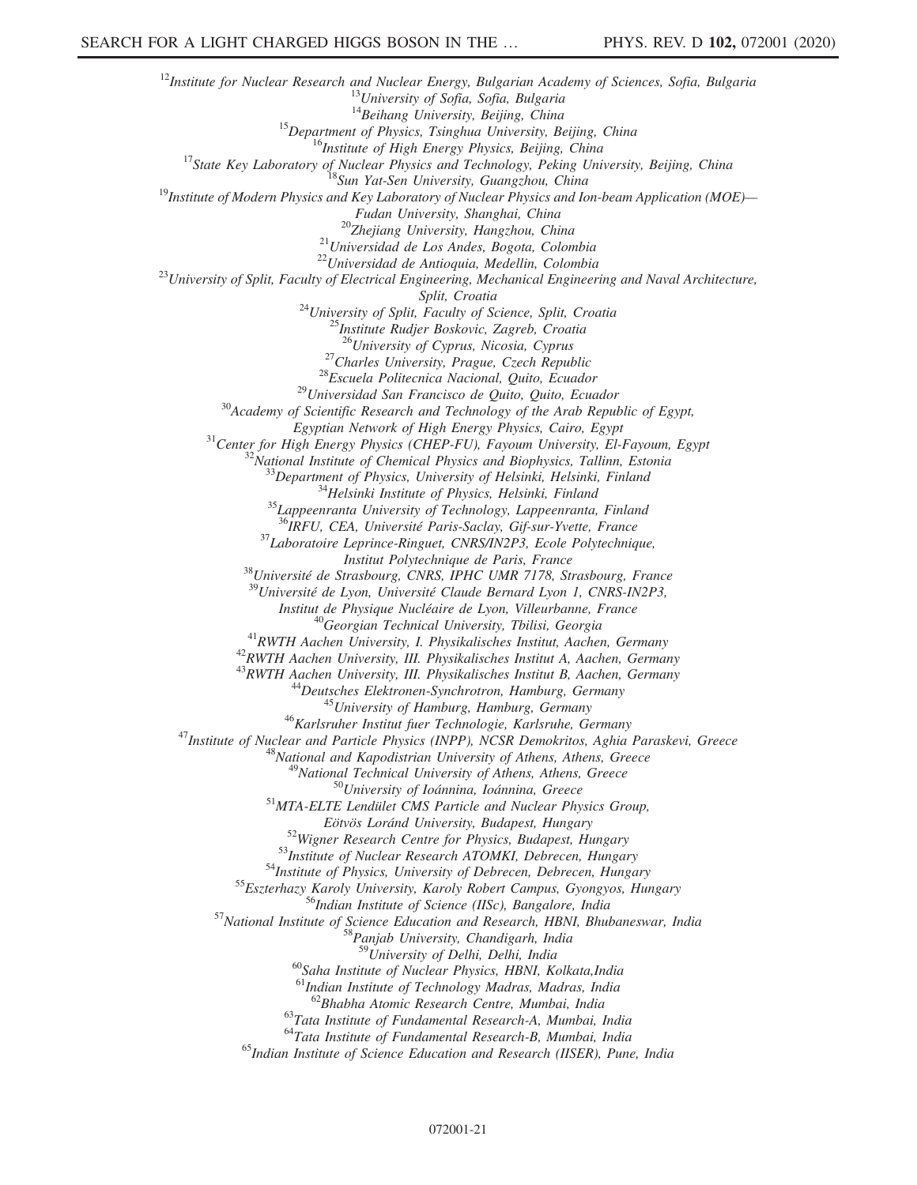[12]*Institute for Nuclear Research and Nuclear Energy, Bulgarian Academy of Sciences, Sofia, Bulgaria*
[13]*University of Sofia, Sofia, Bulgaria*
[14]*Beihang University, Beijing, China*
[15]*Department of Physics, Tsinghua University, Beijing, China*
[16]*Institute of High Energy Physics, Beijing, China*
[17]*State Key Laboratory of Nuclear Physics and Technology, Peking University, Beijing, China*
[18]*Sun Yat-Sen University, Guangzhou, China*
[19]*Institute of Modern Physics and Key Laboratory of Nuclear Physics and Ion-beam Application (MOE)— Fudan University, Shanghai, China*
[20]*Zhejiang University, Hangzhou, China*
[21]*Universidad de Los Andes, Bogota, Colombia*
[22]*Universidad de Antioquia, Medellin, Colombia*
[23]*University of Split, Faculty of Electrical Engineering, Mechanical Engineering and Naval Architecture, Split, Croatia*
[24]*University of Split, Faculty of Science, Split, Croatia*
[25]*Institute Rudjer Boskovic, Zagreb, Croatia*
[26]*University of Cyprus, Nicosia, Cyprus*
[27]*Charles University, Prague, Czech Republic*
[28]*Escuela Politecnica Nacional, Quito, Ecuador*
[29]*Universidad San Francisco de Quito, Quito, Ecuador*
[30]*Academy of Scientific Research and Technology of the Arab Republic of Egypt, Egyptian Network of High Energy Physics, Cairo, Egypt*
[31]*Center for High Energy Physics (CHEP-FU), Fayoum University, El-Fayoum, Egypt*
[32]*National Institute of Chemical Physics and Biophysics, Tallinn, Estonia*
[33]*Department of Physics, University of Helsinki, Helsinki, Finland*
[34]*Helsinki Institute of Physics, Helsinki, Finland*
[35]*Lappeenranta University of Technology, Lappeenranta, Finland*
[36]*IRFU, CEA, Université Paris-Saclay, Gif-sur-Yvette, France*
[37]*Laboratoire Leprince-Ringuet, CNRS/IN2P3, Ecole Polytechnique, Institut Polytechnique de Paris, France*
[38]*Université de Strasbourg, CNRS, IPHC UMR 7178, Strasbourg, France*
[39]*Université de Lyon, Université Claude Bernard Lyon 1, CNRS-IN2P3, Institut de Physique Nucléaire de Lyon, Villeurbanne, France*
[40]*Georgian Technical University, Tbilisi, Georgia*
[41]*RWTH Aachen University, I. Physikalisches Institut, Aachen, Germany*
[42]*RWTH Aachen University, III. Physikalisches Institut A, Aachen, Germany*
[43]*RWTH Aachen University, III. Physikalisches Institut B, Aachen, Germany*
[44]*Deutsches Elektronen-Synchrotron, Hamburg, Germany*
[45]*University of Hamburg, Hamburg, Germany*
[46]*Karlsruher Institut fuer Technologie, Karlsruhe, Germany*
[47]*Institute of Nuclear and Particle Physics (INPP), NCSR Demokritos, Aghia Paraskevi, Greece*
[48]*National and Kapodistrian University of Athens, Athens, Greece*
[49]*National Technical University of Athens, Athens, Greece*
[50]*University of Ioánnina, Ioánnina, Greece*
[51]*MTA-ELTE Lendület CMS Particle and Nuclear Physics Group, Eötvös Loránd University, Budapest, Hungary*
[52]*Wigner Research Centre for Physics, Budapest, Hungary*
[53]*Institute of Nuclear Research ATOMKI, Debrecen, Hungary*
[54]*Institute of Physics, University of Debrecen, Debrecen, Hungary*
[55]*Eszterhazy Karoly University, Karoly Robert Campus, Gyongyos, Hungary*
[56]*Indian Institute of Science (IISc), Bangalore, India*
[57]*National Institute of Science Education and Research, HBNI, Bhubaneswar, India*
[58]*Panjab University, Chandigarh, India*
[59]*University of Delhi, Delhi, India*
[60]*Saha Institute of Nuclear Physics, HBNI, Kolkata,India*
[61]*Indian Institute of Technology Madras, Madras, India*
[62]*Bhabha Atomic Research Centre, Mumbai, India*
[63]*Tata Institute of Fundamental Research-A, Mumbai, India*
[64]*Tata Institute of Fundamental Research-B, Mumbai, India*
[65]*Indian Institute of Science Education and Research (IISER), Pune, India*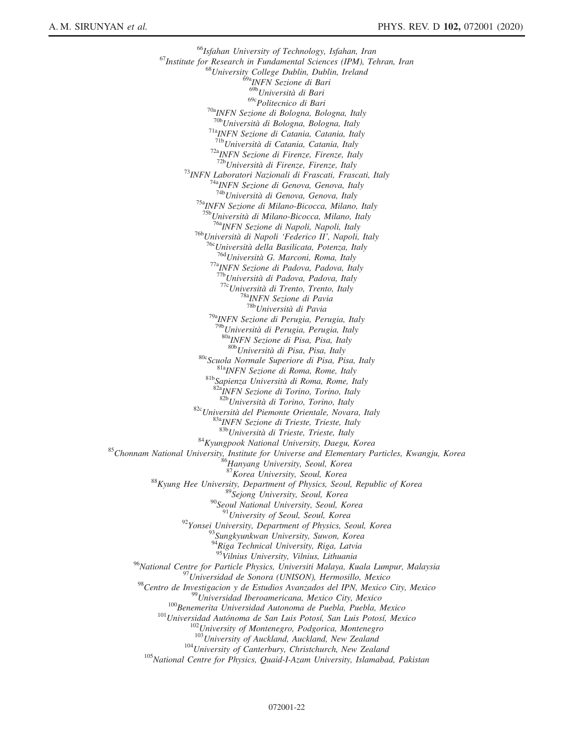[66]*Isfahan University of Technology, Isfahan, Iran*
[67]*Institute for Research in Fundamental Sciences (IPM), Tehran, Iran*
[68]*University College Dublin, Dublin, Ireland*
[69a]*INFN Sezione di Bari*
[69b]*Università di Bari*
[69c]*Politecnico di Bari*
[70a]*INFN Sezione di Bologna, Bologna, Italy*
[70b]*Università di Bologna, Bologna, Italy*
[71a]*INFN Sezione di Catania, Catania, Italy*
[71b]*Università di Catania, Catania, Italy*
[72a]*INFN Sezione di Firenze, Firenze, Italy*
[72b]*Università di Firenze, Firenze, Italy*
[73]*INFN Laboratori Nazionali di Frascati, Frascati, Italy*
[74a]*INFN Sezione di Genova, Genova, Italy*
[74b]*Università di Genova, Genova, Italy*
[75a]*INFN Sezione di Milano-Bicocca, Milano, Italy*
[75b]*Università di Milano-Bicocca, Milano, Italy*
[76a]*INFN Sezione di Napoli, Napoli, Italy*
[76b]*Università di Napoli 'Federico II', Napoli, Italy*
[76c]*Università della Basilicata, Potenza, Italy*
[76d]*Università G. Marconi, Roma, Italy*
[77a]*INFN Sezione di Padova, Padova, Italy*
[77b]*Università di Padova, Padova, Italy*
[77c]*Università di Trento, Trento, Italy*
[78a]*INFN Sezione di Pavia*
[78b]*Università di Pavia*
[79a]*INFN Sezione di Perugia, Perugia, Italy*
[79b]*Università di Perugia, Perugia, Italy*
[80a]*INFN Sezione di Pisa, Pisa, Italy*
[80b]*Università di Pisa, Pisa, Italy*
[80c]*Scuola Normale Superiore di Pisa, Pisa, Italy*
[81a]*INFN Sezione di Roma, Rome, Italy*
[81b]*Sapienza Università di Roma, Rome, Italy*
[82a]*INFN Sezione di Torino, Torino, Italy*
[82b]*Università di Torino, Torino, Italy*
[82c]*Università del Piemonte Orientale, Novara, Italy*
[83a]*INFN Sezione di Trieste, Trieste, Italy*
[83b]*Università di Trieste, Trieste, Italy*
[84]*Kyungpook National University, Daegu, Korea*
[85]*Chonnam National University, Institute for Universe and Elementary Particles, Kwangju, Korea*
[86]*Hanyang University, Seoul, Korea*
[87]*Korea University, Seoul, Korea*
[88]*Kyung Hee University, Department of Physics, Seoul, Republic of Korea*
[89]*Sejong University, Seoul, Korea*
[90]*Seoul National University, Seoul, Korea*
[91]*University of Seoul, Seoul, Korea*
[92]*Yonsei University, Department of Physics, Seoul, Korea*
[93]*Sungkyunkwan University, Suwon, Korea*
[94]*Riga Technical University, Riga, Latvia*
[95]*Vilnius University, Vilnius, Lithuania*
[96]*National Centre for Particle Physics, Universiti Malaya, Kuala Lumpur, Malaysia*
[97]*Universidad de Sonora (UNISON), Hermosillo, Mexico*
[98]*Centro de Investigacion y de Estudios Avanzados del IPN, Mexico City, Mexico*
[99]*Universidad Iberoamericana, Mexico City, Mexico*
[100]*Benemerita Universidad Autonoma de Puebla, Puebla, Mexico*
[101]*Universidad Autónoma de San Luis Potosí, San Luis Potosí, Mexico*
[102]*University of Montenegro, Podgorica, Montenegro*
[103]*University of Auckland, Auckland, New Zealand*
[104]*University of Canterbury, Christchurch, New Zealand*
[105]*National Centre for Physics, Quaid-I-Azam University, Islamabad, Pakistan*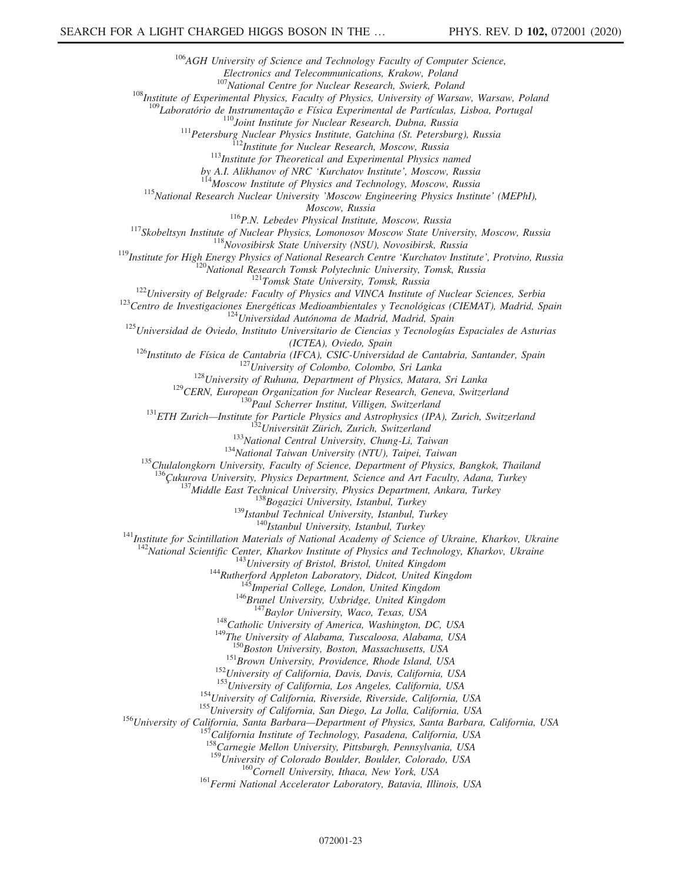[106]AGH University of Science and Technology Faculty of Computer Science, Electronics and Telecommunications, Krakow, Poland

[107]National Centre for Nuclear Research, Swierk, Poland

[108]Institute of Experimental Physics, Faculty of Physics, University of Warsaw, Warsaw, Poland

[109]Laboratório de Instrumentação e Física Experimental de Partículas, Lisboa, Portugal

[110]Joint Institute for Nuclear Research, Dubna, Russia

[111]Petersburg Nuclear Physics Institute, Gatchina (St. Petersburg), Russia

[112]Institute for Nuclear Research, Moscow, Russia

[113]Institute for Theoretical and Experimental Physics named by A.I. Alikhanov of NRC 'Kurchatov Institute', Moscow, Russia

[114]Moscow Institute of Physics and Technology, Moscow, Russia

[115]National Research Nuclear University 'Moscow Engineering Physics Institute' (MEPhI), Moscow, Russia

[116]P.N. Lebedev Physical Institute, Moscow, Russia

[117]Skobeltsyn Institute of Nuclear Physics, Lomonosov Moscow State University, Moscow, Russia

[118]Novosibirsk State University (NSU), Novosibirsk, Russia

[119]Institute for High Energy Physics of National Research Centre 'Kurchatov Institute', Protvino, Russia

[120]National Research Tomsk Polytechnic University, Tomsk, Russia

[121]Tomsk State University, Tomsk, Russia

[122]University of Belgrade: Faculty of Physics and VINCA Institute of Nuclear Sciences, Serbia

[123]Centro de Investigaciones Energéticas Medioambientales y Tecnológicas (CIEMAT), Madrid, Spain

[124]Universidad Autónoma de Madrid, Madrid, Spain

[125]Universidad de Oviedo, Instituto Universitario de Ciencias y Tecnologías Espaciales de Asturias (ICTEA), Oviedo, Spain

[126]Instituto de Física de Cantabria (IFCA), CSIC-Universidad de Cantabria, Santander, Spain

[127]University of Colombo, Colombo, Sri Lanka

[128]University of Ruhuna, Department of Physics, Matara, Sri Lanka

[129]CERN, European Organization for Nuclear Research, Geneva, Switzerland

[130]Paul Scherrer Institut, Villigen, Switzerland

[131]ETH Zurich—Institute for Particle Physics and Astrophysics (IPA), Zurich, Switzerland

[132]Universität Zürich, Zurich, Switzerland

[133]National Central University, Chung-Li, Taiwan

[134]National Taiwan University (NTU), Taipei, Taiwan

[135]Chulalongkorn University, Faculty of Science, Department of Physics, Bangkok, Thailand

[136]Çukurova University, Physics Department, Science and Art Faculty, Adana, Turkey

[137]Middle East Technical University, Physics Department, Ankara, Turkey

[138]Bogazici University, Istanbul, Turkey

[139]Istanbul Technical University, Istanbul, Turkey

[140]Istanbul University, Istanbul, Turkey

[141]Institute for Scintillation Materials of National Academy of Science of Ukraine, Kharkov, Ukraine

[142]National Scientific Center, Kharkov Institute of Physics and Technology, Kharkov, Ukraine

[143]University of Bristol, Bristol, United Kingdom

[144]Rutherford Appleton Laboratory, Didcot, United Kingdom

[145]Imperial College, London, United Kingdom

[146]Brunel University, Uxbridge, United Kingdom

[147]Baylor University, Waco, Texas, USA

[148]Catholic University of America, Washington, DC, USA

[149]The University of Alabama, Tuscaloosa, Alabama, USA

[150]Boston University, Boston, Massachusetts, USA

[151]Brown University, Providence, Rhode Island, USA

[152]University of California, Davis, Davis, California, USA

[153]University of California, Los Angeles, California, USA

[154]University of California, Riverside, Riverside, California, USA

[155]University of California, San Diego, La Jolla, California, USA

[156]University of California, Santa Barbara—Department of Physics, Santa Barbara, California, USA

[157]California Institute of Technology, Pasadena, California, USA

[158]Carnegie Mellon University, Pittsburgh, Pennsylvania, USA

[159]University of Colorado Boulder, Boulder, Colorado, USA

[160]Cornell University, Ithaca, New York, USA

[161]Fermi National Accelerator Laboratory, Batavia, Illinois, USA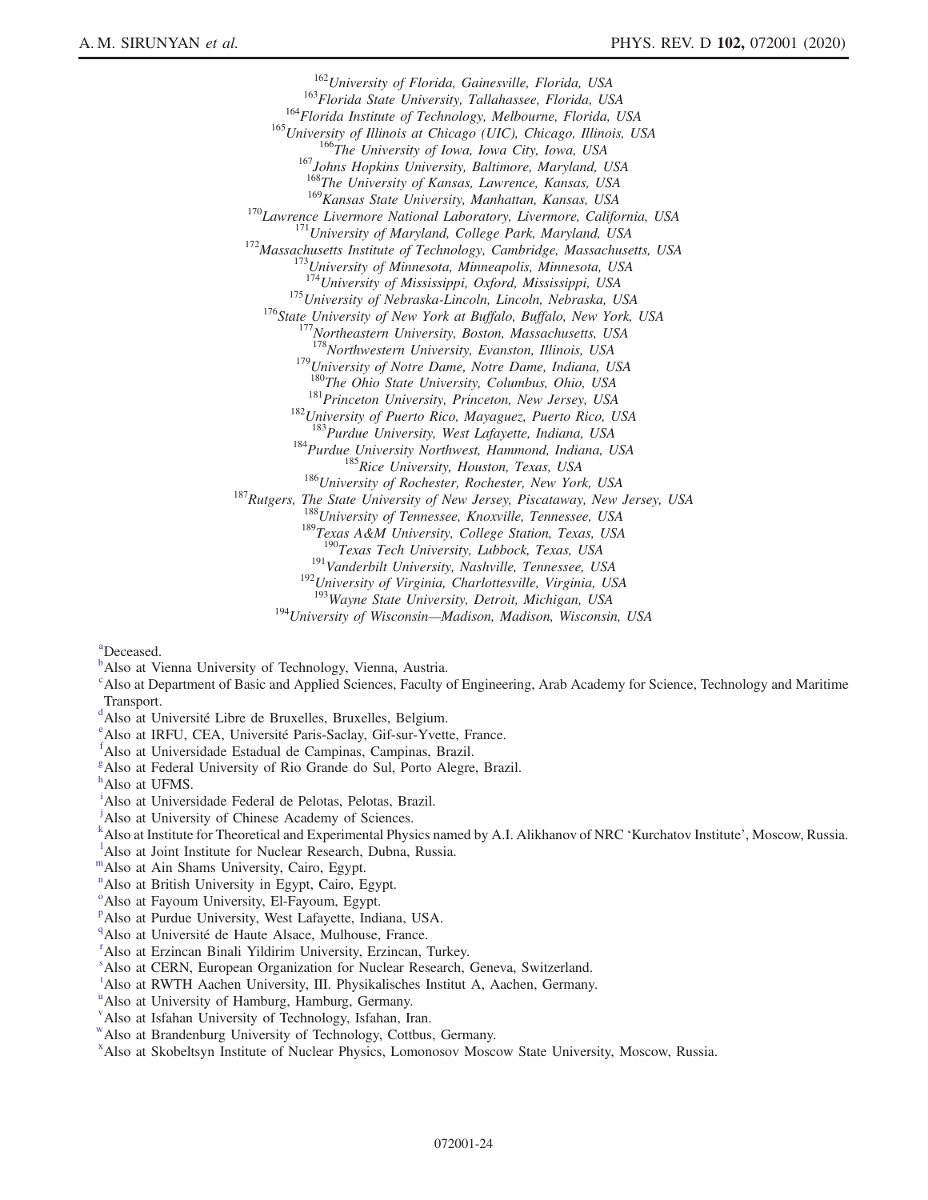[162]*University of Florida, Gainesville, Florida, USA*
[163]*Florida State University, Tallahassee, Florida, USA*
[164]*Florida Institute of Technology, Melbourne, Florida, USA*
[165]*University of Illinois at Chicago (UIC), Chicago, Illinois, USA*
[166]*The University of Iowa, Iowa City, Iowa, USA*
[167]*Johns Hopkins University, Baltimore, Maryland, USA*
[168]*The University of Kansas, Lawrence, Kansas, USA*
[169]*Kansas State University, Manhattan, Kansas, USA*
[170]*Lawrence Livermore National Laboratory, Livermore, California, USA*
[171]*University of Maryland, College Park, Maryland, USA*
[172]*Massachusetts Institute of Technology, Cambridge, Massachusetts, USA*
[173]*University of Minnesota, Minneapolis, Minnesota, USA*
[174]*University of Mississippi, Oxford, Mississippi, USA*
[175]*University of Nebraska-Lincoln, Lincoln, Nebraska, USA*
[176]*State University of New York at Buffalo, Buffalo, New York, USA*
[177]*Northeastern University, Boston, Massachusetts, USA*
[178]*Northwestern University, Evanston, Illinois, USA*
[179]*University of Notre Dame, Notre Dame, Indiana, USA*
[180]*The Ohio State University, Columbus, Ohio, USA*
[181]*Princeton University, Princeton, New Jersey, USA*
[182]*University of Puerto Rico, Mayaguez, Puerto Rico, USA*
[183]*Purdue University, West Lafayette, Indiana, USA*
[184]*Purdue University Northwest, Hammond, Indiana, USA*
[185]*Rice University, Houston, Texas, USA*
[186]*University of Rochester, Rochester, New York, USA*
[187]*Rutgers, The State University of New Jersey, Piscataway, New Jersey, USA*
[188]*University of Tennessee, Knoxville, Tennessee, USA*
[189]*Texas A&M University, College Station, Texas, USA*
[190]*Texas Tech University, Lubbock, Texas, USA*
[191]*Vanderbilt University, Nashville, Tennessee, USA*
[192]*University of Virginia, Charlottesville, Virginia, USA*
[193]*Wayne State University, Detroit, Michigan, USA*
[194]*University of Wisconsin—Madison, Madison, Wisconsin, USA*

[a]Deceased.
[b]Also at Vienna University of Technology, Vienna, Austria.
[c]Also at Department of Basic and Applied Sciences, Faculty of Engineering, Arab Academy for Science, Technology and Maritime Transport.
[d]Also at Université Libre de Bruxelles, Bruxelles, Belgium.
[e]Also at IRFU, CEA, Université Paris-Saclay, Gif-sur-Yvette, France.
[f]Also at Universidade Estadual de Campinas, Campinas, Brazil.
[g]Also at Federal University of Rio Grande do Sul, Porto Alegre, Brazil.
[h]Also at UFMS.
[i]Also at Universidade Federal de Pelotas, Pelotas, Brazil.
[j]Also at University of Chinese Academy of Sciences.
[k]Also at Institute for Theoretical and Experimental Physics named by A.I. Alikhanov of NRC 'Kurchatov Institute', Moscow, Russia.
[l]Also at Joint Institute for Nuclear Research, Dubna, Russia.
[m]Also at Ain Shams University, Cairo, Egypt.
[n]Also at British University in Egypt, Cairo, Egypt.
[o]Also at Fayoum University, El-Fayoum, Egypt.
[p]Also at Purdue University, West Lafayette, Indiana, USA.
[q]Also at Université de Haute Alsace, Mulhouse, France.
[r]Also at Erzincan Binali Yildirim University, Erzincan, Turkey.
[s]Also at CERN, European Organization for Nuclear Research, Geneva, Switzerland.
[t]Also at RWTH Aachen University, III. Physikalisches Institut A, Aachen, Germany.
[u]Also at University of Hamburg, Hamburg, Germany.
[v]Also at Isfahan University of Technology, Isfahan, Iran.
[w]Also at Brandenburg University of Technology, Cottbus, Germany.
[x]Also at Skobeltsyn Institute of Nuclear Physics, Lomonosov Moscow State University, Moscow, Russia.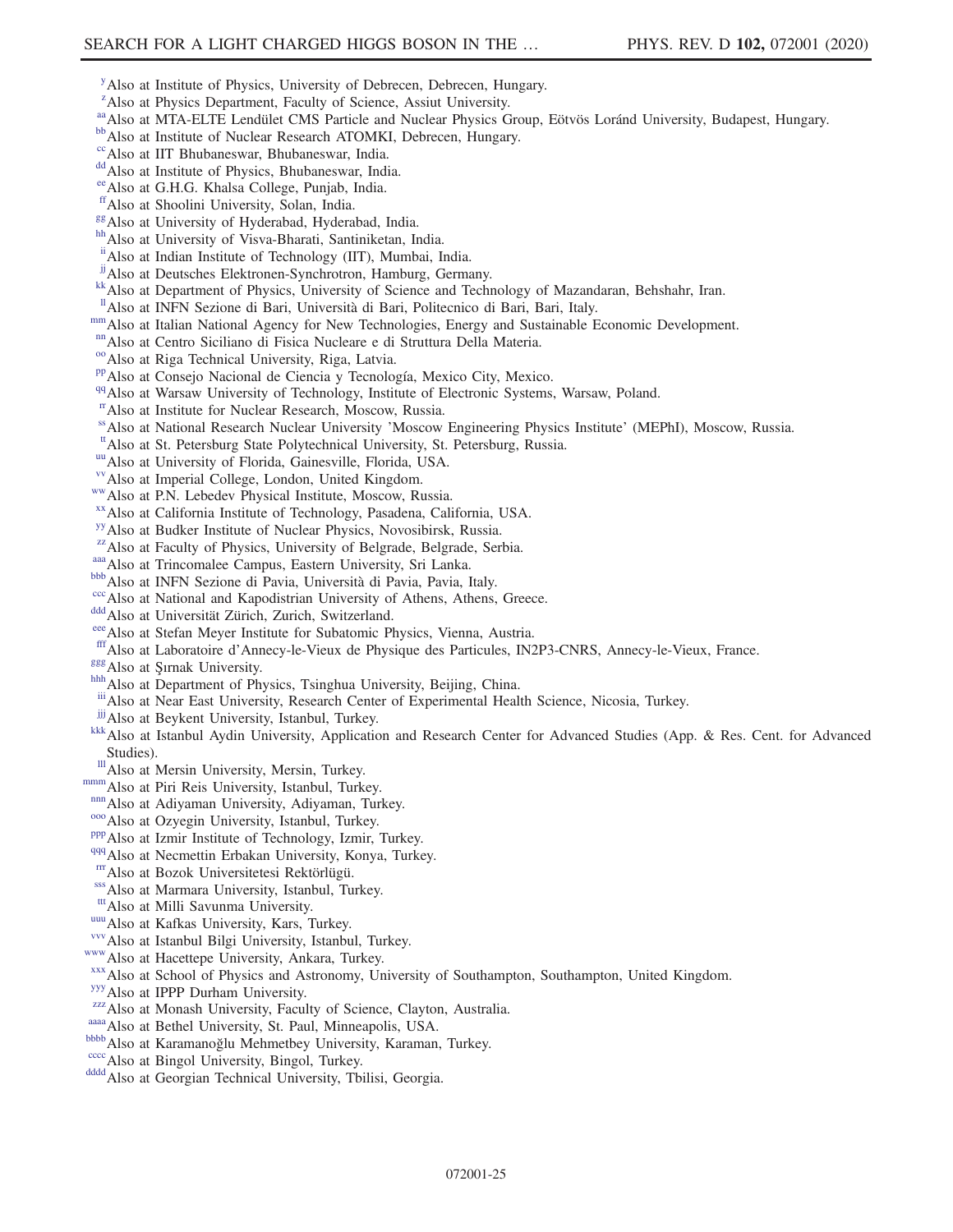[y]Also at Institute of Physics, University of Debrecen, Debrecen, Hungary.
[z]Also at Physics Department, Faculty of Science, Assiut University.
[aa]Also at MTA-ELTE Lendület CMS Particle and Nuclear Physics Group, Eötvös Loránd University, Budapest, Hungary.
[bb]Also at Institute of Nuclear Research ATOMKI, Debrecen, Hungary.
[cc]Also at IIT Bhubaneswar, Bhubaneswar, India.
[dd]Also at Institute of Physics, Bhubaneswar, India.
[ee]Also at G.H.G. Khalsa College, Punjab, India.
[ff]Also at Shoolini University, Solan, India.
[gg]Also at University of Hyderabad, Hyderabad, India.
[hh]Also at University of Visva-Bharati, Santiniketan, India.
[ii]Also at Indian Institute of Technology (IIT), Mumbai, India.
[jj]Also at Deutsches Elektronen-Synchrotron, Hamburg, Germany.
[kk]Also at Department of Physics, University of Science and Technology of Mazandaran, Behshahr, Iran.
[ll]Also at INFN Sezione di Bari, Università di Bari, Politecnico di Bari, Bari, Italy.
[mm]Also at Italian National Agency for New Technologies, Energy and Sustainable Economic Development.
[nn]Also at Centro Siciliano di Fisica Nucleare e di Struttura Della Materia.
[oo]Also at Riga Technical University, Riga, Latvia.
[pp]Also at Consejo Nacional de Ciencia y Tecnología, Mexico City, Mexico.
[qq]Also at Warsaw University of Technology, Institute of Electronic Systems, Warsaw, Poland.
[rr]Also at Institute for Nuclear Research, Moscow, Russia.
[ss]Also at National Research Nuclear University 'Moscow Engineering Physics Institute' (MEPhI), Moscow, Russia.
[tt]Also at St. Petersburg State Polytechnical University, St. Petersburg, Russia.
[uu]Also at University of Florida, Gainesville, Florida, USA.
[vv]Also at Imperial College, London, United Kingdom.
[ww]Also at P.N. Lebedev Physical Institute, Moscow, Russia.
[xx]Also at California Institute of Technology, Pasadena, California, USA.
[yy]Also at Budker Institute of Nuclear Physics, Novosibirsk, Russia.
[zz]Also at Faculty of Physics, University of Belgrade, Belgrade, Serbia.
[aaa]Also at Trincomalee Campus, Eastern University, Sri Lanka.
[bbb]Also at INFN Sezione di Pavia, Università di Pavia, Pavia, Italy.
[ccc]Also at National and Kapodistrian University of Athens, Athens, Greece.
[ddd]Also at Universität Zürich, Zurich, Switzerland.
[eee]Also at Stefan Meyer Institute for Subatomic Physics, Vienna, Austria.
[fff]Also at Laboratoire d'Annecy-le-Vieux de Physique des Particules, IN2P3-CNRS, Annecy-le-Vieux, France.
[ggg]Also at Şırnak University.
[hhh]Also at Department of Physics, Tsinghua University, Beijing, China.
[iii]Also at Near East University, Research Center of Experimental Health Science, Nicosia, Turkey.
[jjj]Also at Beykent University, Istanbul, Turkey.
[kkk]Also at Istanbul Aydin University, Application and Research Center for Advanced Studies (App. & Res. Cent. for Advanced Studies).
[lll]Also at Mersin University, Mersin, Turkey.
[mmm]Also at Piri Reis University, Istanbul, Turkey.
[nnn]Also at Adiyaman University, Adiyaman, Turkey.
[ooo]Also at Ozyegin University, Istanbul, Turkey.
[ppp]Also at Izmir Institute of Technology, Izmir, Turkey.
[qqq]Also at Necmettin Erbakan University, Konya, Turkey.
[rrr]Also at Bozok Universitetesi Rektörlügü.
[sss]Also at Marmara University, Istanbul, Turkey.
[ttt]Also at Milli Savunma University.
[uuu]Also at Kafkas University, Kars, Turkey.
[vvv]Also at Istanbul Bilgi University, Istanbul, Turkey.
[www]Also at Hacettepe University, Ankara, Turkey.
[xxx]Also at School of Physics and Astronomy, University of Southampton, Southampton, United Kingdom.
[yyy]Also at IPPP Durham University.
[zzz]Also at Monash University, Faculty of Science, Clayton, Australia.
[aaaa]Also at Bethel University, St. Paul, Minneapolis, USA.
[bbbb]Also at Karamanoğlu Mehmetbey University, Karaman, Turkey.
[cccc]Also at Bingol University, Bingol, Turkey.
[dddd]Also at Georgian Technical University, Tbilisi, Georgia.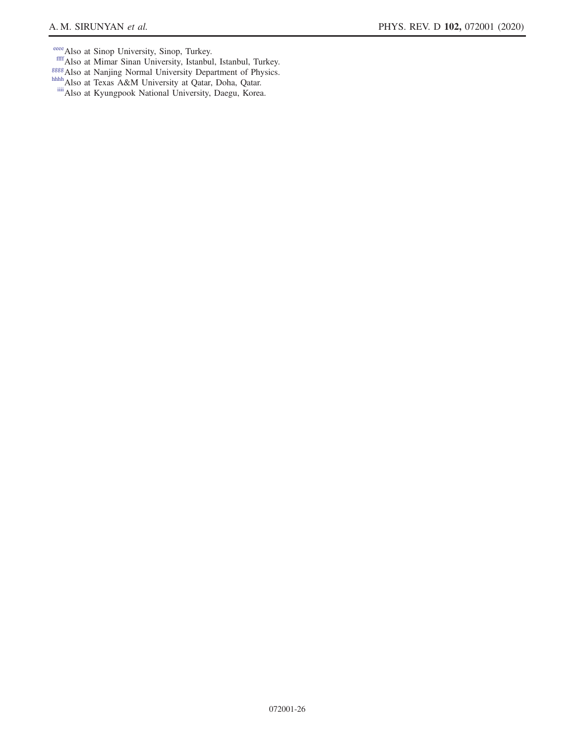[eeee]Also at Sinop University, Sinop, Turkey.

[ffff]Also at Mimar Sinan University, Istanbul, Istanbul, Turkey.

[gggg]Also at Nanjing Normal University Department of Physics.

[hhhh]Also at Texas A&M University at Qatar, Doha, Qatar.

[iiii]Also at Kyungpook National University, Daegu, Korea.